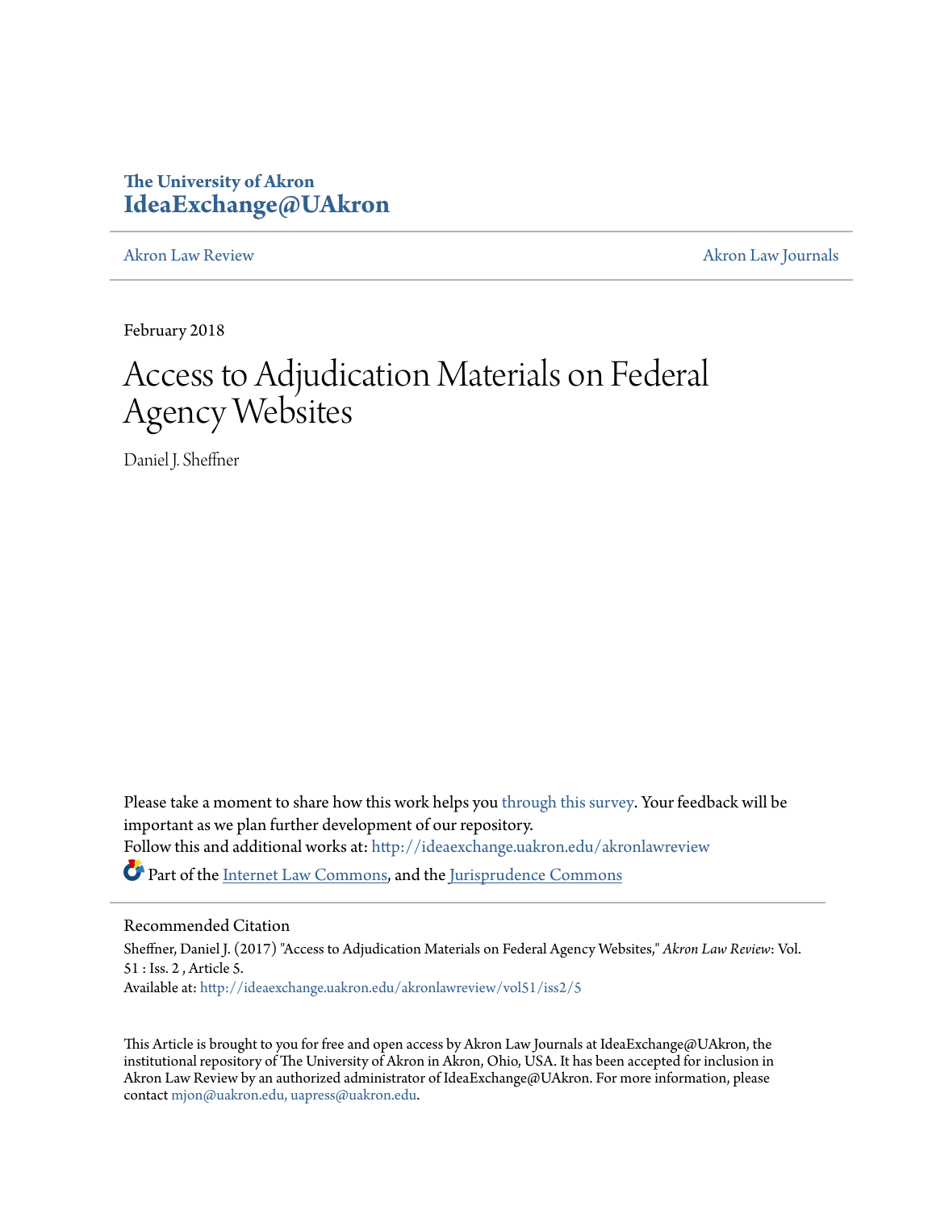The University of Akron
**IdeaExchange@UAkron**

Akron Law Review | Akron Law Journals

February 2018

# Access to Adjudication Materials on Federal Agency Websites

Daniel J. Sheffner

Please take a moment to share how this work helps you through this survey. Your feedback will be important as we plan further development of our repository.

Follow this and additional works at: http://ideaexchange.uakron.edu/akronlawreview

Part of the Internet Law Commons, and the Jurisprudence Commons

## Recommended Citation

Sheffner, Daniel J. (2017) "Access to Adjudication Materials on Federal Agency Websites," *Akron Law Review*: Vol. 51 : Iss. 2 , Article 5.

Available at: http://ideaexchange.uakron.edu/akronlawreview/vol51/iss2/5

This Article is brought to you for free and open access by Akron Law Journals at IdeaExchange@UAkron, the institutional repository of The University of Akron in Akron, Ohio, USA. It has been accepted for inclusion in Akron Law Review by an authorized administrator of IdeaExchange@UAkron. For more information, please contact mjon@uakron.edu, uapress@uakron.edu.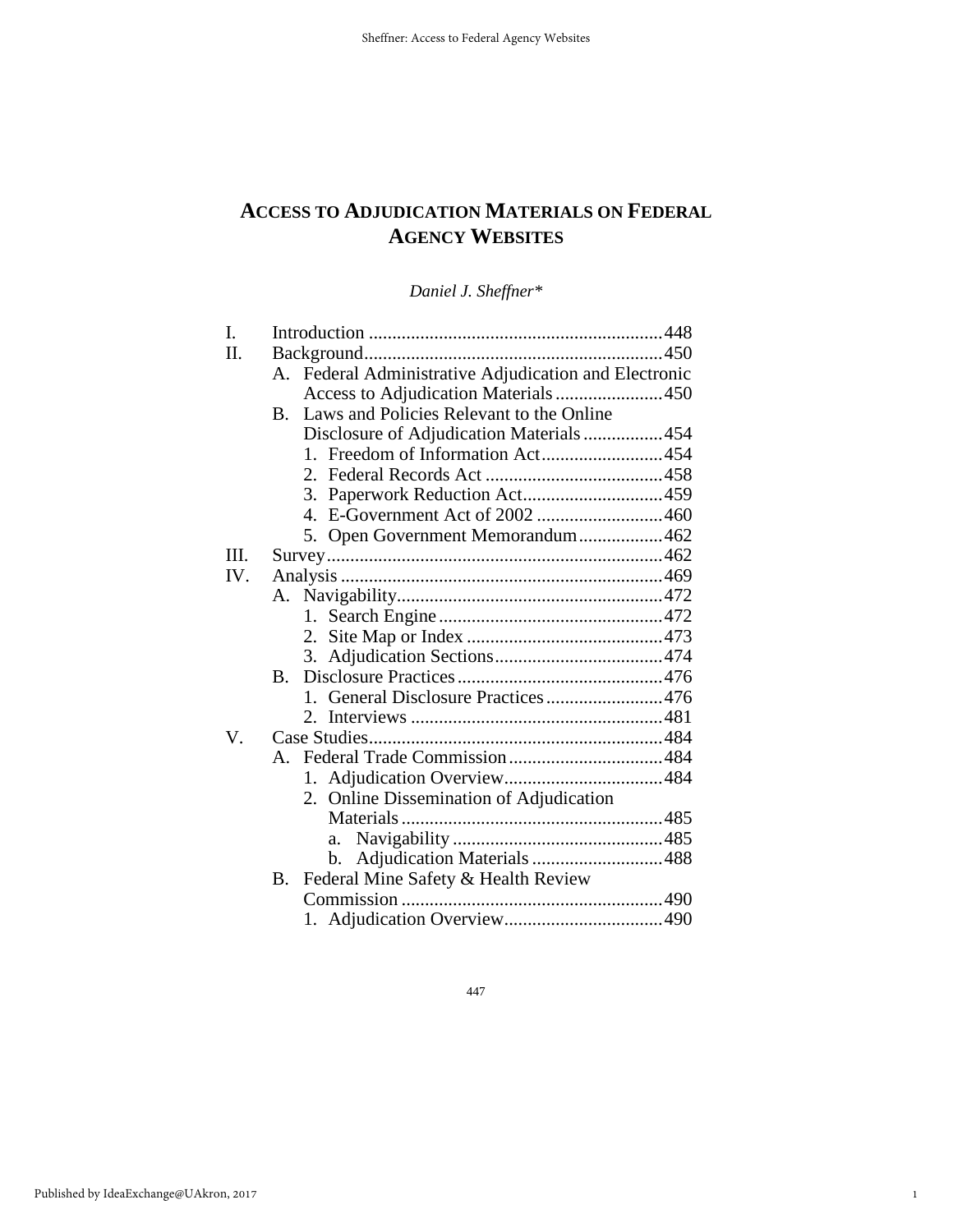# ACCESS TO ADJUDICATION MATERIALS ON FEDERAL AGENCY WEBSITES

*Daniel J. Sheffner\**

| | | |
|---|---|---|
| I. | Introduction | 448 |
| II. | Background | 450 |
| | A. Federal Administrative Adjudication and Electronic Access to Adjudication Materials | 450 |
| | B. Laws and Policies Relevant to the Online Disclosure of Adjudication Materials | 454 |
| | 1. Freedom of Information Act | 454 |
| | 2. Federal Records Act | 458 |
| | 3. Paperwork Reduction Act | 459 |
| | 4. E-Government Act of 2002 | 460 |
| | 5. Open Government Memorandum | 462 |
| III. | Survey | 462 |
| IV. | Analysis | 469 |
| | A. Navigability | 472 |
| | 1. Search Engine | 472 |
| | 2. Site Map or Index | 473 |
| | 3. Adjudication Sections | 474 |
| | B. Disclosure Practices | 476 |
| | 1. General Disclosure Practices | 476 |
| | 2. Interviews | 481 |
| V. | Case Studies | 484 |
| | A. Federal Trade Commission | 484 |
| | 1. Adjudication Overview | 484 |
| | 2. Online Dissemination of Adjudication Materials | 485 |
| | a. Navigability | 485 |
| | b. Adjudication Materials | 488 |
| | B. Federal Mine Safety & Health Review Commission | 490 |
| | 1. Adjudication Overview | 490 |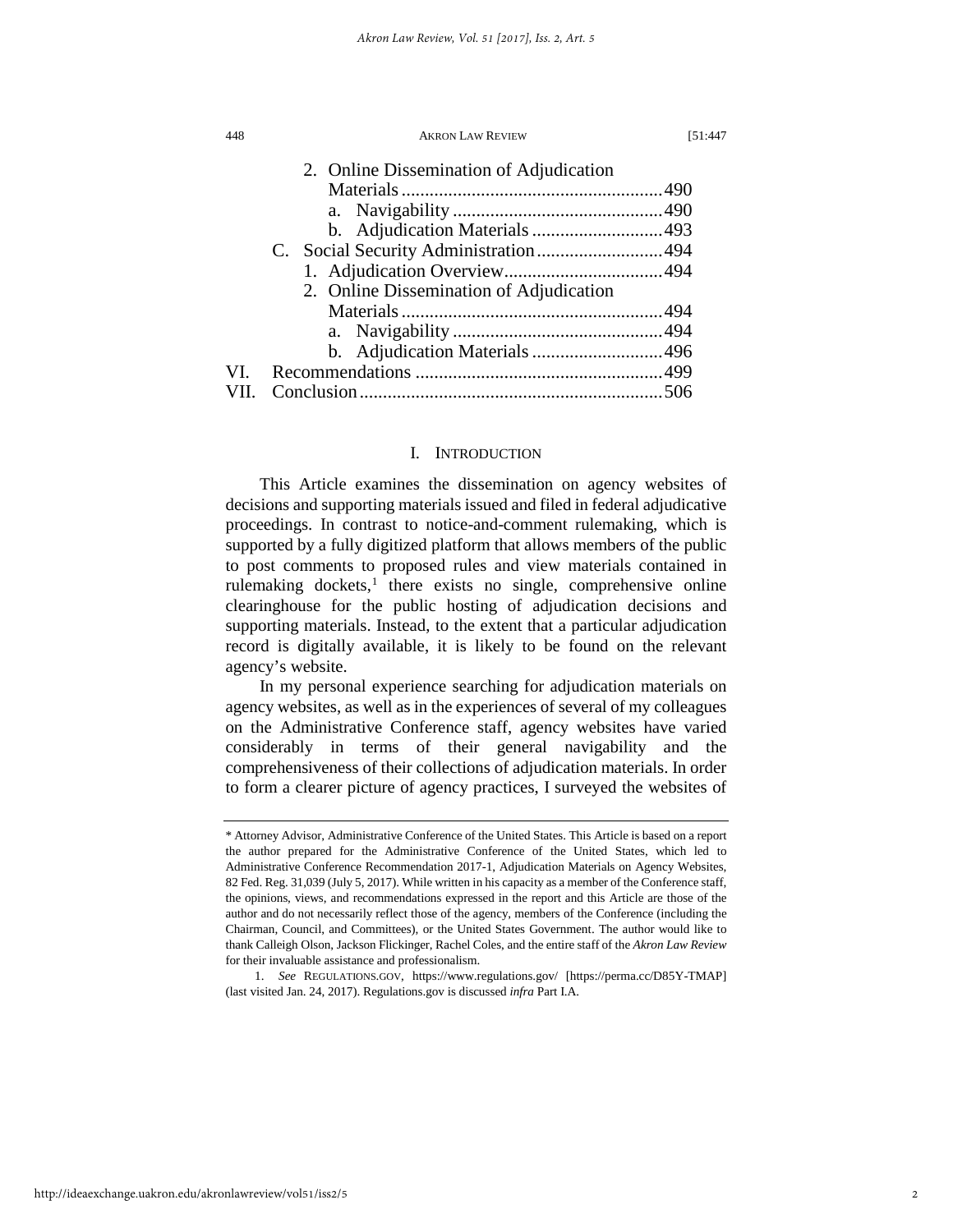2. Online Dissemination of Adjudication Materials ........................................................ 490
   a. Navigability ............................................. 490
   b. Adjudication Materials ............................ 493

C. Social Security Administration ........................... 494
   1. Adjudication Overview .................................. 494
   2. Online Dissemination of Adjudication Materials ........................................................ 494
      a. Navigability ............................................. 494
      b. Adjudication Materials ............................ 496

VI. Recommendations ..................................................... 499

VII. Conclusion ................................................................. 506

## I. INTRODUCTION

This Article examines the dissemination on agency websites of decisions and supporting materials issued and filed in federal adjudicative proceedings. In contrast to notice-and-comment rulemaking, which is supported by a fully digitized platform that allows members of the public to post comments to proposed rules and view materials contained in rulemaking dockets,[1] there exists no single, comprehensive online clearinghouse for the public hosting of adjudication decisions and supporting materials. Instead, to the extent that a particular adjudication record is digitally available, it is likely to be found on the relevant agency's website.

In my personal experience searching for adjudication materials on agency websites, as well as in the experiences of several of my colleagues on the Administrative Conference staff, agency websites have varied considerably in terms of their general navigability and the comprehensiveness of their collections of adjudication materials. In order to form a clearer picture of agency practices, I surveyed the websites of

---

\* Attorney Advisor, Administrative Conference of the United States. This Article is based on a report the author prepared for the Administrative Conference of the United States, which led to Administrative Conference Recommendation 2017-1, Adjudication Materials on Agency Websites, 82 Fed. Reg. 31,039 (July 5, 2017). While written in his capacity as a member of the Conference staff, the opinions, views, and recommendations expressed in the report and this Article are those of the author and do not necessarily reflect those of the agency, members of the Conference (including the Chairman, Council, and Committees), or the United States Government. The author would like to thank Calleigh Olson, Jackson Flickinger, Rachel Coles, and the entire staff of the *Akron Law Review* for their invaluable assistance and professionalism.

1. *See* REGULATIONS.GOV, https://www.regulations.gov/ [https://perma.cc/D85Y-TMAP] (last visited Jan. 24, 2017). Regulations.gov is discussed *infra* Part I.A.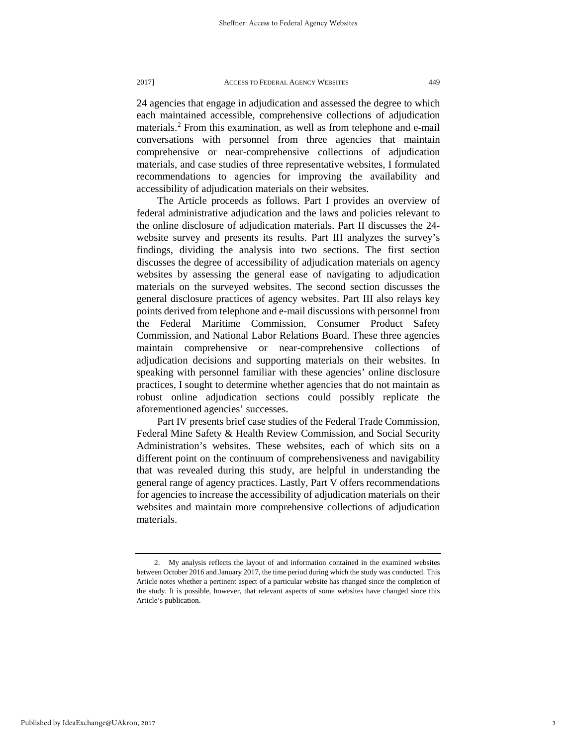24 agencies that engage in adjudication and assessed the degree to which each maintained accessible, comprehensive collections of adjudication materials.[2] From this examination, as well as from telephone and e-mail conversations with personnel from three agencies that maintain comprehensive or near-comprehensive collections of adjudication materials, and case studies of three representative websites, I formulated recommendations to agencies for improving the availability and accessibility of adjudication materials on their websites.

The Article proceeds as follows. Part I provides an overview of federal administrative adjudication and the laws and policies relevant to the online disclosure of adjudication materials. Part II discusses the 24-website survey and presents its results. Part III analyzes the survey's findings, dividing the analysis into two sections. The first section discusses the degree of accessibility of adjudication materials on agency websites by assessing the general ease of navigating to adjudication materials on the surveyed websites. The second section discusses the general disclosure practices of agency websites. Part III also relays key points derived from telephone and e-mail discussions with personnel from the Federal Maritime Commission, Consumer Product Safety Commission, and National Labor Relations Board. These three agencies maintain comprehensive or near-comprehensive collections of adjudication decisions and supporting materials on their websites. In speaking with personnel familiar with these agencies' online disclosure practices, I sought to determine whether agencies that do not maintain as robust online adjudication sections could possibly replicate the aforementioned agencies' successes.

Part IV presents brief case studies of the Federal Trade Commission, Federal Mine Safety & Health Review Commission, and Social Security Administration's websites. These websites, each of which sits on a different point on the continuum of comprehensiveness and navigability that was revealed during this study, are helpful in understanding the general range of agency practices. Lastly, Part V offers recommendations for agencies to increase the accessibility of adjudication materials on their websites and maintain more comprehensive collections of adjudication materials.

---

2. My analysis reflects the layout of and information contained in the examined websites between October 2016 and January 2017, the time period during which the study was conducted. This Article notes whether a pertinent aspect of a particular website has changed since the completion of the study. It is possible, however, that relevant aspects of some websites have changed since this Article's publication.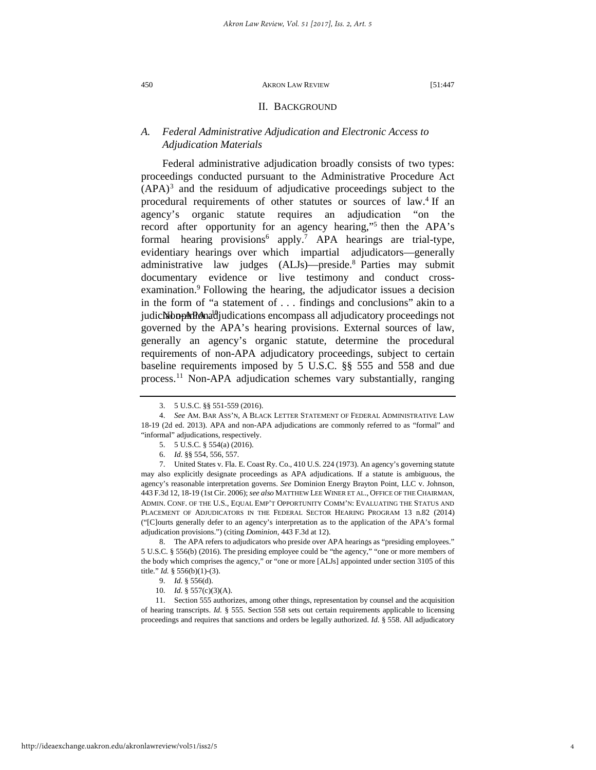## II. BACKGROUND

### A. *Federal Administrative Adjudication and Electronic Access to Adjudication Materials*

Federal administrative adjudication broadly consists of two types: proceedings conducted pursuant to the Administrative Procedure Act (APA)[3] and the residuum of adjudicative proceedings subject to the procedural requirements of other statutes or sources of law.[4] If an agency's organic statute requires an adjudication "on the record after opportunity for an agency hearing,"[5] then the APA's formal hearing provisions[6] apply.[7] APA hearings are trial-type, evidentiary hearings over which impartial adjudicators—generally administrative law judges (ALJs)—preside.[8] Parties may submit documentary evidence or live testimony and conduct cross-examination.[9] Following the hearing, the adjudicator issues a decision in the form of "a statement of . . . findings and conclusions" akin to a judicial opinion.[10]

Non-APA adjudications encompass all adjudicatory proceedings not governed by the APA's hearing provisions. External sources of law, generally an agency's organic statute, determine the procedural requirements of non-APA adjudicatory proceedings, subject to certain baseline requirements imposed by 5 U.S.C. §§ 555 and 558 and due process.[11] Non-APA adjudication schemes vary substantially, ranging

---

3. 5 U.S.C. §§ 551-559 (2016).

4. *See* AM. BAR ASS'N, A BLACK LETTER STATEMENT OF FEDERAL ADMINISTRATIVE LAW 18-19 (2d ed. 2013). APA and non-APA adjudications are commonly referred to as "formal" and "informal" adjudications, respectively.

5. 5 U.S.C. § 554(a) (2016).

6. *Id.* §§ 554, 556, 557.

7. United States v. Fla. E. Coast Ry. Co., 410 U.S. 224 (1973). An agency's governing statute may also explicitly designate proceedings as APA adjudications. If a statute is ambiguous, the agency's reasonable interpretation governs. *See* Dominion Energy Brayton Point, LLC v. Johnson, 443 F.3d 12, 18-19 (1st Cir. 2006); *see also* MATTHEW LEE WINER ET AL., OFFICE OF THE CHAIRMAN, ADMIN. CONF. OF THE U.S., EQUAL EMP'T OPPORTUNITY COMM'N: EVALUATING THE STATUS AND PLACEMENT OF ADJUDICATORS IN THE FEDERAL SECTOR HEARING PROGRAM 13 n.82 (2014) ("[C]ourts generally defer to an agency's interpretation as to the application of the APA's formal adjudication provisions.") (citing *Dominion*, 443 F.3d at 12).

8. The APA refers to adjudicators who preside over APA hearings as "presiding employees." 5 U.S.C. § 556(b) (2016). The presiding employee could be "the agency," "one or more members of the body which comprises the agency," or "one or more [ALJs] appointed under section 3105 of this title." *Id.* § 556(b)(1)-(3).

9. *Id.* § 556(d).

10. *Id.* § 557(c)(3)(A).

11. Section 555 authorizes, among other things, representation by counsel and the acquisition of hearing transcripts. *Id.* § 555. Section 558 sets out certain requirements applicable to licensing proceedings and requires that sanctions and orders be legally authorized. *Id.* § 558. All adjudicatory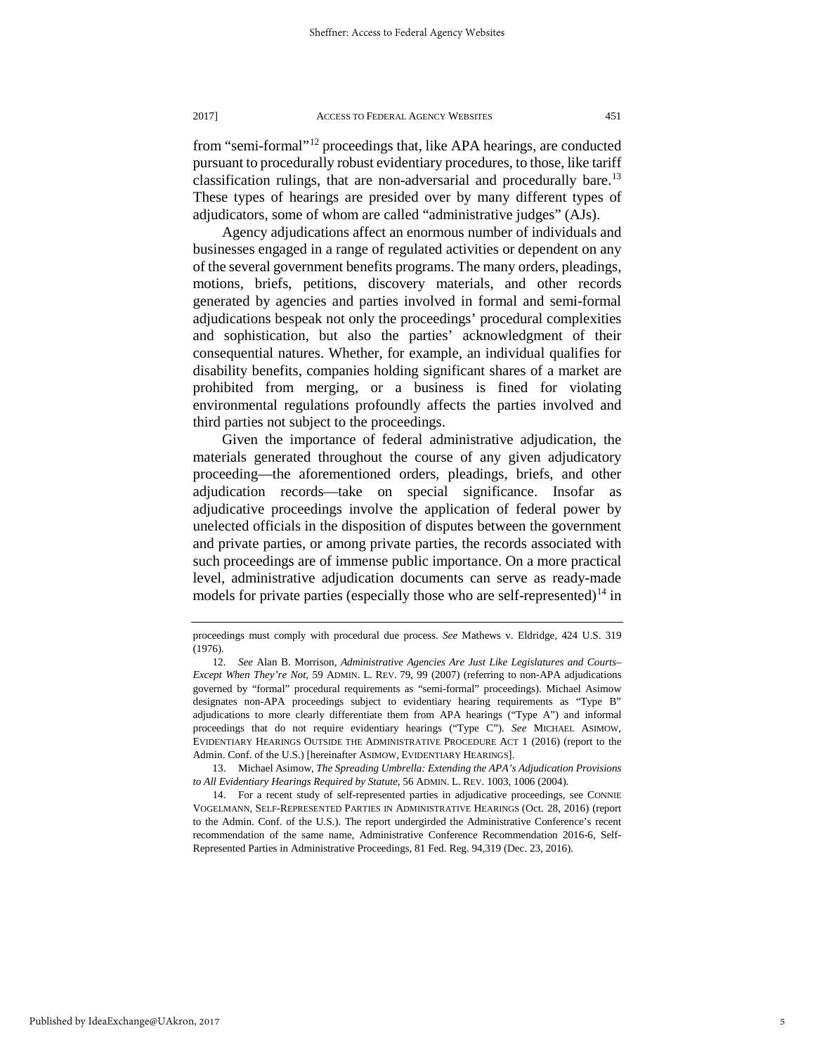from "semi-formal"[12] proceedings that, like APA hearings, are conducted pursuant to procedurally robust evidentiary procedures, to those, like tariff classification rulings, that are non-adversarial and procedurally bare.[13] These types of hearings are presided over by many different types of adjudicators, some of whom are called "administrative judges" (AJs).

Agency adjudications affect an enormous number of individuals and businesses engaged in a range of regulated activities or dependent on any of the several government benefits programs. The many orders, pleadings, motions, briefs, petitions, discovery materials, and other records generated by agencies and parties involved in formal and semi-formal adjudications bespeak not only the proceedings' procedural complexities and sophistication, but also the parties' acknowledgment of their consequential natures. Whether, for example, an individual qualifies for disability benefits, companies holding significant shares of a market are prohibited from merging, or a business is fined for violating environmental regulations profoundly affects the parties involved and third parties not subject to the proceedings.

Given the importance of federal administrative adjudication, the materials generated throughout the course of any given adjudicatory proceeding—the aforementioned orders, pleadings, briefs, and other adjudication records—take on special significance. Insofar as adjudicative proceedings involve the application of federal power by unelected officials in the disposition of disputes between the government and private parties, or among private parties, the records associated with such proceedings are of immense public importance. On a more practical level, administrative adjudication documents can serve as ready-made models for private parties (especially those who are self-represented)[14] in

---

proceedings must comply with procedural due process. *See* Mathews v. Eldridge, 424 U.S. 319 (1976).

12. *See* Alan B. Morrison, *Administrative Agencies Are Just Like Legislatures and Courts–Except When They're Not*, 59 ADMIN. L. REV. 79, 99 (2007) (referring to non-APA adjudications governed by "formal" procedural requirements as "semi-formal" proceedings). Michael Asimow designates non-APA proceedings subject to evidentiary hearing requirements as "Type B" adjudications to more clearly differentiate them from APA hearings ("Type A") and informal proceedings that do not require evidentiary hearings ("Type C"). *See* MICHAEL ASIMOW, EVIDENTIARY HEARINGS OUTSIDE THE ADMINISTRATIVE PROCEDURE ACT 1 (2016) (report to the Admin. Conf. of the U.S.) [hereinafter ASIMOW, EVIDENTIARY HEARINGS].

13. Michael Asimow, *The Spreading Umbrella: Extending the APA's Adjudication Provisions to All Evidentiary Hearings Required by Statute*, 56 ADMIN. L. REV. 1003, 1006 (2004).

14. For a recent study of self-represented parties in adjudicative proceedings, see CONNIE VOGELMANN, SELF-REPRESENTED PARTIES IN ADMINISTRATIVE HEARINGS (Oct. 28, 2016) (report to the Admin. Conf. of the U.S.). The report undergirded the Administrative Conference's recent recommendation of the same name, Administrative Conference Recommendation 2016-6, Self-Represented Parties in Administrative Proceedings, 81 Fed. Reg. 94,319 (Dec. 23, 2016).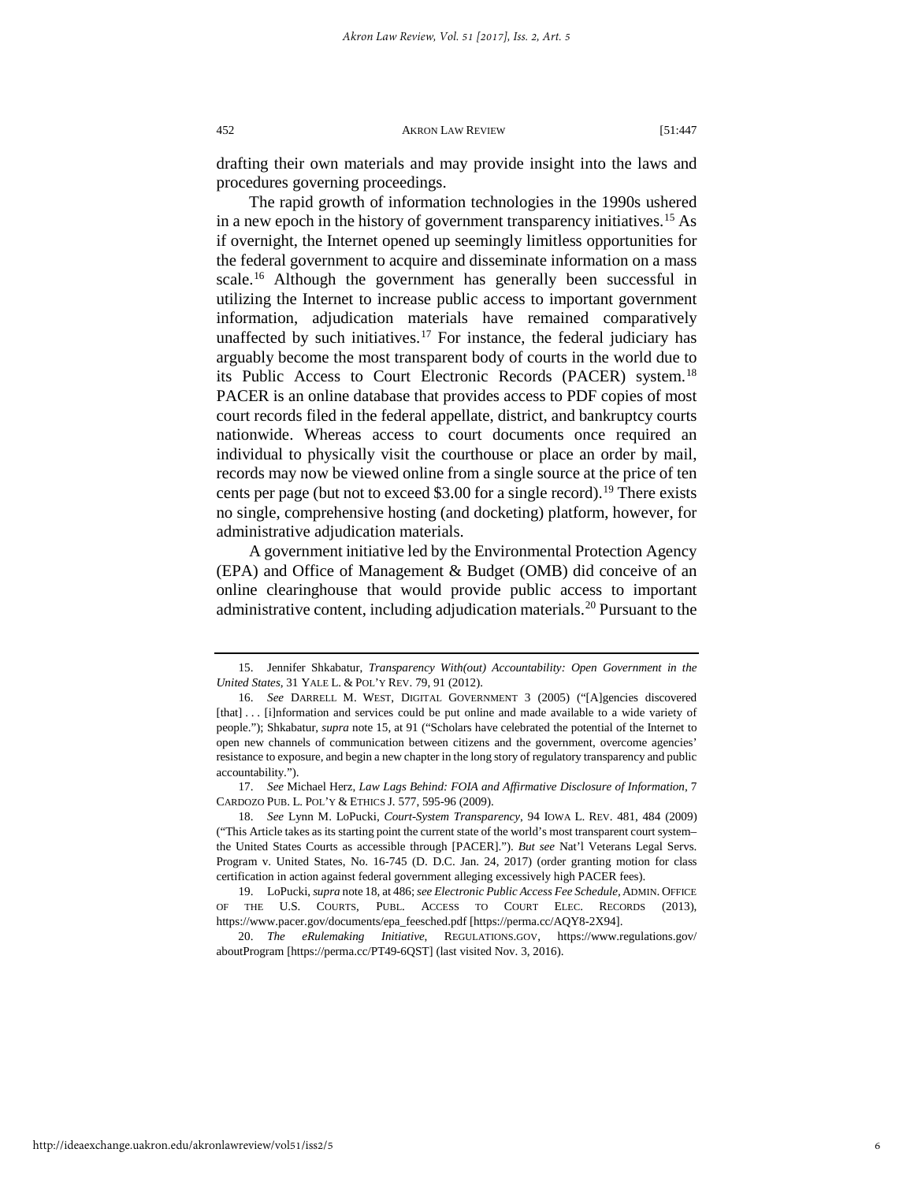drafting their own materials and may provide insight into the laws and procedures governing proceedings.

The rapid growth of information technologies in the 1990s ushered in a new epoch in the history of government transparency initiatives.[15] As if overnight, the Internet opened up seemingly limitless opportunities for the federal government to acquire and disseminate information on a mass scale.[16] Although the government has generally been successful in utilizing the Internet to increase public access to important government information, adjudication materials have remained comparatively unaffected by such initiatives.[17] For instance, the federal judiciary has arguably become the most transparent body of courts in the world due to its Public Access to Court Electronic Records (PACER) system.[18] PACER is an online database that provides access to PDF copies of most court records filed in the federal appellate, district, and bankruptcy courts nationwide. Whereas access to court documents once required an individual to physically visit the courthouse or place an order by mail, records may now be viewed online from a single source at the price of ten cents per page (but not to exceed $3.00 for a single record).[19] There exists no single, comprehensive hosting (and docketing) platform, however, for administrative adjudication materials.

A government initiative led by the Environmental Protection Agency (EPA) and Office of Management & Budget (OMB) did conceive of an online clearinghouse that would provide public access to important administrative content, including adjudication materials.[20] Pursuant to the

---

15. Jennifer Shkabatur, *Transparency With(out) Accountability: Open Government in the United States*, 31 YALE L. & POL'Y REV. 79, 91 (2012).

16. *See* DARRELL M. WEST, DIGITAL GOVERNMENT 3 (2005) ("[A]gencies discovered [that] . . . [i]nformation and services could be put online and made available to a wide variety of people."); Shkabatur, *supra* note 15, at 91 ("Scholars have celebrated the potential of the Internet to open new channels of communication between citizens and the government, overcome agencies' resistance to exposure, and begin a new chapter in the long story of regulatory transparency and public accountability.").

17. *See* Michael Herz, *Law Lags Behind: FOIA and Affirmative Disclosure of Information*, 7 CARDOZO PUB. L. POL'Y & ETHICS J. 577, 595-96 (2009).

18. *See* Lynn M. LoPucki, *Court-System Transparency*, 94 IOWA L. REV. 481, 484 (2009) ("This Article takes as its starting point the current state of the world's most transparent court system–the United States Courts as accessible through [PACER]."). *But see* Nat'l Veterans Legal Servs. Program v. United States, No. 16-745 (D. D.C. Jan. 24, 2017) (order granting motion for class certification in action against federal government alleging excessively high PACER fees).

19. LoPucki, *supra* note 18, at 486; *see Electronic Public Access Fee Schedule*, ADMIN. OFFICE OF THE U.S. COURTS, PUBL. ACCESS TO COURT ELEC. RECORDS (2013), https://www.pacer.gov/documents/epa_feesched.pdf [https://perma.cc/AQY8-2X94].

20. *The eRulemaking Initiative*, REGULATIONS.GOV, https://www.regulations.gov/aboutProgram [https://perma.cc/PT49-6QST] (last visited Nov. 3, 2016).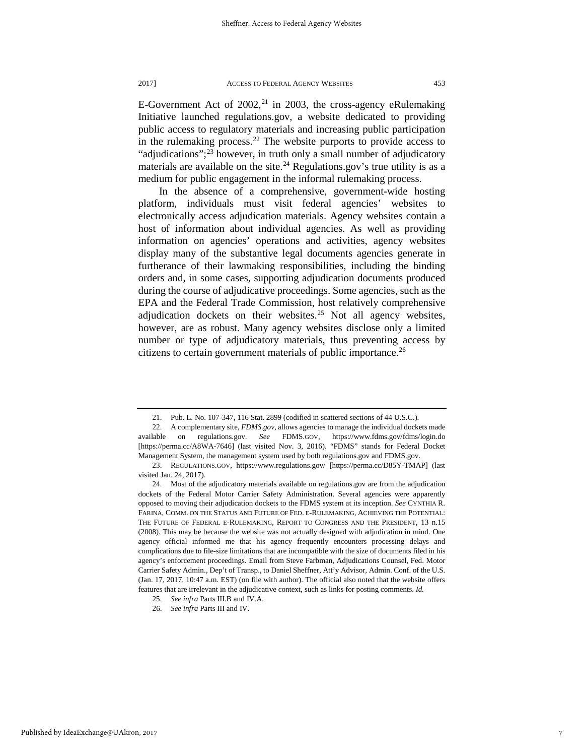E-Government Act of 2002,[21] in 2003, the cross-agency eRulemaking Initiative launched regulations.gov, a website dedicated to providing public access to regulatory materials and increasing public participation in the rulemaking process.[22] The website purports to provide access to "adjudications";[23] however, in truth only a small number of adjudicatory materials are available on the site.[24] Regulations.gov's true utility is as a medium for public engagement in the informal rulemaking process.

In the absence of a comprehensive, government-wide hosting platform, individuals must visit federal agencies' websites to electronically access adjudication materials. Agency websites contain a host of information about individual agencies. As well as providing information on agencies' operations and activities, agency websites display many of the substantive legal documents agencies generate in furtherance of their lawmaking responsibilities, including the binding orders and, in some cases, supporting adjudication documents produced during the course of adjudicative proceedings. Some agencies, such as the EPA and the Federal Trade Commission, host relatively comprehensive adjudication dockets on their websites.[25] Not all agency websites, however, are as robust. Many agency websites disclose only a limited number or type of adjudicatory materials, thus preventing access by citizens to certain government materials of public importance.[26]

---

21. Pub. L. No. 107-347, 116 Stat. 2899 (codified in scattered sections of 44 U.S.C.).

22. A complementary site, *FDMS.gov*, allows agencies to manage the individual dockets made available on regulations.gov. *See* FDMS.GOV, https://www.fdms.gov/fdms/login.do [https://perma.cc/A8WA-7646] (last visited Nov. 3, 2016). "FDMS" stands for Federal Docket Management System, the management system used by both regulations.gov and FDMS.gov.

23. REGULATIONS.GOV, https://www.regulations.gov/ [https://perma.cc/D85Y-TMAP] (last visited Jan. 24, 2017).

24. Most of the adjudicatory materials available on regulations.gov are from the adjudication dockets of the Federal Motor Carrier Safety Administration. Several agencies were apparently opposed to moving their adjudication dockets to the FDMS system at its inception. *See* CYNTHIA R. FARINA, COMM. ON THE STATUS AND FUTURE OF FED. E-RULEMAKING, ACHIEVING THE POTENTIAL: THE FUTURE OF FEDERAL E-RULEMAKING, REPORT TO CONGRESS AND THE PRESIDENT, 13 n.15 (2008). This may be because the website was not actually designed with adjudication in mind. One agency official informed me that his agency frequently encounters processing delays and complications due to file-size limitations that are incompatible with the size of documents filed in his agency's enforcement proceedings. Email from Steve Farbman, Adjudications Counsel, Fed. Motor Carrier Safety Admin., Dep't of Transp., to Daniel Sheffner, Att'y Advisor, Admin. Conf. of the U.S. (Jan. 17, 2017, 10:47 a.m. EST) (on file with author). The official also noted that the website offers features that are irrelevant in the adjudicative context, such as links for posting comments. *Id.*

25. *See infra* Parts III.B and IV.A.

26. *See infra* Parts III and IV.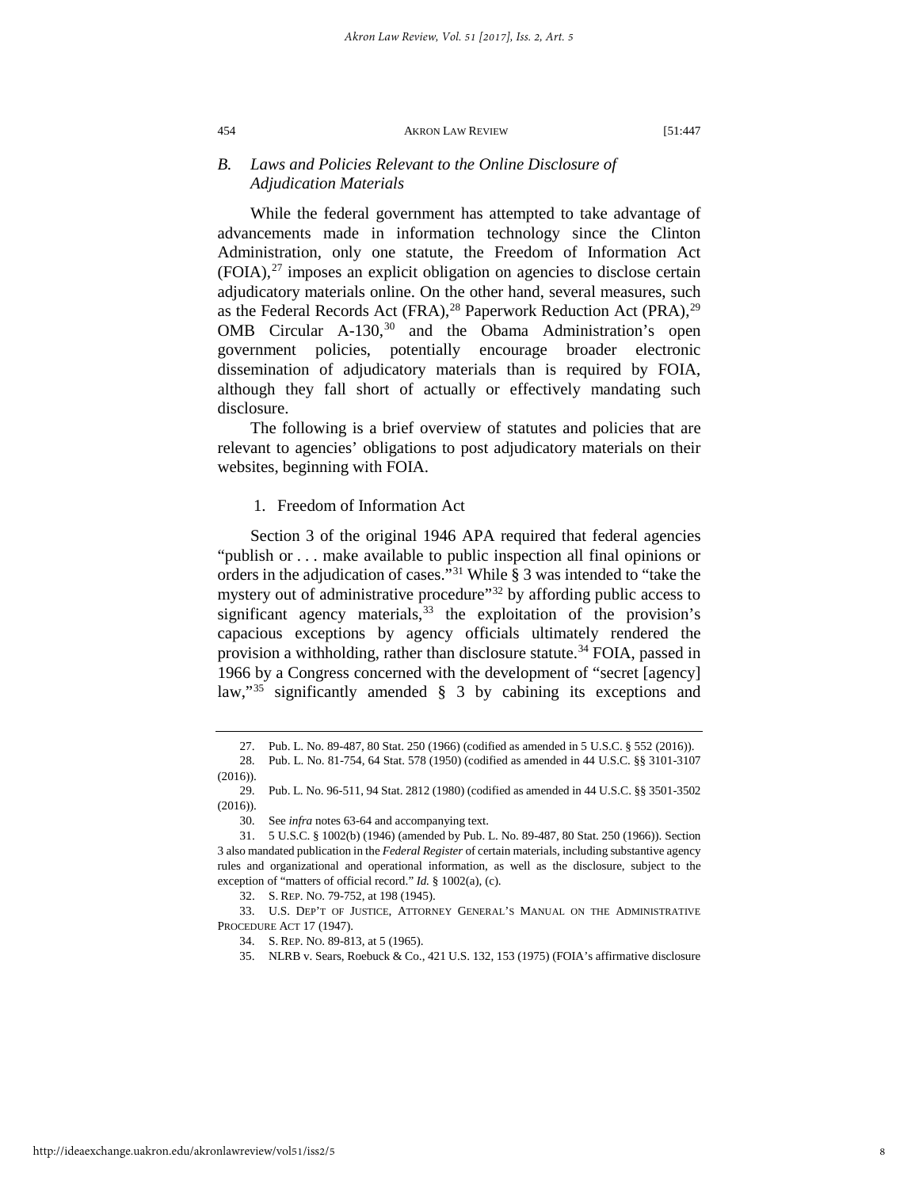### B. *Laws and Policies Relevant to the Online Disclosure of Adjudication Materials*

While the federal government has attempted to take advantage of advancements made in information technology since the Clinton Administration, only one statute, the Freedom of Information Act (FOIA),[27] imposes an explicit obligation on agencies to disclose certain adjudicatory materials online. On the other hand, several measures, such as the Federal Records Act (FRA),[28] Paperwork Reduction Act (PRA),[29] OMB Circular A-130,[30] and the Obama Administration's open government policies, potentially encourage broader electronic dissemination of adjudicatory materials than is required by FOIA, although they fall short of actually or effectively mandating such disclosure.

The following is a brief overview of statutes and policies that are relevant to agencies' obligations to post adjudicatory materials on their websites, beginning with FOIA.

#### 1. Freedom of Information Act

Section 3 of the original 1946 APA required that federal agencies "publish or . . . make available to public inspection all final opinions or orders in the adjudication of cases."[31] While § 3 was intended to "take the mystery out of administrative procedure"[32] by affording public access to significant agency materials,[33] the exploitation of the provision's capacious exceptions by agency officials ultimately rendered the provision a withholding, rather than disclosure statute.[34] FOIA, passed in 1966 by a Congress concerned with the development of "secret [agency] law,"[35] significantly amended § 3 by cabining its exceptions and

---

27. Pub. L. No. 89-487, 80 Stat. 250 (1966) (codified as amended in 5 U.S.C. § 552 (2016)).

28. Pub. L. No. 81-754, 64 Stat. 578 (1950) (codified as amended in 44 U.S.C. §§ 3101-3107 (2016)).

29. Pub. L. No. 96-511, 94 Stat. 2812 (1980) (codified as amended in 44 U.S.C. §§ 3501-3502 (2016)).

30. See *infra* notes 63-64 and accompanying text.

31. 5 U.S.C. § 1002(b) (1946) (amended by Pub. L. No. 89-487, 80 Stat. 250 (1966)). Section 3 also mandated publication in the *Federal Register* of certain materials, including substantive agency rules and organizational and operational information, as well as the disclosure, subject to the exception of "matters of official record." *Id.* § 1002(a), (c).

32. S. REP. NO. 79-752, at 198 (1945).

33. U.S. DEP'T OF JUSTICE, ATTORNEY GENERAL'S MANUAL ON THE ADMINISTRATIVE PROCEDURE ACT 17 (1947).

34. S. REP. NO. 89-813, at 5 (1965).

35. NLRB v. Sears, Roebuck & Co., 421 U.S. 132, 153 (1975) (FOIA's affirmative disclosure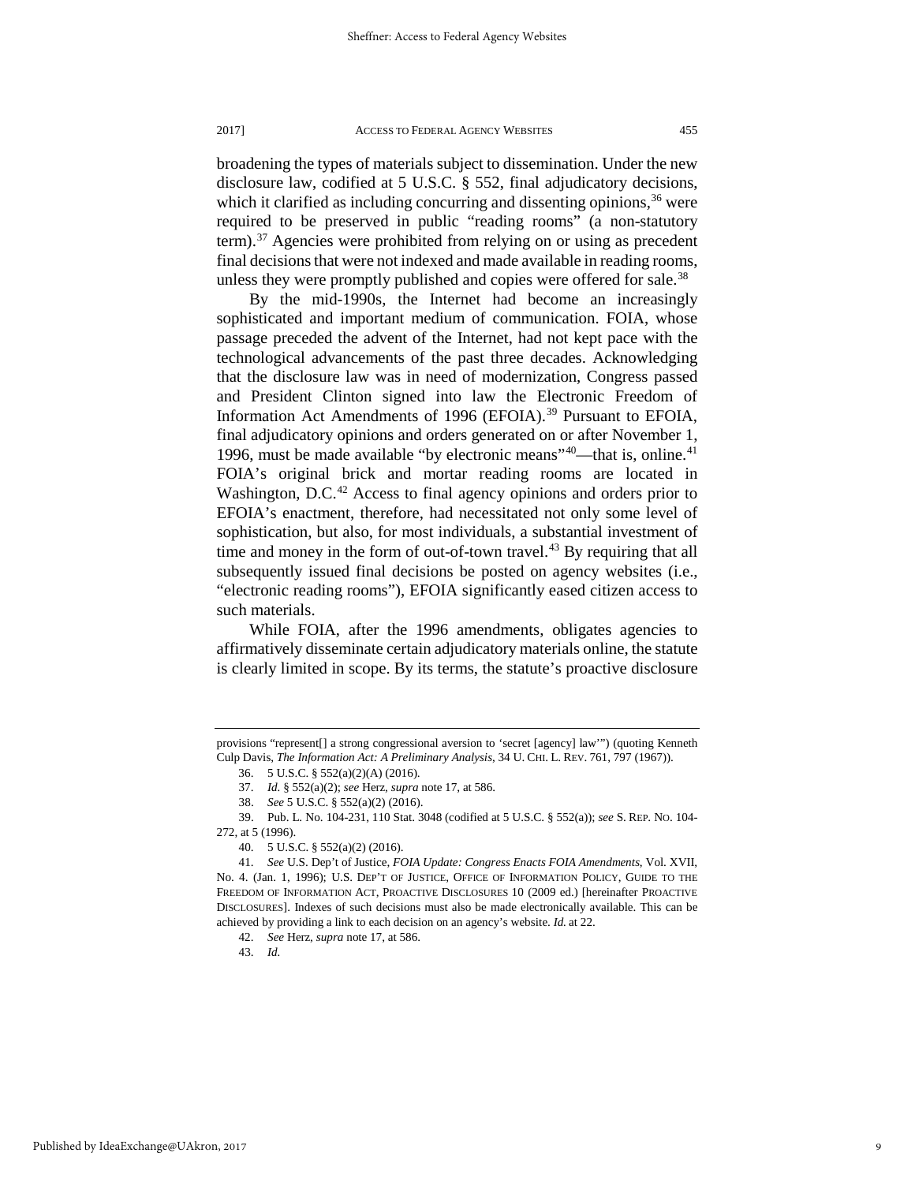broadening the types of materials subject to dissemination. Under the new disclosure law, codified at 5 U.S.C. § 552, final adjudicatory decisions, which it clarified as including concurring and dissenting opinions,[36] were required to be preserved in public "reading rooms" (a non-statutory term).[37] Agencies were prohibited from relying on or using as precedent final decisions that were not indexed and made available in reading rooms, unless they were promptly published and copies were offered for sale.[38]

By the mid-1990s, the Internet had become an increasingly sophisticated and important medium of communication. FOIA, whose passage preceded the advent of the Internet, had not kept pace with the technological advancements of the past three decades. Acknowledging that the disclosure law was in need of modernization, Congress passed and President Clinton signed into law the Electronic Freedom of Information Act Amendments of 1996 (EFOIA).[39] Pursuant to EFOIA, final adjudicatory opinions and orders generated on or after November 1, 1996, must be made available "by electronic means"[40]—that is, online.[41] FOIA's original brick and mortar reading rooms are located in Washington, D.C.[42] Access to final agency opinions and orders prior to EFOIA's enactment, therefore, had necessitated not only some level of sophistication, but also, for most individuals, a substantial investment of time and money in the form of out-of-town travel.[43] By requiring that all subsequently issued final decisions be posted on agency websites (i.e., "electronic reading rooms"), EFOIA significantly eased citizen access to such materials.

While FOIA, after the 1996 amendments, obligates agencies to affirmatively disseminate certain adjudicatory materials online, the statute is clearly limited in scope. By its terms, the statute's proactive disclosure

---

provisions "represent[] a strong congressional aversion to 'secret [agency] law'") (quoting Kenneth Culp Davis, *The Information Act: A Preliminary Analysis*, 34 U. CHI. L. REV. 761, 797 (1967)).

36. 5 U.S.C. § 552(a)(2)(A) (2016).

37. *Id.* § 552(a)(2); *see* Herz, *supra* note 17, at 586.

38. *See* 5 U.S.C. § 552(a)(2) (2016).

39. Pub. L. No. 104-231, 110 Stat. 3048 (codified at 5 U.S.C. § 552(a)); *see* S. REP. NO. 104-272, at 5 (1996).

40. 5 U.S.C. § 552(a)(2) (2016).

41. *See* U.S. Dep't of Justice, *FOIA Update: Congress Enacts FOIA Amendments*, Vol. XVII, No. 4. (Jan. 1, 1996); U.S. DEP'T OF JUSTICE, OFFICE OF INFORMATION POLICY, GUIDE TO THE FREEDOM OF INFORMATION ACT, PROACTIVE DISCLOSURES 10 (2009 ed.) [hereinafter PROACTIVE DISCLOSURES]. Indexes of such decisions must also be made electronically available. This can be achieved by providing a link to each decision on an agency's website. *Id.* at 22.

42. *See* Herz, *supra* note 17, at 586.

43. *Id.*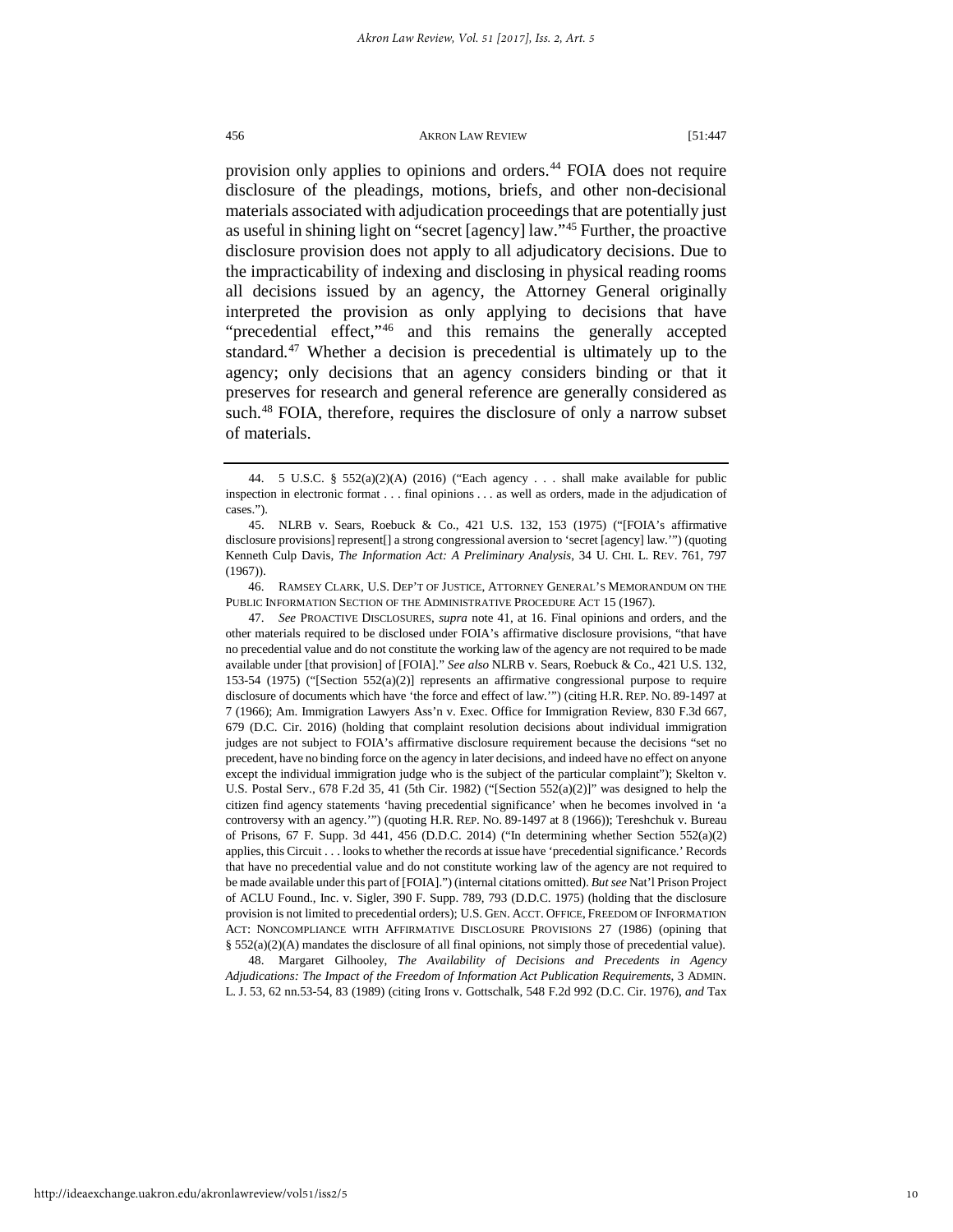provision only applies to opinions and orders.[44] FOIA does not require disclosure of the pleadings, motions, briefs, and other non-decisional materials associated with adjudication proceedings that are potentially just as useful in shining light on "secret [agency] law."[45] Further, the proactive disclosure provision does not apply to all adjudicatory decisions. Due to the impracticability of indexing and disclosing in physical reading rooms all decisions issued by an agency, the Attorney General originally interpreted the provision as only applying to decisions that have "precedential effect,"[46] and this remains the generally accepted standard.[47] Whether a decision is precedential is ultimately up to the agency; only decisions that an agency considers binding or that it preserves for research and general reference are generally considered as such.[48] FOIA, therefore, requires the disclosure of only a narrow subset of materials.

---

44. 5 U.S.C. § 552(a)(2)(A) (2016) ("Each agency . . . shall make available for public inspection in electronic format . . . final opinions . . . as well as orders, made in the adjudication of cases.").

45. NLRB v. Sears, Roebuck & Co., 421 U.S. 132, 153 (1975) ("[FOIA's affirmative disclosure provisions] represent[] a strong congressional aversion to 'secret [agency] law.'") (quoting Kenneth Culp Davis, *The Information Act: A Preliminary Analysis*, 34 U. CHI. L. REV. 761, 797 (1967)).

46. RAMSEY CLARK, U.S. DEP'T OF JUSTICE, ATTORNEY GENERAL'S MEMORANDUM ON THE PUBLIC INFORMATION SECTION OF THE ADMINISTRATIVE PROCEDURE ACT 15 (1967).

47. *See* PROACTIVE DISCLOSURES, *supra* note 41, at 16. Final opinions and orders, and the other materials required to be disclosed under FOIA's affirmative disclosure provisions, "that have no precedential value and do not constitute the working law of the agency are not required to be made available under [that provision] of [FOIA]." *See also* NLRB v. Sears, Roebuck & Co., 421 U.S. 132, 153-54 (1975) ("[Section 552(a)(2)] represents an affirmative congressional purpose to require disclosure of documents which have 'the force and effect of law.'") (citing H.R. REP. NO. 89-1497 at 7 (1966); Am. Immigration Lawyers Ass'n v. Exec. Office for Immigration Review, 830 F.3d 667, 679 (D.C. Cir. 2016) (holding that complaint resolution decisions about individual immigration judges are not subject to FOIA's affirmative disclosure requirement because the decisions "set no precedent, have no binding force on the agency in later decisions, and indeed have no effect on anyone except the individual immigration judge who is the subject of the particular complaint"); Skelton v. U.S. Postal Serv., 678 F.2d 35, 41 (5th Cir. 1982) ("[Section 552(a)(2)]" was designed to help the citizen find agency statements 'having precedential significance' when he becomes involved in 'a controversy with an agency.'") (quoting H.R. REP. NO. 89-1497 at 8 (1966)); Tereshchuk v. Bureau of Prisons, 67 F. Supp. 3d 441, 456 (D.D.C. 2014) ("In determining whether Section 552(a)(2) applies, this Circuit . . . looks to whether the records at issue have 'precedential significance.' Records that have no precedential value and do not constitute working law of the agency are not required to be made available under this part of [FOIA].") (internal citations omitted). *But see* Nat'l Prison Project of ACLU Found., Inc. v. Sigler, 390 F. Supp. 789, 793 (D.D.C. 1975) (holding that the disclosure provision is not limited to precedential orders); U.S. GEN. ACCT. OFFICE, FREEDOM OF INFORMATION ACT: NONCOMPLIANCE WITH AFFIRMATIVE DISCLOSURE PROVISIONS 27 (1986) (opining that § 552(a)(2)(A) mandates the disclosure of all final opinions, not simply those of precedential value).

48. Margaret Gilhooley, *The Availability of Decisions and Precedents in Agency Adjudications: The Impact of the Freedom of Information Act Publication Requirements*, 3 ADMIN. L. J. 53, 62 nn.53-54, 83 (1989) (citing Irons v. Gottschalk, 548 F.2d 992 (D.C. Cir. 1976), *and* Tax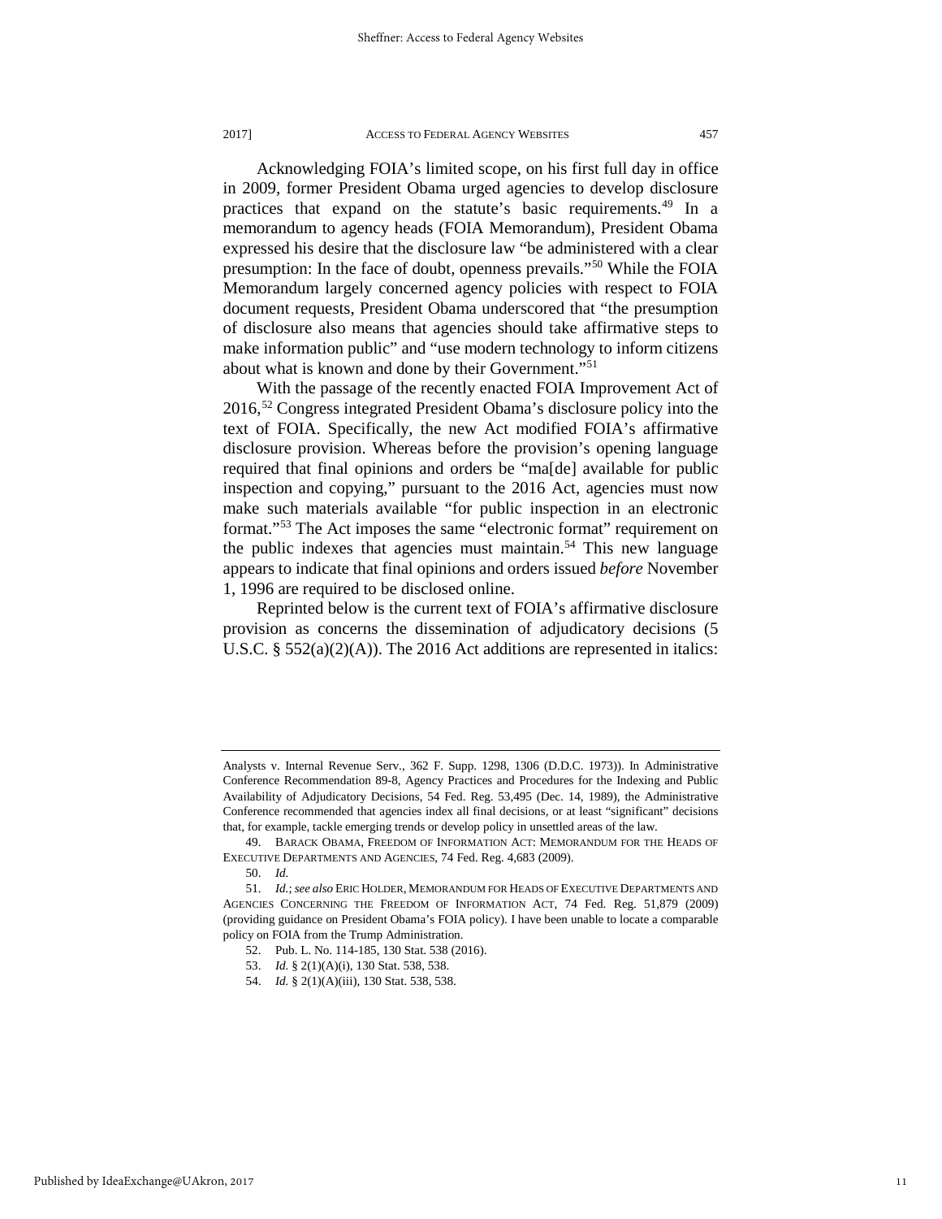Acknowledging FOIA's limited scope, on his first full day in office in 2009, former President Obama urged agencies to develop disclosure practices that expand on the statute's basic requirements.[49] In a memorandum to agency heads (FOIA Memorandum), President Obama expressed his desire that the disclosure law "be administered with a clear presumption: In the face of doubt, openness prevails."[50] While the FOIA Memorandum largely concerned agency policies with respect to FOIA document requests, President Obama underscored that "the presumption of disclosure also means that agencies should take affirmative steps to make information public" and "use modern technology to inform citizens about what is known and done by their Government."[51]

With the passage of the recently enacted FOIA Improvement Act of 2016,[52] Congress integrated President Obama's disclosure policy into the text of FOIA. Specifically, the new Act modified FOIA's affirmative disclosure provision. Whereas before the provision's opening language required that final opinions and orders be "ma[de] available for public inspection and copying," pursuant to the 2016 Act, agencies must now make such materials available "for public inspection in an electronic format."[53] The Act imposes the same "electronic format" requirement on the public indexes that agencies must maintain.[54] This new language appears to indicate that final opinions and orders issued *before* November 1, 1996 are required to be disclosed online.

Reprinted below is the current text of FOIA's affirmative disclosure provision as concerns the dissemination of adjudicatory decisions (5 U.S.C. § 552(a)(2)(A)). The 2016 Act additions are represented in italics:

---

Analysts v. Internal Revenue Serv., 362 F. Supp. 1298, 1306 (D.D.C. 1973)). In Administrative Conference Recommendation 89-8, Agency Practices and Procedures for the Indexing and Public Availability of Adjudicatory Decisions, 54 Fed. Reg. 53,495 (Dec. 14, 1989), the Administrative Conference recommended that agencies index all final decisions, or at least "significant" decisions that, for example, tackle emerging trends or develop policy in unsettled areas of the law.

49. BARACK OBAMA, FREEDOM OF INFORMATION ACT: MEMORANDUM FOR THE HEADS OF EXECUTIVE DEPARTMENTS AND AGENCIES, 74 Fed. Reg. 4,683 (2009).

50. *Id.*

51. *Id.*; *see also* ERIC HOLDER, MEMORANDUM FOR HEADS OF EXECUTIVE DEPARTMENTS AND AGENCIES CONCERNING THE FREEDOM OF INFORMATION ACT, 74 Fed. Reg. 51,879 (2009) (providing guidance on President Obama's FOIA policy). I have been unable to locate a comparable policy on FOIA from the Trump Administration.

52. Pub. L. No. 114-185, 130 Stat. 538 (2016).

53. *Id.* § 2(1)(A)(i), 130 Stat. 538, 538.

54. *Id.* § 2(1)(A)(iii), 130 Stat. 538, 538.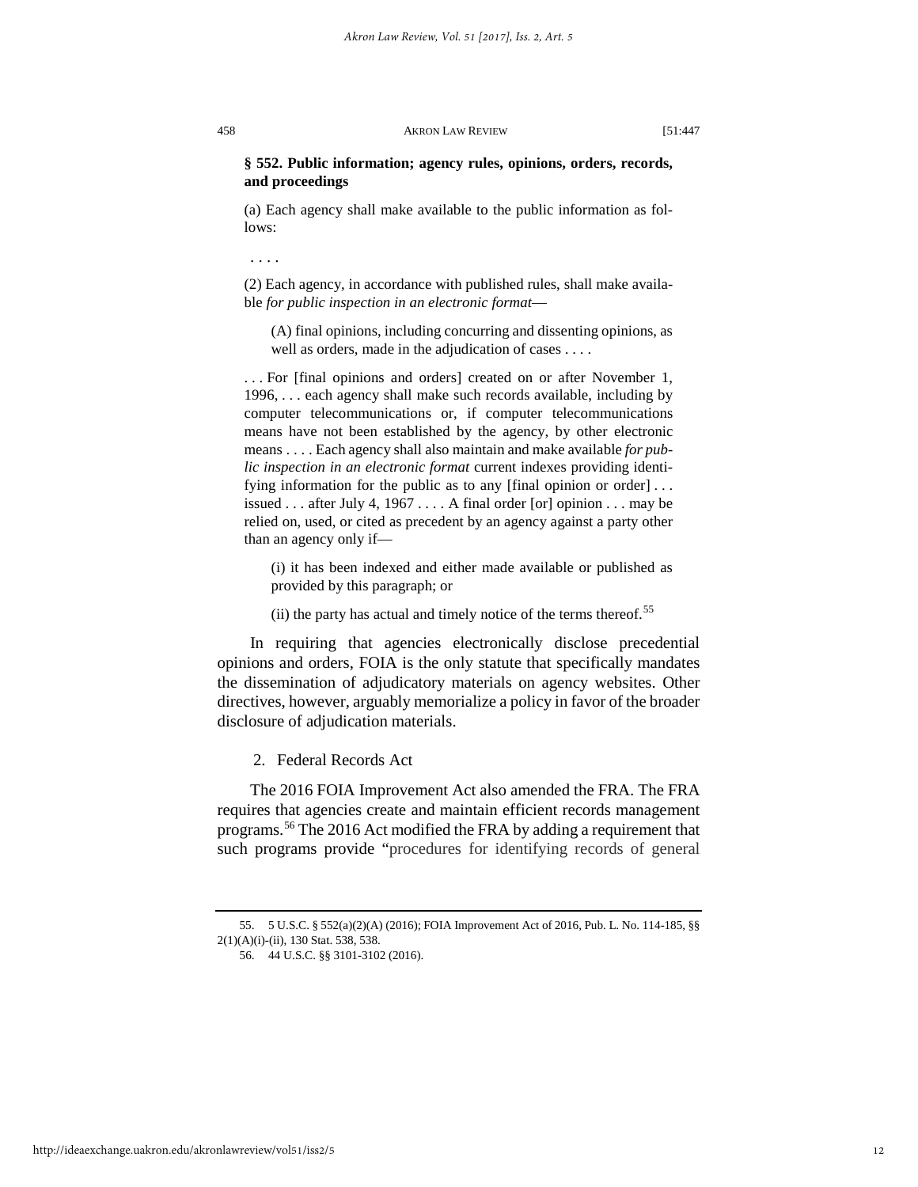**§ 552. Public information; agency rules, opinions, orders, records, and proceedings**

(a) Each agency shall make available to the public information as follows:

. . . .

(2) Each agency, in accordance with published rules, shall make available *for public inspection in an electronic format*—

> (A) final opinions, including concurring and dissenting opinions, as well as orders, made in the adjudication of cases . . . .

. . . For [final opinions and orders] created on or after November 1, 1996, . . . each agency shall make such records available, including by computer telecommunications or, if computer telecommunications means have not been established by the agency, by other electronic means . . . . Each agency shall also maintain and make available *for public inspection in an electronic format* current indexes providing identifying information for the public as to any [final opinion or order] . . . issued . . . after July 4, 1967 . . . . A final order [or] opinion . . . may be relied on, used, or cited as precedent by an agency against a party other than an agency only if—

> (i) it has been indexed and either made available or published as provided by this paragraph; or
>
> (ii) the party has actual and timely notice of the terms thereof.[55]

In requiring that agencies electronically disclose precedential opinions and orders, FOIA is the only statute that specifically mandates the dissemination of adjudicatory materials on agency websites. Other directives, however, arguably memorialize a policy in favor of the broader disclosure of adjudication materials.

### 2. Federal Records Act

The 2016 FOIA Improvement Act also amended the FRA. The FRA requires that agencies create and maintain efficient records management programs.[56] The 2016 Act modified the FRA by adding a requirement that such programs provide "procedures for identifying records of general

---

55. 5 U.S.C. § 552(a)(2)(A) (2016); FOIA Improvement Act of 2016, Pub. L. No. 114-185, §§ 2(1)(A)(i)-(ii), 130 Stat. 538, 538.

56. 44 U.S.C. §§ 3101-3102 (2016).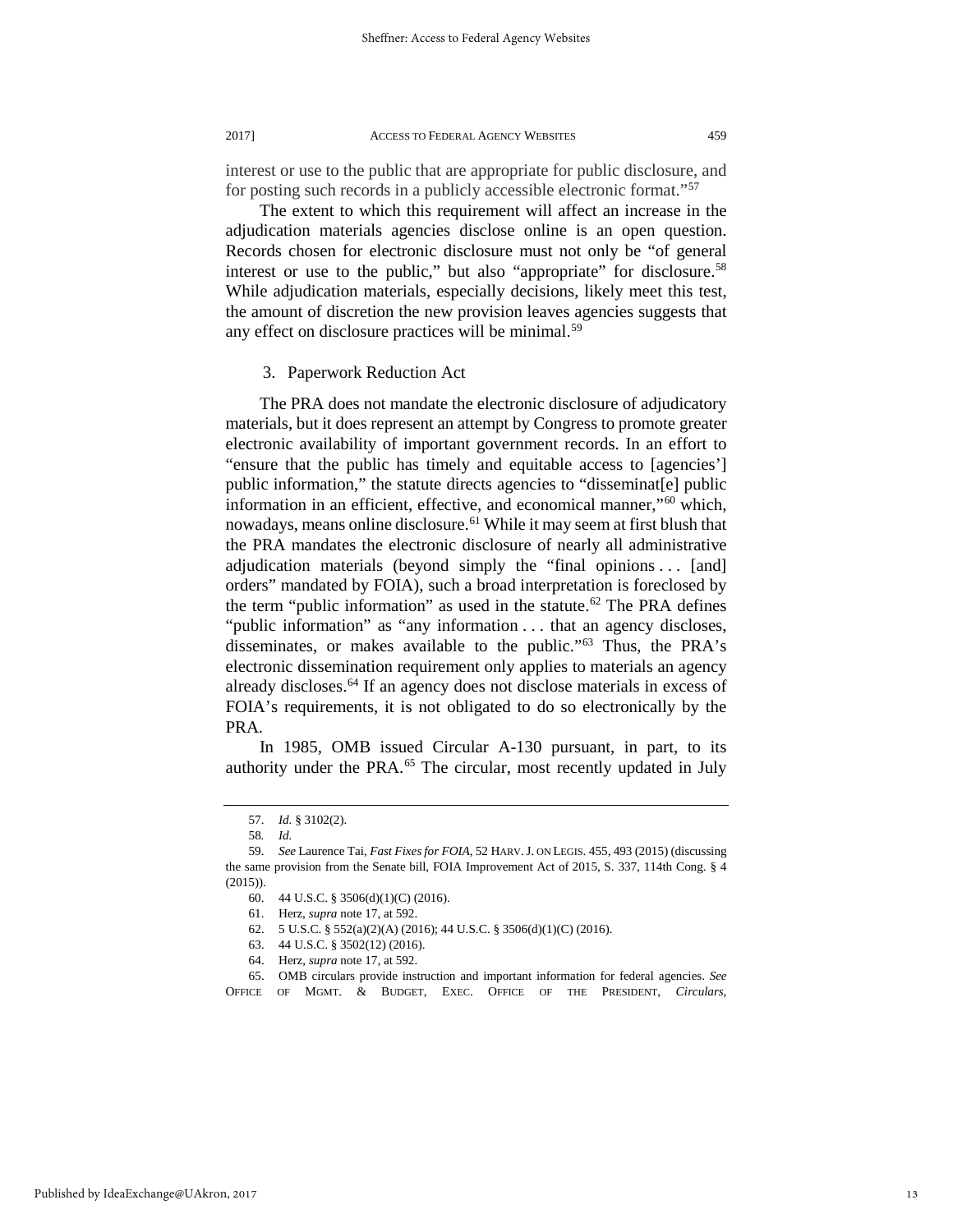interest or use to the public that are appropriate for public disclosure, and for posting such records in a publicly accessible electronic format."[57]

The extent to which this requirement will affect an increase in the adjudication materials agencies disclose online is an open question. Records chosen for electronic disclosure must not only be "of general interest or use to the public," but also "appropriate" for disclosure.[58] While adjudication materials, especially decisions, likely meet this test, the amount of discretion the new provision leaves agencies suggests that any effect on disclosure practices will be minimal.[59]

### 3. Paperwork Reduction Act

The PRA does not mandate the electronic disclosure of adjudicatory materials, but it does represent an attempt by Congress to promote greater electronic availability of important government records. In an effort to "ensure that the public has timely and equitable access to [agencies'] public information," the statute directs agencies to "disseminat[e] public information in an efficient, effective, and economical manner,"[60] which, nowadays, means online disclosure.[61] While it may seem at first blush that the PRA mandates the electronic disclosure of nearly all administrative adjudication materials (beyond simply the "final opinions . . . [and] orders" mandated by FOIA), such a broad interpretation is foreclosed by the term "public information" as used in the statute.[62] The PRA defines "public information" as "any information . . . that an agency discloses, disseminates, or makes available to the public."[63] Thus, the PRA's electronic dissemination requirement only applies to materials an agency already discloses.[64] If an agency does not disclose materials in excess of FOIA's requirements, it is not obligated to do so electronically by the PRA.

In 1985, OMB issued Circular A-130 pursuant, in part, to its authority under the PRA.[65] The circular, most recently updated in July

57. *Id.* § 3102(2).

58. *Id.*

59. *See* Laurence Tai, *Fast Fixes for FOIA*, 52 HARV. J. ON LEGIS. 455, 493 (2015) (discussing the same provision from the Senate bill, FOIA Improvement Act of 2015, S. 337, 114th Cong. § 4 (2015)).

60. 44 U.S.C. § 3506(d)(1)(C) (2016).

61. Herz, *supra* note 17, at 592.

62. 5 U.S.C. § 552(a)(2)(A) (2016); 44 U.S.C. § 3506(d)(1)(C) (2016).

63. 44 U.S.C. § 3502(12) (2016).

64. Herz, *supra* note 17, at 592.

65. OMB circulars provide instruction and important information for federal agencies. *See* OFFICE OF MGMT. & BUDGET, EXEC. OFFICE OF THE PRESIDENT, *Circulars*,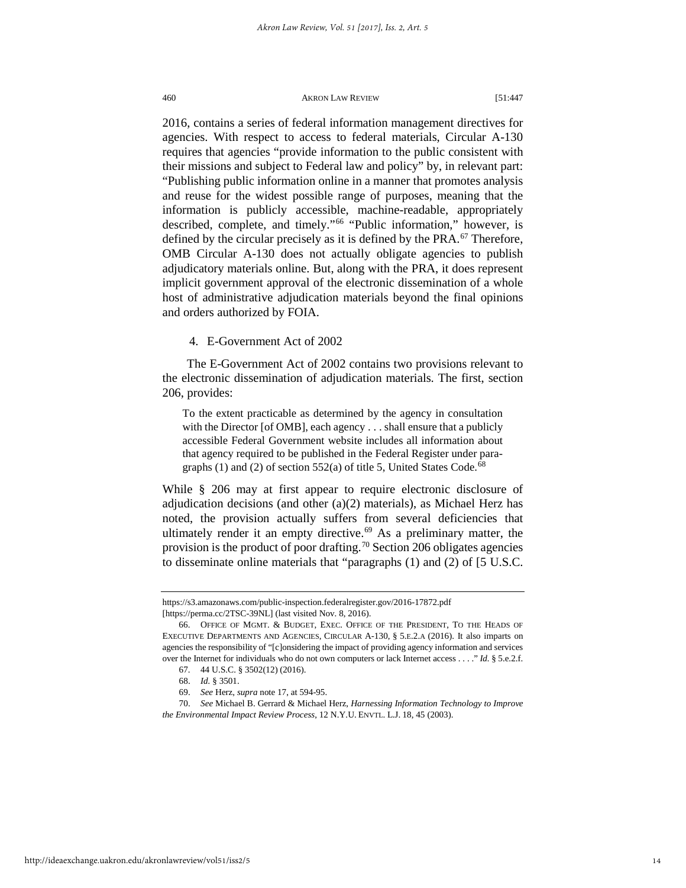2016, contains a series of federal information management directives for agencies. With respect to access to federal materials, Circular A-130 requires that agencies "provide information to the public consistent with their missions and subject to Federal law and policy" by, in relevant part: "Publishing public information online in a manner that promotes analysis and reuse for the widest possible range of purposes, meaning that the information is publicly accessible, machine-readable, appropriately described, complete, and timely."[66] "Public information," however, is defined by the circular precisely as it is defined by the PRA.[67] Therefore, OMB Circular A-130 does not actually obligate agencies to publish adjudicatory materials online. But, along with the PRA, it does represent implicit government approval of the electronic dissemination of a whole host of administrative adjudication materials beyond the final opinions and orders authorized by FOIA.

4. E-Government Act of 2002

The E-Government Act of 2002 contains two provisions relevant to the electronic dissemination of adjudication materials. The first, section 206, provides:

> To the extent practicable as determined by the agency in consultation with the Director [of OMB], each agency . . . shall ensure that a publicly accessible Federal Government website includes all information about that agency required to be published in the Federal Register under paragraphs (1) and (2) of section 552(a) of title 5, United States Code.[68]

While § 206 may at first appear to require electronic disclosure of adjudication decisions (and other (a)(2) materials), as Michael Herz has noted, the provision actually suffers from several deficiencies that ultimately render it an empty directive.[69] As a preliminary matter, the provision is the product of poor drafting.[70] Section 206 obligates agencies to disseminate online materials that "paragraphs (1) and (2) of [5 U.S.C.

---

https://s3.amazonaws.com/public-inspection.federalregister.gov/2016-17872.pdf [https://perma.cc/2TSC-39NL] (last visited Nov. 8, 2016).

66. OFFICE OF MGMT. & BUDGET, EXEC. OFFICE OF THE PRESIDENT, TO THE HEADS OF EXECUTIVE DEPARTMENTS AND AGENCIES, CIRCULAR A-130, § 5.E.2.A (2016). It also imparts on agencies the responsibility of "[c]onsidering the impact of providing agency information and services over the Internet for individuals who do not own computers or lack Internet access . . . ." *Id.* § 5.e.2.f.

67. 44 U.S.C. § 3502(12) (2016).

68. *Id.* § 3501.

69. *See* Herz, *supra* note 17, at 594-95.

70. *See* Michael B. Gerrard & Michael Herz, *Harnessing Information Technology to Improve the Environmental Impact Review Process*, 12 N.Y.U. ENVTL. L.J. 18, 45 (2003).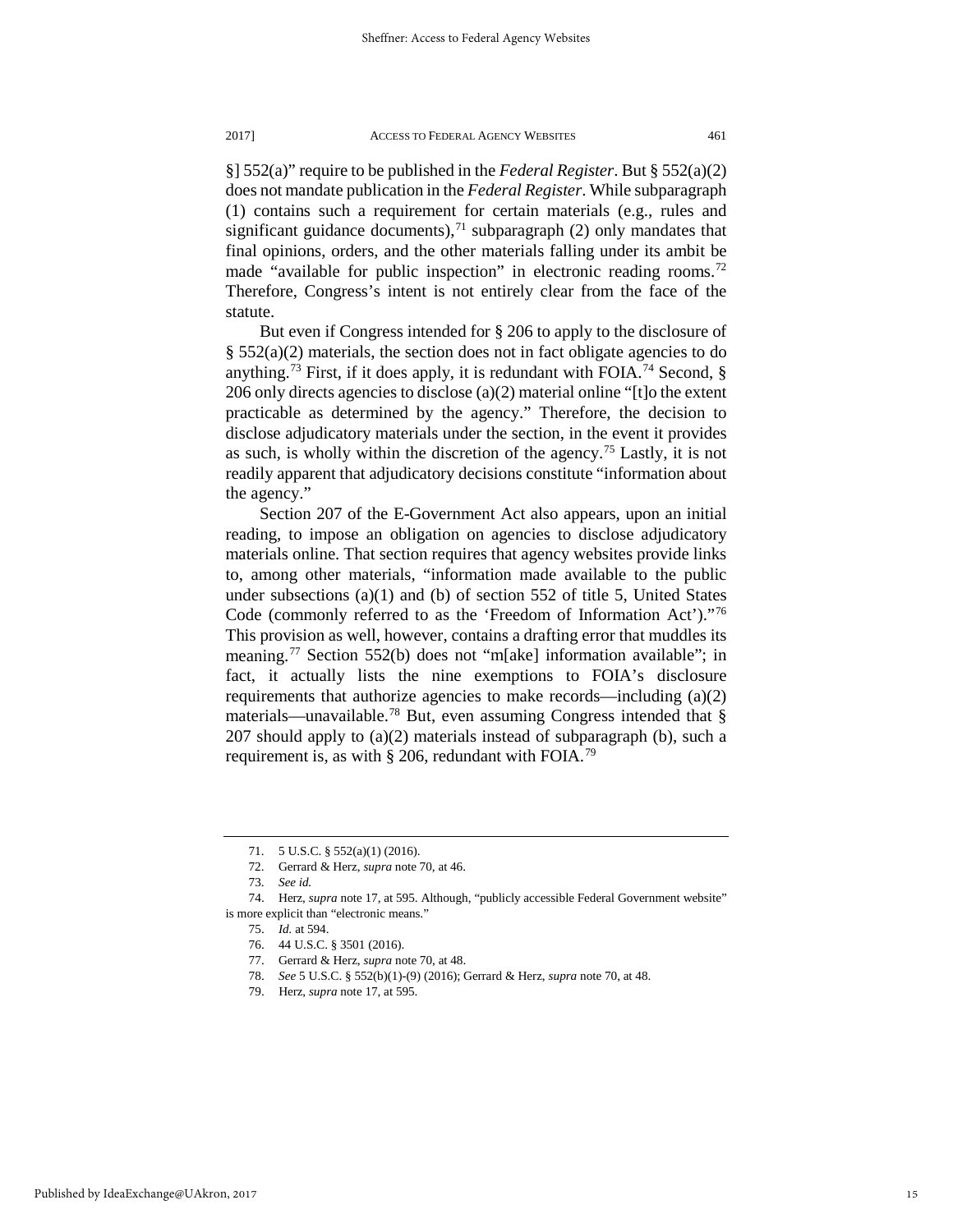§] 552(a)" require to be published in the *Federal Register*. But § 552(a)(2) does not mandate publication in the *Federal Register*. While subparagraph (1) contains such a requirement for certain materials (e.g., rules and significant guidance documents),[71] subparagraph (2) only mandates that final opinions, orders, and the other materials falling under its ambit be made "available for public inspection" in electronic reading rooms.[72] Therefore, Congress's intent is not entirely clear from the face of the statute.

But even if Congress intended for § 206 to apply to the disclosure of § 552(a)(2) materials, the section does not in fact obligate agencies to do anything.[73] First, if it does apply, it is redundant with FOIA.[74] Second, § 206 only directs agencies to disclose (a)(2) material online "[t]o the extent practicable as determined by the agency." Therefore, the decision to disclose adjudicatory materials under the section, in the event it provides as such, is wholly within the discretion of the agency.[75] Lastly, it is not readily apparent that adjudicatory decisions constitute "information about the agency."

Section 207 of the E-Government Act also appears, upon an initial reading, to impose an obligation on agencies to disclose adjudicatory materials online. That section requires that agency websites provide links to, among other materials, "information made available to the public under subsections (a)(1) and (b) of section 552 of title 5, United States Code (commonly referred to as the 'Freedom of Information Act')."[76] This provision as well, however, contains a drafting error that muddles its meaning.[77] Section 552(b) does not "m[ake] information available"; in fact, it actually lists the nine exemptions to FOIA's disclosure requirements that authorize agencies to make records—including (a)(2) materials—unavailable.[78] But, even assuming Congress intended that § 207 should apply to (a)(2) materials instead of subparagraph (b), such a requirement is, as with § 206, redundant with FOIA.[79]

---

71. 5 U.S.C. § 552(a)(1) (2016).

72. Gerrard & Herz, *supra* note 70, at 46.

73. *See id.*

74. Herz, *supra* note 17, at 595. Although, "publicly accessible Federal Government website" is more explicit than "electronic means."

75. *Id.* at 594.

76. 44 U.S.C. § 3501 (2016).

77. Gerrard & Herz, *supra* note 70, at 48.

78. *See* 5 U.S.C. § 552(b)(1)-(9) (2016); Gerrard & Herz, *supra* note 70, at 48.

79. Herz, *supra* note 17, at 595.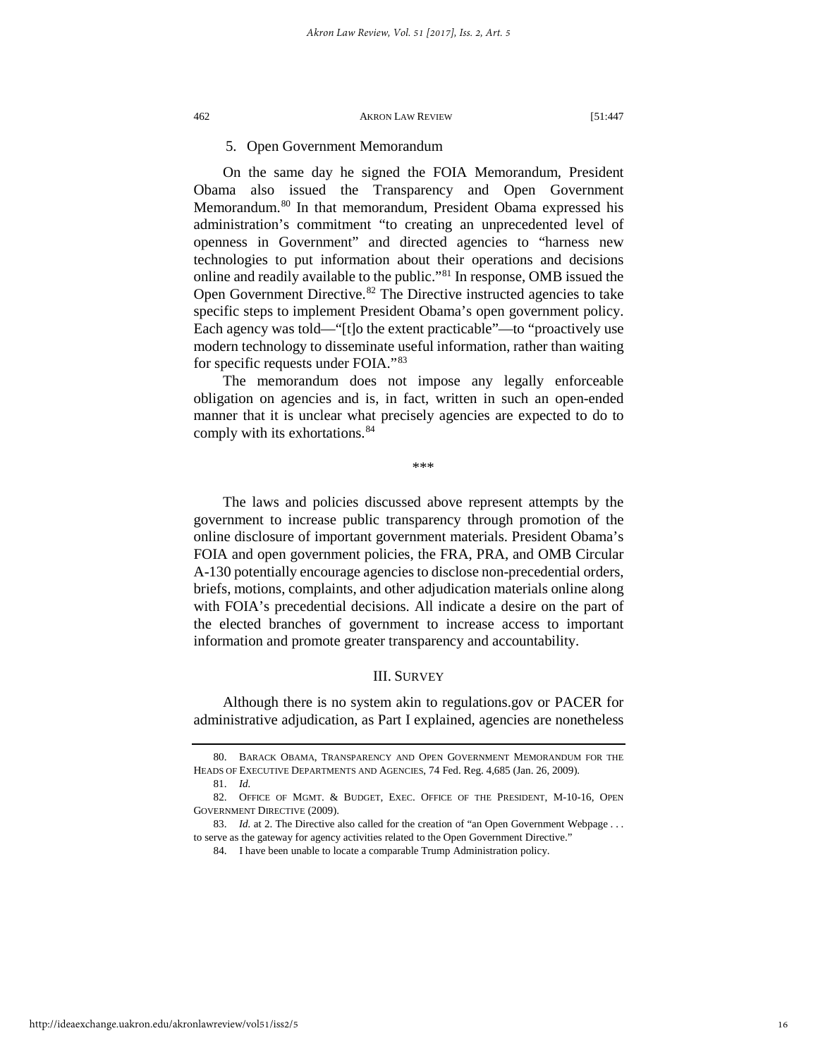### 5. Open Government Memorandum

On the same day he signed the FOIA Memorandum, President Obama also issued the Transparency and Open Government Memorandum.[80] In that memorandum, President Obama expressed his administration's commitment "to creating an unprecedented level of openness in Government" and directed agencies to "harness new technologies to put information about their operations and decisions online and readily available to the public."[81] In response, OMB issued the Open Government Directive.[82] The Directive instructed agencies to take specific steps to implement President Obama's open government policy. Each agency was told—"[t]o the extent practicable"—to "proactively use modern technology to disseminate useful information, rather than waiting for specific requests under FOIA."[83]

The memorandum does not impose any legally enforceable obligation on agencies and is, in fact, written in such an open-ended manner that it is unclear what precisely agencies are expected to do to comply with its exhortations.[84]

\*\*\*

The laws and policies discussed above represent attempts by the government to increase public transparency through promotion of the online disclosure of important government materials. President Obama's FOIA and open government policies, the FRA, PRA, and OMB Circular A-130 potentially encourage agencies to disclose non-precedential orders, briefs, motions, complaints, and other adjudication materials online along with FOIA's precedential decisions. All indicate a desire on the part of the elected branches of government to increase access to important information and promote greater transparency and accountability.

## III. SURVEY

Although there is no system akin to regulations.gov or PACER for administrative adjudication, as Part I explained, agencies are nonetheless

---

80. BARACK OBAMA, TRANSPARENCY AND OPEN GOVERNMENT MEMORANDUM FOR THE HEADS OF EXECUTIVE DEPARTMENTS AND AGENCIES, 74 Fed. Reg. 4,685 (Jan. 26, 2009).

81. *Id.*

82. OFFICE OF MGMT. & BUDGET, EXEC. OFFICE OF THE PRESIDENT, M-10-16, OPEN GOVERNMENT DIRECTIVE (2009).

83. *Id.* at 2. The Directive also called for the creation of "an Open Government Webpage . . . to serve as the gateway for agency activities related to the Open Government Directive."

84. I have been unable to locate a comparable Trump Administration policy.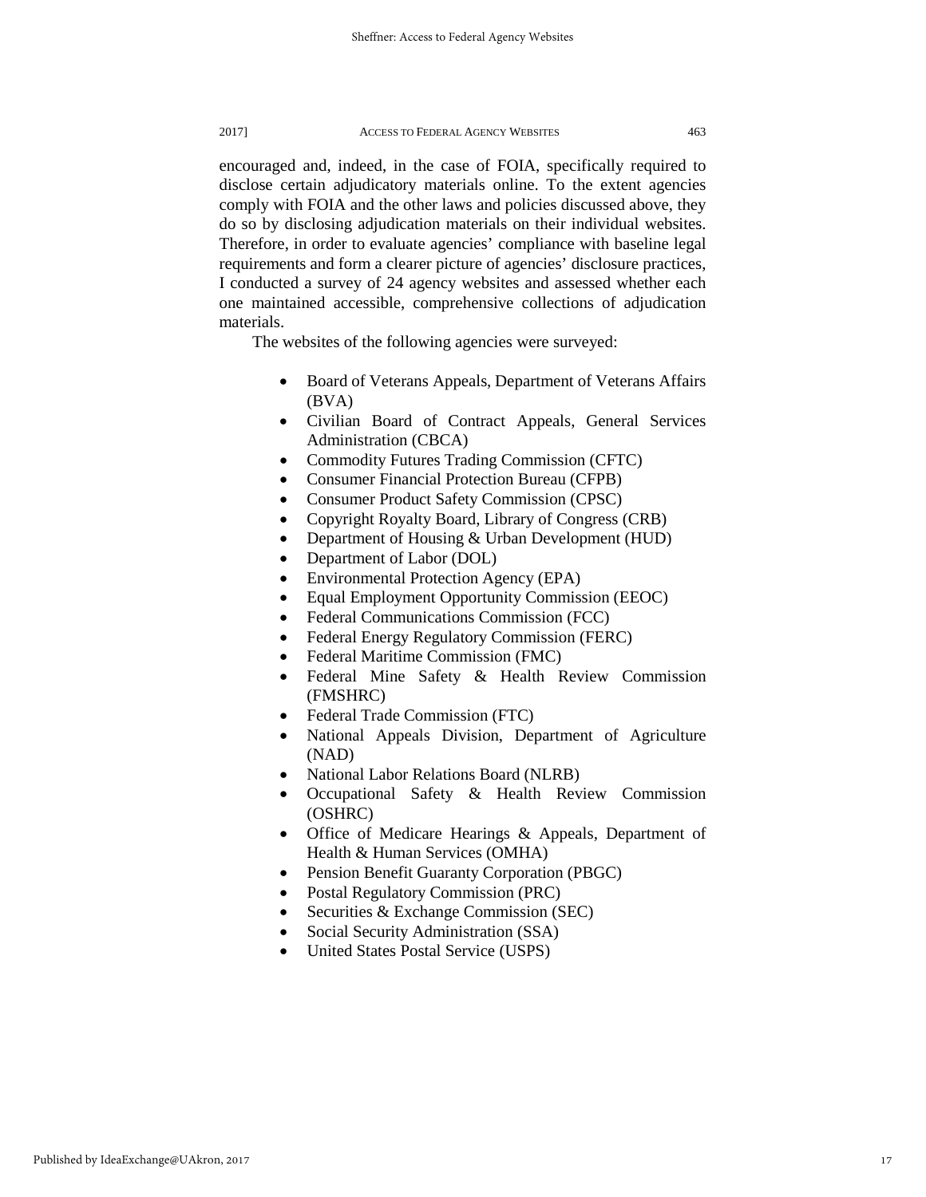encouraged and, indeed, in the case of FOIA, specifically required to disclose certain adjudicatory materials online. To the extent agencies comply with FOIA and the other laws and policies discussed above, they do so by disclosing adjudication materials on their individual websites. Therefore, in order to evaluate agencies' compliance with baseline legal requirements and form a clearer picture of agencies' disclosure practices, I conducted a survey of 24 agency websites and assessed whether each one maintained accessible, comprehensive collections of adjudication materials.

The websites of the following agencies were surveyed:

- Board of Veterans Appeals, Department of Veterans Affairs (BVA)
- Civilian Board of Contract Appeals, General Services Administration (CBCA)
- Commodity Futures Trading Commission (CFTC)
- Consumer Financial Protection Bureau (CFPB)
- Consumer Product Safety Commission (CPSC)
- Copyright Royalty Board, Library of Congress (CRB)
- Department of Housing & Urban Development (HUD)
- Department of Labor (DOL)
- Environmental Protection Agency (EPA)
- Equal Employment Opportunity Commission (EEOC)
- Federal Communications Commission (FCC)
- Federal Energy Regulatory Commission (FERC)
- Federal Maritime Commission (FMC)
- Federal Mine Safety & Health Review Commission (FMSHRC)
- Federal Trade Commission (FTC)
- National Appeals Division, Department of Agriculture (NAD)
- National Labor Relations Board (NLRB)
- Occupational Safety & Health Review Commission (OSHRC)
- Office of Medicare Hearings & Appeals, Department of Health & Human Services (OMHA)
- Pension Benefit Guaranty Corporation (PBGC)
- Postal Regulatory Commission (PRC)
- Securities & Exchange Commission (SEC)
- Social Security Administration (SSA)
- United States Postal Service (USPS)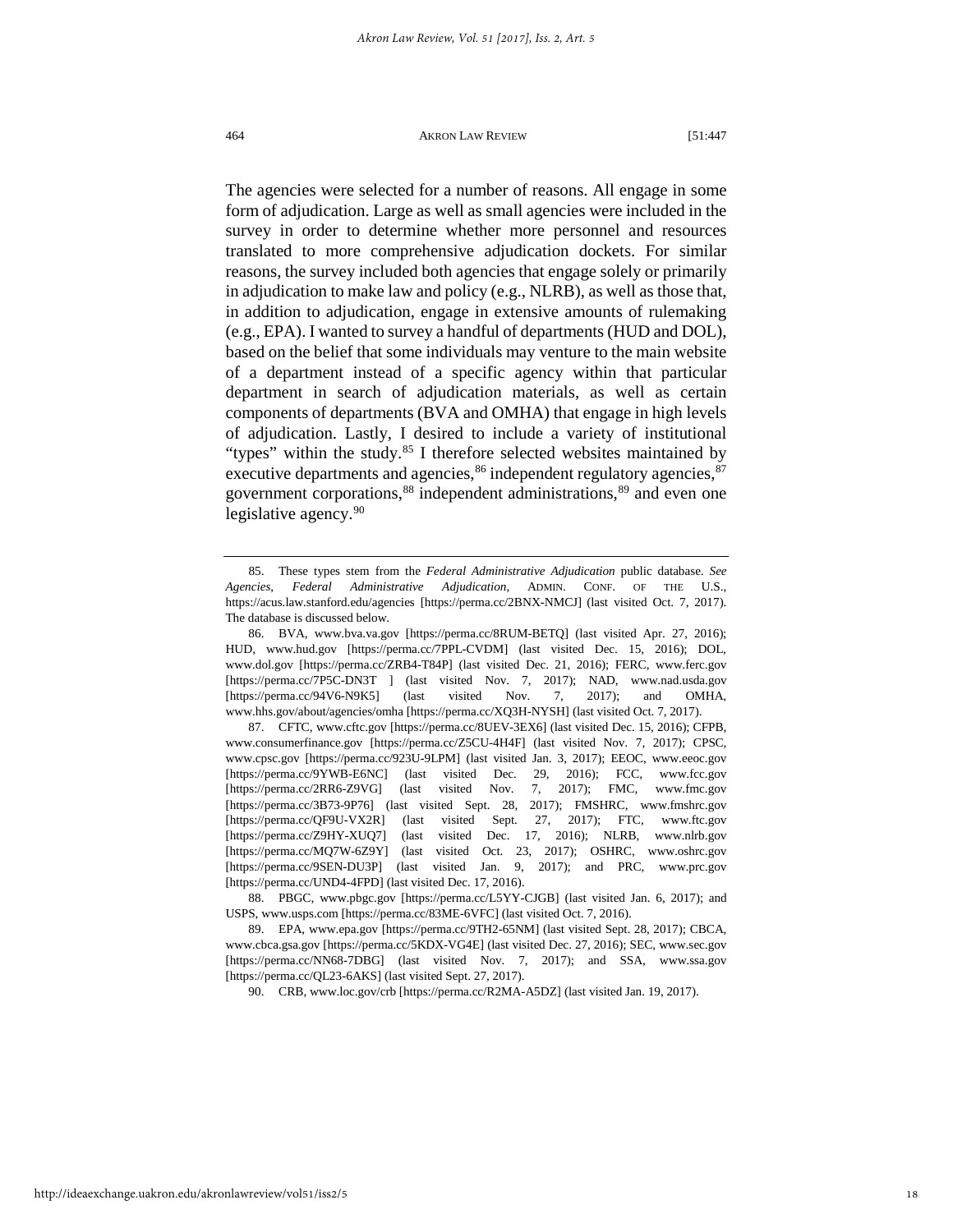The agencies were selected for a number of reasons. All engage in some form of adjudication. Large as well as small agencies were included in the survey in order to determine whether more personnel and resources translated to more comprehensive adjudication dockets. For similar reasons, the survey included both agencies that engage solely or primarily in adjudication to make law and policy (e.g., NLRB), as well as those that, in addition to adjudication, engage in extensive amounts of rulemaking (e.g., EPA). I wanted to survey a handful of departments (HUD and DOL), based on the belief that some individuals may venture to the main website of a department instead of a specific agency within that particular department in search of adjudication materials, as well as certain components of departments (BVA and OMHA) that engage in high levels of adjudication. Lastly, I desired to include a variety of institutional "types" within the study.[85] I therefore selected websites maintained by executive departments and agencies,[86] independent regulatory agencies,[87] government corporations,[88] independent administrations,[89] and even one legislative agency.[90]

---

85. These types stem from the *Federal Administrative Adjudication* public database. *See Agencies*, *Federal Administrative Adjudication*, ADMIN. CONF. OF THE U.S., https://acus.law.stanford.edu/agencies [https://perma.cc/2BNX-NMCJ] (last visited Oct. 7, 2017). The database is discussed below.

86. BVA, www.bva.va.gov [https://perma.cc/8RUM-BETQ] (last visited Apr. 27, 2016); HUD, www.hud.gov [https://perma.cc/7PPL-CVDM] (last visited Dec. 15, 2016); DOL, www.dol.gov [https://perma.cc/ZRB4-T84P] (last visited Dec. 21, 2016); FERC, www.ferc.gov [https://perma.cc/7P5C-DN3T ] (last visited Nov. 7, 2017); NAD, www.nad.usda.gov [https://perma.cc/94V6-N9K5] (last visited Nov. 7, 2017); and OMHA, www.hhs.gov/about/agencies/omha [https://perma.cc/XQ3H-NYSH] (last visited Oct. 7, 2017).

87. CFTC, www.cftc.gov [https://perma.cc/8UEV-3EX6] (last visited Dec. 15, 2016); CFPB, www.consumerfinance.gov [https://perma.cc/Z5CU-4H4F] (last visited Nov. 7, 2017); CPSC, www.cpsc.gov [https://perma.cc/923U-9LPM] (last visited Jan. 3, 2017); EEOC, www.eeoc.gov [https://perma.cc/9YWB-E6NC] (last visited Dec. 29, 2016); FCC, www.fcc.gov [https://perma.cc/2RR6-Z9VG] (last visited Nov. 7, 2017); FMC, www.fmc.gov [https://perma.cc/3B73-9P76] (last visited Sept. 28, 2017); FMSHRC, www.fmshrc.gov [https://perma.cc/QF9U-VX2R] (last visited Sept. 27, 2017); FTC, www.ftc.gov [https://perma.cc/Z9HY-XUQ7] (last visited Dec. 17, 2016); NLRB, www.nlrb.gov [https://perma.cc/MQ7W-6Z9Y] (last visited Oct. 23, 2017); OSHRC, www.oshrc.gov [https://perma.cc/9SEN-DU3P] (last visited Jan. 9, 2017); and PRC, www.prc.gov [https://perma.cc/UND4-4FPD] (last visited Dec. 17, 2016).

88. PBGC, www.pbgc.gov [https://perma.cc/L5YY-CJGB] (last visited Jan. 6, 2017); and USPS, www.usps.com [https://perma.cc/83ME-6VFC] (last visited Oct. 7, 2016).

89. EPA, www.epa.gov [https://perma.cc/9TH2-65NM] (last visited Sept. 28, 2017); CBCA, www.cbca.gsa.gov [https://perma.cc/5KDX-VG4E] (last visited Dec. 27, 2016); SEC, www.sec.gov [https://perma.cc/NN68-7DBG] (last visited Nov. 7, 2017); and SSA, www.ssa.gov [https://perma.cc/QL23-6AKS] (last visited Sept. 27, 2017).

90. CRB, www.loc.gov/crb [https://perma.cc/R2MA-A5DZ] (last visited Jan. 19, 2017).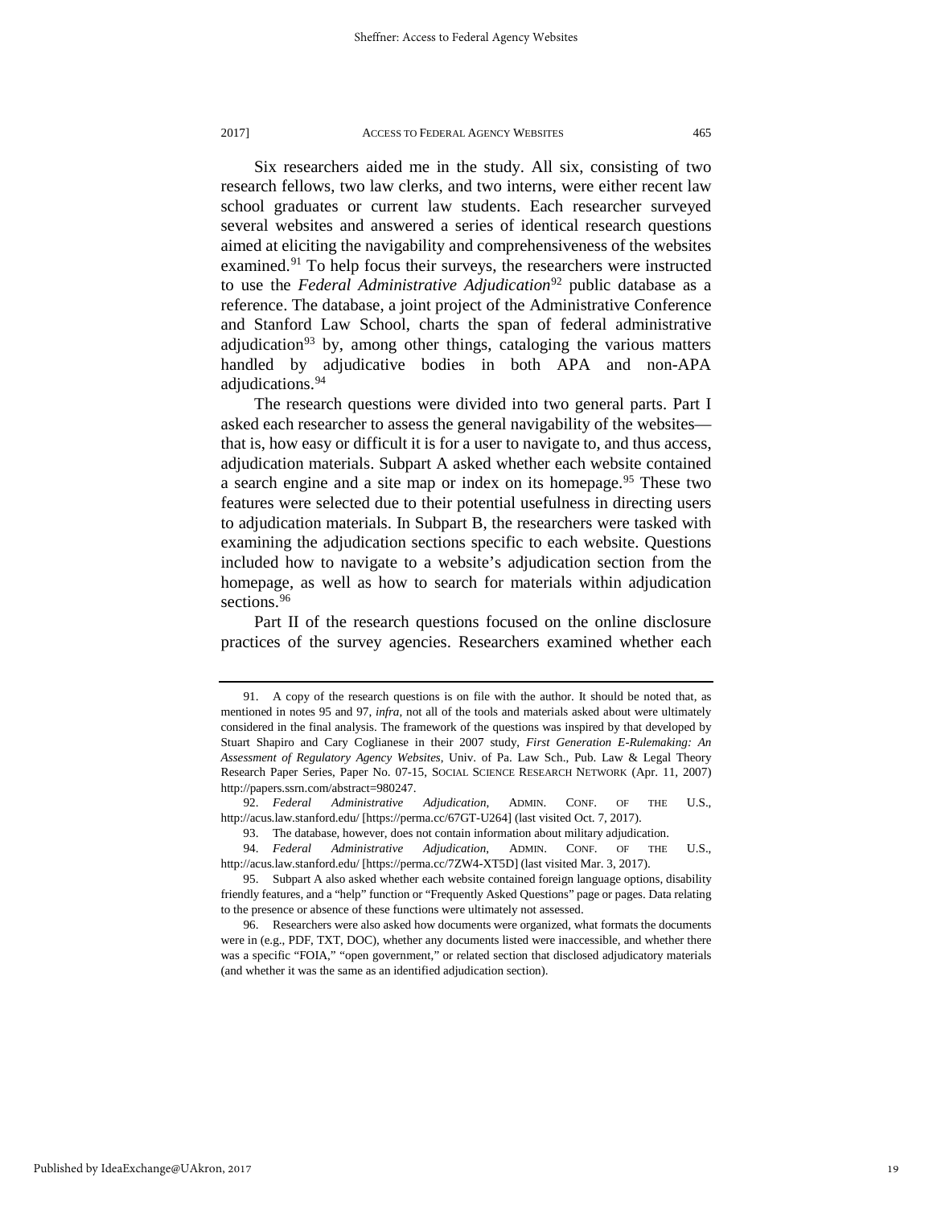Six researchers aided me in the study. All six, consisting of two research fellows, two law clerks, and two interns, were either recent law school graduates or current law students. Each researcher surveyed several websites and answered a series of identical research questions aimed at eliciting the navigability and comprehensiveness of the websites examined.[91] To help focus their surveys, the researchers were instructed to use the *Federal Administrative Adjudication*[92] public database as a reference. The database, a joint project of the Administrative Conference and Stanford Law School, charts the span of federal administrative adjudication[93] by, among other things, cataloging the various matters handled by adjudicative bodies in both APA and non-APA adjudications.[94]

The research questions were divided into two general parts. Part I asked each researcher to assess the general navigability of the websites—that is, how easy or difficult it is for a user to navigate to, and thus access, adjudication materials. Subpart A asked whether each website contained a search engine and a site map or index on its homepage.[95] These two features were selected due to their potential usefulness in directing users to adjudication materials. In Subpart B, the researchers were tasked with examining the adjudication sections specific to each website. Questions included how to navigate to a website's adjudication section from the homepage, as well as how to search for materials within adjudication sections.[96]

Part II of the research questions focused on the online disclosure practices of the survey agencies. Researchers examined whether each

---

91. A copy of the research questions is on file with the author. It should be noted that, as mentioned in notes 95 and 97, *infra*, not all of the tools and materials asked about were ultimately considered in the final analysis. The framework of the questions was inspired by that developed by Stuart Shapiro and Cary Coglianese in their 2007 study, *First Generation E-Rulemaking: An Assessment of Regulatory Agency Websites*, Univ. of Pa. Law Sch., Pub. Law & Legal Theory Research Paper Series, Paper No. 07-15, SOCIAL SCIENCE RESEARCH NETWORK (Apr. 11, 2007) http://papers.ssrn.com/abstract=980247.

92. *Federal Administrative Adjudication*, ADMIN. CONF. OF THE U.S., http://acus.law.stanford.edu/ [https://perma.cc/67GT-U264] (last visited Oct. 7, 2017).

93. The database, however, does not contain information about military adjudication.

94. *Federal Administrative Adjudication*, ADMIN. CONF. OF THE U.S., http://acus.law.stanford.edu/ [https://perma.cc/7ZW4-XT5D] (last visited Mar. 3, 2017).

95. Subpart A also asked whether each website contained foreign language options, disability friendly features, and a "help" function or "Frequently Asked Questions" page or pages. Data relating to the presence or absence of these functions were ultimately not assessed.

96. Researchers were also asked how documents were organized, what formats the documents were in (e.g., PDF, TXT, DOC), whether any documents listed were inaccessible, and whether there was a specific "FOIA," "open government," or related section that disclosed adjudicatory materials (and whether it was the same as an identified adjudication section).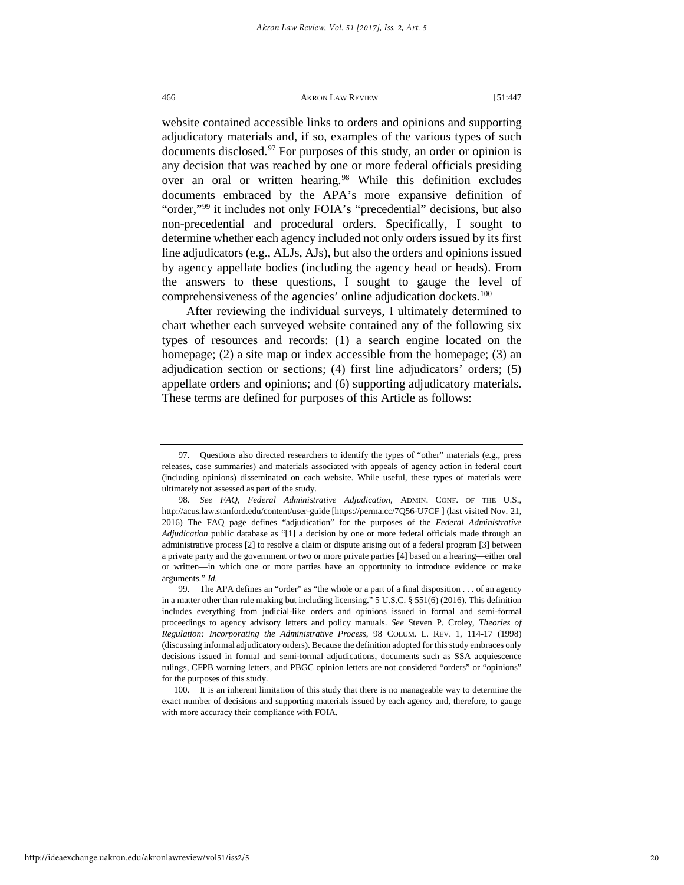website contained accessible links to orders and opinions and supporting adjudicatory materials and, if so, examples of the various types of such documents disclosed.[97] For purposes of this study, an order or opinion is any decision that was reached by one or more federal officials presiding over an oral or written hearing.[98] While this definition excludes documents embraced by the APA's more expansive definition of "order,"[99] it includes not only FOIA's "precedential" decisions, but also non-precedential and procedural orders. Specifically, I sought to determine whether each agency included not only orders issued by its first line adjudicators (e.g., ALJs, AJs), but also the orders and opinions issued by agency appellate bodies (including the agency head or heads). From the answers to these questions, I sought to gauge the level of comprehensiveness of the agencies' online adjudication dockets.[100]

After reviewing the individual surveys, I ultimately determined to chart whether each surveyed website contained any of the following six types of resources and records: (1) a search engine located on the homepage; (2) a site map or index accessible from the homepage; (3) an adjudication section or sections; (4) first line adjudicators' orders; (5) appellate orders and opinions; and (6) supporting adjudicatory materials. These terms are defined for purposes of this Article as follows:

---

97. Questions also directed researchers to identify the types of "other" materials (e.g., press releases, case summaries) and materials associated with appeals of agency action in federal court (including opinions) disseminated on each website. While useful, these types of materials were ultimately not assessed as part of the study.

98. *See FAQ*, *Federal Administrative Adjudication*, ADMIN. CONF. OF THE U.S., http://acus.law.stanford.edu/content/user-guide [https://perma.cc/7Q56-U7CF ] (last visited Nov. 21, 2016) The FAQ page defines "adjudication" for the purposes of the *Federal Administrative Adjudication* public database as "[1] a decision by one or more federal officials made through an administrative process [2] to resolve a claim or dispute arising out of a federal program [3] between a private party and the government or two or more private parties [4] based on a hearing—either oral or written—in which one or more parties have an opportunity to introduce evidence or make arguments." *Id.*

99. The APA defines an "order" as "the whole or a part of a final disposition . . . of an agency in a matter other than rule making but including licensing." 5 U.S.C. § 551(6) (2016). This definition includes everything from judicial-like orders and opinions issued in formal and semi-formal proceedings to agency advisory letters and policy manuals. *See* Steven P. Croley, *Theories of Regulation: Incorporating the Administrative Process*, 98 COLUM. L. REV. 1, 114-17 (1998) (discussing informal adjudicatory orders). Because the definition adopted for this study embraces only decisions issued in formal and semi-formal adjudications, documents such as SSA acquiescence rulings, CFPB warning letters, and PBGC opinion letters are not considered "orders" or "opinions" for the purposes of this study.

100. It is an inherent limitation of this study that there is no manageable way to determine the exact number of decisions and supporting materials issued by each agency and, therefore, to gauge with more accuracy their compliance with FOIA.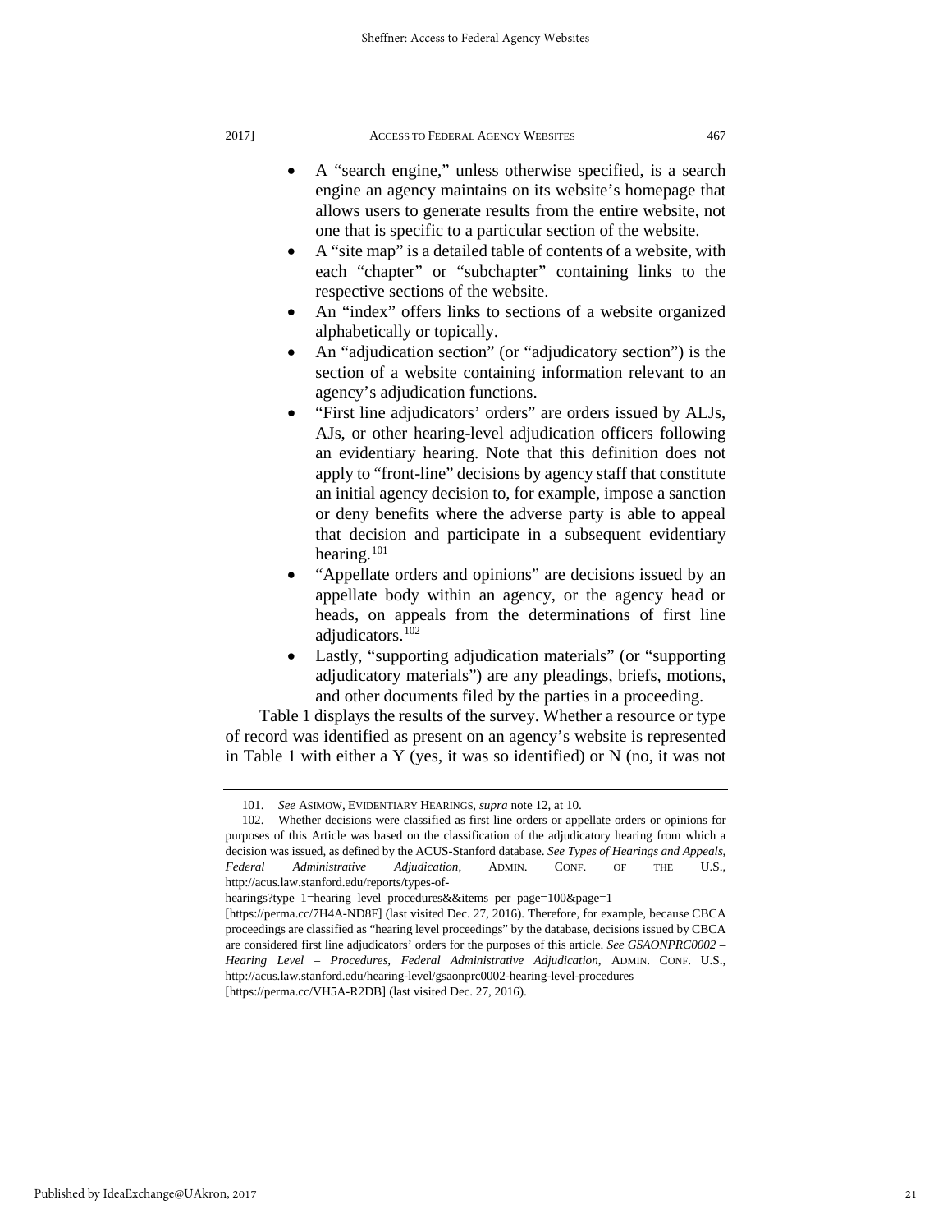- A "search engine," unless otherwise specified, is a search engine an agency maintains on its website's homepage that allows users to generate results from the entire website, not one that is specific to a particular section of the website.
- A "site map" is a detailed table of contents of a website, with each "chapter" or "subchapter" containing links to the respective sections of the website.
- An "index" offers links to sections of a website organized alphabetically or topically.
- An "adjudication section" (or "adjudicatory section") is the section of a website containing information relevant to an agency's adjudication functions.
- "First line adjudicators' orders" are orders issued by ALJs, AJs, or other hearing-level adjudication officers following an evidentiary hearing. Note that this definition does not apply to "front-line" decisions by agency staff that constitute an initial agency decision to, for example, impose a sanction or deny benefits where the adverse party is able to appeal that decision and participate in a subsequent evidentiary hearing.[101]
- "Appellate orders and opinions" are decisions issued by an appellate body within an agency, or the agency head or heads, on appeals from the determinations of first line adjudicators.[102]
- Lastly, "supporting adjudication materials" (or "supporting adjudicatory materials") are any pleadings, briefs, motions, and other documents filed by the parties in a proceeding.

Table 1 displays the results of the survey. Whether a resource or type of record was identified as present on an agency's website is represented in Table 1 with either a Y (yes, it was so identified) or N (no, it was not

---

101. *See* ASIMOW, EVIDENTIARY HEARINGS, *supra* note 12, at 10.

102. Whether decisions were classified as first line orders or appellate orders or opinions for purposes of this Article was based on the classification of the adjudicatory hearing from which a decision was issued, as defined by the ACUS-Stanford database. *See Types of Hearings and Appeals, Federal Administrative Adjudication*, ADMIN. CONF. OF THE U.S., http://acus.law.stanford.edu/reports/types-of-hearings?type_1=hearing_level_procedures&&items_per_page=100&page=1 [https://perma.cc/7H4A-ND8F] (last visited Dec. 27, 2016). Therefore, for example, because CBCA proceedings are classified as "hearing level proceedings" by the database, decisions issued by CBCA are considered first line adjudicators' orders for the purposes of this article. *See GSAONPRC0002 – Hearing Level – Procedures, Federal Administrative Adjudication*, ADMIN. CONF. U.S., http://acus.law.stanford.edu/hearing-level/gsaonprc0002-hearing-level-procedures [https://perma.cc/VH5A-R2DB] (last visited Dec. 27, 2016).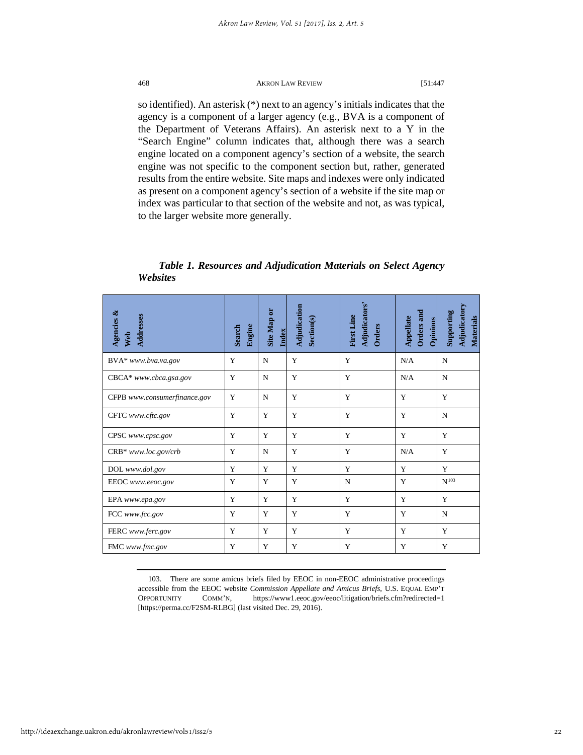so identified). An asterisk (*) next to an agency's initials indicates that the agency is a component of a larger agency (e.g., BVA is a component of the Department of Veterans Affairs). An asterisk next to a Y in the "Search Engine" column indicates that, although there was a search engine located on a component agency's section of a website, the search engine was not specific to the component section but, rather, generated results from the entire website. Site maps and indexes were only indicated as present on a component agency's section of a website if the site map or index was particular to that section of the website and not, as was typical, to the larger website more generally.

***Table 1. Resources and Adjudication Materials on Select Agency Websites***

| Agencies & Web Addresses | Search Engine | Site Map or Index | Adjudication Section(s) | First Line Adjudicators' Orders | Appellate Orders and Opinions | Supporting Adjudicatory Materials |
|---|---|---|---|---|---|---|
| BVA* *www.bva.va.gov* | Y | N | Y | Y | N/A | N |
| CBCA* *www.cbca.gsa.gov* | Y | N | Y | Y | N/A | N |
| CFPB *www.consumerfinance.gov* | Y | N | Y | Y | Y | Y |
| CFTC *www.cftc.gov* | Y | Y | Y | Y | Y | N |
| CPSC *www.cpsc.gov* | Y | Y | Y | Y | Y | Y |
| CRB* *www.loc.gov/crb* | Y | N | Y | Y | N/A | Y |
| DOL *www.dol.gov* | Y | Y | Y | Y | Y | Y |
| EEOC *www.eeoc.gov* | Y | Y | Y | N | Y | N[103] |
| EPA *www.epa.gov* | Y | Y | Y | Y | Y | Y |
| FCC *www.fcc.gov* | Y | Y | Y | Y | Y | N |
| FERC *www.ferc.gov* | Y | Y | Y | Y | Y | Y |
| FMC *www.fmc.gov* | Y | Y | Y | Y | Y | Y |

103. There are some amicus briefs filed by EEOC in non-EEOC administrative proceedings accessible from the EEOC website *Commission Appellate and Amicus Briefs*, U.S. EQUAL EMP'T OPPORTUNITY COMM'N, https://www1.eeoc.gov/eeoc/litigation/briefs.cfm?redirected=1 [https://perma.cc/F2SM-RLBG] (last visited Dec. 29, 2016).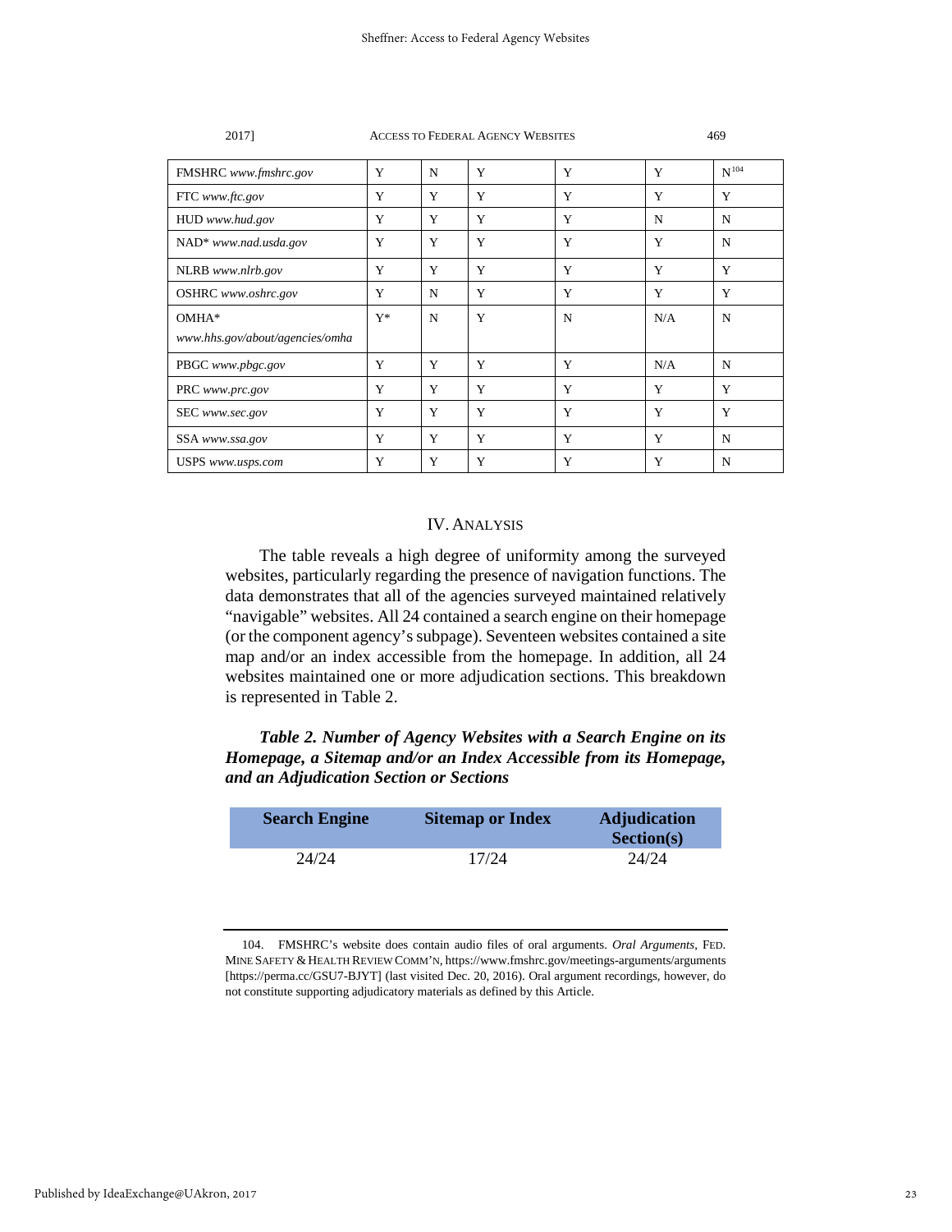| | | | | | | |
|---|---|---|---|---|---|---|
| FMSHRC *www.fmshrc.gov* | Y | N | Y | Y | Y | N[104] |
| FTC *www.ftc.gov* | Y | Y | Y | Y | Y | Y |
| HUD *www.hud.gov* | Y | Y | Y | Y | N | N |
| NAD* *www.nad.usda.gov* | Y | Y | Y | Y | Y | N |
| NLRB *www.nlrb.gov* | Y | Y | Y | Y | Y | Y |
| OSHRC *www.oshrc.gov* | Y | N | Y | Y | Y | Y |
| OMHA* *www.hhs.gov/about/agencies/omha* | Y* | N | Y | N | N/A | N |
| PBGC *www.pbgc.gov* | Y | Y | Y | Y | N/A | N |
| PRC *www.prc.gov* | Y | Y | Y | Y | Y | Y |
| SEC *www.sec.gov* | Y | Y | Y | Y | Y | Y |
| SSA *www.ssa.gov* | Y | Y | Y | Y | Y | N |
| USPS *www.usps.com* | Y | Y | Y | Y | Y | N |

## IV. Analysis

The table reveals a high degree of uniformity among the surveyed websites, particularly regarding the presence of navigation functions. The data demonstrates that all of the agencies surveyed maintained relatively "navigable" websites. All 24 contained a search engine on their homepage (or the component agency's subpage). Seventeen websites contained a site map and/or an index accessible from the homepage. In addition, all 24 websites maintained one or more adjudication sections. This breakdown is represented in Table 2.

***Table 2. Number of Agency Websites with a Search Engine on its Homepage, a Sitemap and/or an Index Accessible from its Homepage, and an Adjudication Section or Sections***

| Search Engine | Sitemap or Index | Adjudication Section(s) |
|---|---|---|
| 24/24 | 17/24 | 24/24 |

104. FMSHRC's website does contain audio files of oral arguments. *Oral Arguments*, Fed. Mine Safety & Health Review Comm'n, https://www.fmshrc.gov/meetings-arguments/arguments [https://perma.cc/GSU7-BJYT] (last visited Dec. 20, 2016). Oral argument recordings, however, do not constitute supporting adjudicatory materials as defined by this Article.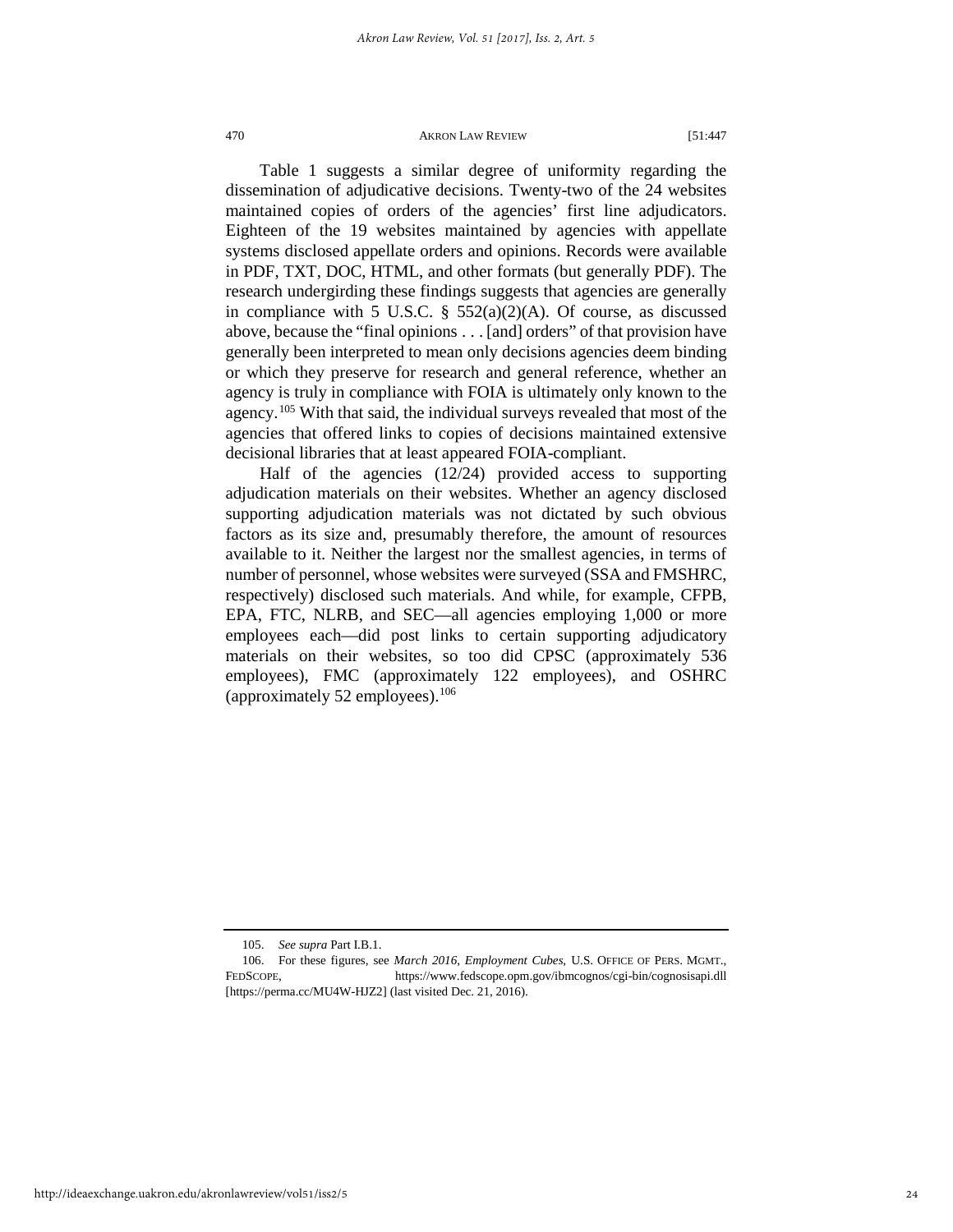Table 1 suggests a similar degree of uniformity regarding the dissemination of adjudicative decisions. Twenty-two of the 24 websites maintained copies of orders of the agencies' first line adjudicators. Eighteen of the 19 websites maintained by agencies with appellate systems disclosed appellate orders and opinions. Records were available in PDF, TXT, DOC, HTML, and other formats (but generally PDF). The research undergirding these findings suggests that agencies are generally in compliance with 5 U.S.C. § 552(a)(2)(A). Of course, as discussed above, because the "final opinions . . . [and] orders" of that provision have generally been interpreted to mean only decisions agencies deem binding or which they preserve for research and general reference, whether an agency is truly in compliance with FOIA is ultimately only known to the agency.[105] With that said, the individual surveys revealed that most of the agencies that offered links to copies of decisions maintained extensive decisional libraries that at least appeared FOIA-compliant.

Half of the agencies (12/24) provided access to supporting adjudication materials on their websites. Whether an agency disclosed supporting adjudication materials was not dictated by such obvious factors as its size and, presumably therefore, the amount of resources available to it. Neither the largest nor the smallest agencies, in terms of number of personnel, whose websites were surveyed (SSA and FMSHRC, respectively) disclosed such materials. And while, for example, CFPB, EPA, FTC, NLRB, and SEC—all agencies employing 1,000 or more employees each—did post links to certain supporting adjudicatory materials on their websites, so too did CPSC (approximately 536 employees), FMC (approximately 122 employees), and OSHRC (approximately 52 employees).[106]

---

105. *See supra* Part I.B.1.

106. For these figures, see *March 2016, Employment Cubes*, U.S. OFFICE OF PERS. MGMT., FEDSCOPE, https://www.fedscope.opm.gov/ibmcognos/cgi-bin/cognosisapi.dll [https://perma.cc/MU4W-HJZ2] (last visited Dec. 21, 2016).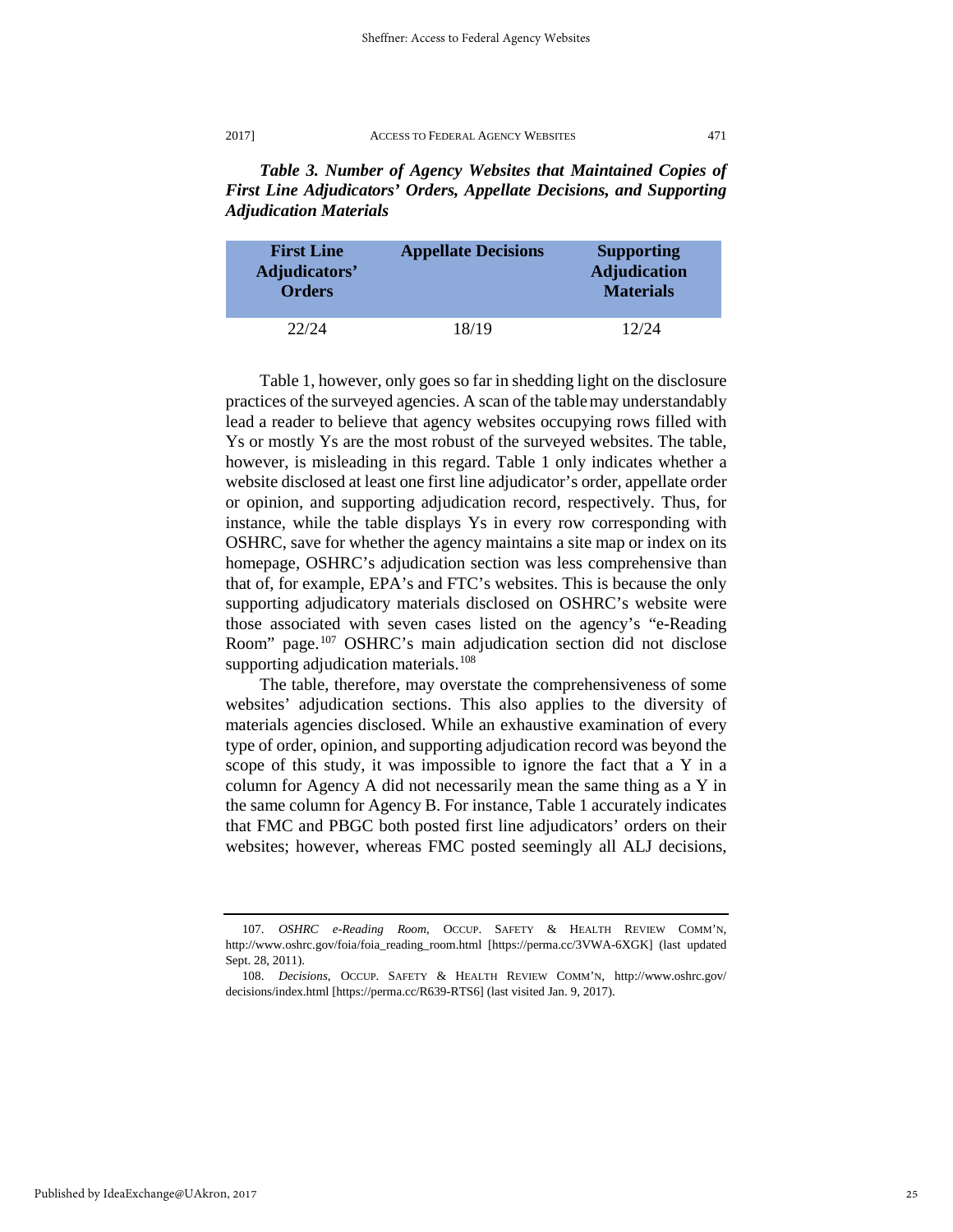***Table 3. Number of Agency Websites that Maintained Copies of First Line Adjudicators' Orders, Appellate Decisions, and Supporting Adjudication Materials***

| First Line Adjudicators' Orders | Appellate Decisions | Supporting Adjudication Materials |
| --- | --- | --- |
| 22/24 | 18/19 | 12/24 |

Table 1, however, only goes so far in shedding light on the disclosure practices of the surveyed agencies. A scan of the table may understandably lead a reader to believe that agency websites occupying rows filled with Ys or mostly Ys are the most robust of the surveyed websites. The table, however, is misleading in this regard. Table 1 only indicates whether a website disclosed at least one first line adjudicator's order, appellate order or opinion, and supporting adjudication record, respectively. Thus, for instance, while the table displays Ys in every row corresponding with OSHRC, save for whether the agency maintains a site map or index on its homepage, OSHRC's adjudication section was less comprehensive than that of, for example, EPA's and FTC's websites. This is because the only supporting adjudicatory materials disclosed on OSHRC's website were those associated with seven cases listed on the agency's "e-Reading Room" page.[107] OSHRC's main adjudication section did not disclose supporting adjudication materials.[108]

The table, therefore, may overstate the comprehensiveness of some websites' adjudication sections. This also applies to the diversity of materials agencies disclosed. While an exhaustive examination of every type of order, opinion, and supporting adjudication record was beyond the scope of this study, it was impossible to ignore the fact that a Y in a column for Agency A did not necessarily mean the same thing as a Y in the same column for Agency B. For instance, Table 1 accurately indicates that FMC and PBGC both posted first line adjudicators' orders on their websites; however, whereas FMC posted seemingly all ALJ decisions,

---

107. *OSHRC e-Reading Room*, OCCUP. SAFETY & HEALTH REVIEW COMM'N, http://www.oshrc.gov/foia/foia_reading_room.html [https://perma.cc/3VWA-6XGK] (last updated Sept. 28, 2011).

108. *Decisions*, OCCUP. SAFETY & HEALTH REVIEW COMM'N, http://www.oshrc.gov/decisions/index.html [https://perma.cc/R639-RTS6] (last visited Jan. 9, 2017).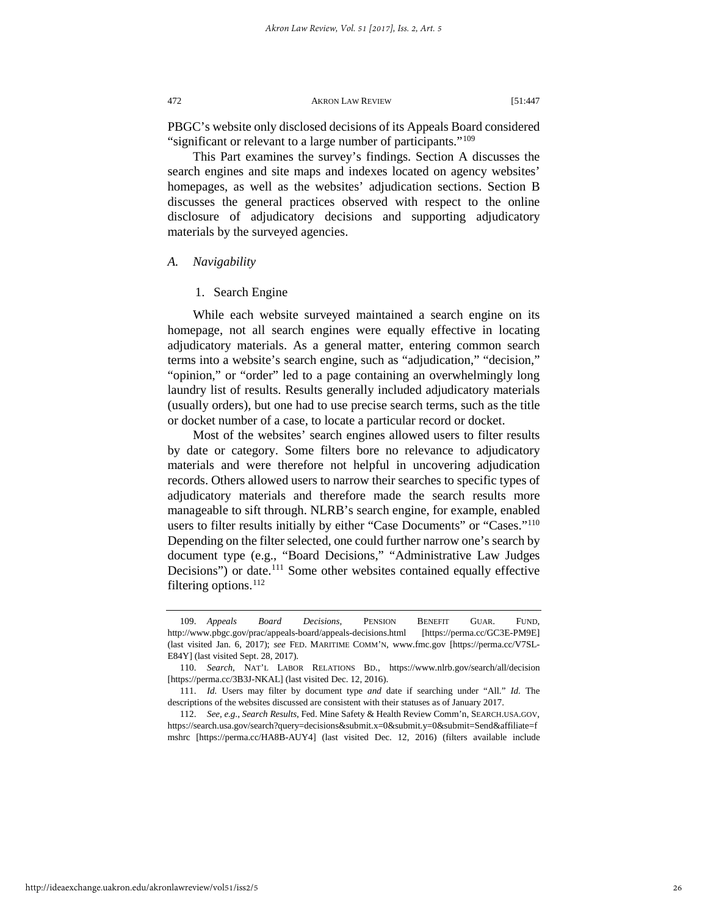PBGC's website only disclosed decisions of its Appeals Board considered "significant or relevant to a large number of participants."[109]

This Part examines the survey's findings. Section A discusses the search engines and site maps and indexes located on agency websites' homepages, as well as the websites' adjudication sections. Section B discusses the general practices observed with respect to the online disclosure of adjudicatory decisions and supporting adjudicatory materials by the surveyed agencies.

## *A. Navigability*

### 1. Search Engine

While each website surveyed maintained a search engine on its homepage, not all search engines were equally effective in locating adjudicatory materials. As a general matter, entering common search terms into a website's search engine, such as "adjudication," "decision," "opinion," or "order" led to a page containing an overwhelmingly long laundry list of results. Results generally included adjudicatory materials (usually orders), but one had to use precise search terms, such as the title or docket number of a case, to locate a particular record or docket.

Most of the websites' search engines allowed users to filter results by date or category. Some filters bore no relevance to adjudicatory materials and were therefore not helpful in uncovering adjudication records. Others allowed users to narrow their searches to specific types of adjudicatory materials and therefore made the search results more manageable to sift through. NLRB's search engine, for example, enabled users to filter results initially by either "Case Documents" or "Cases."[110] Depending on the filter selected, one could further narrow one's search by document type (e.g., "Board Decisions," "Administrative Law Judges Decisions") or date.[111] Some other websites contained equally effective filtering options.[112]

---

109. *Appeals Board Decisions*, PENSION BENEFIT GUAR. FUND, http://www.pbgc.gov/prac/appeals-board/appeals-decisions.html [https://perma.cc/GC3E-PM9E] (last visited Jan. 6, 2017); *see* FED. MARITIME COMM'N, www.fmc.gov [https://perma.cc/V7SL-E84Y] (last visited Sept. 28, 2017).

110. *Search*, NAT'L LABOR RELATIONS BD., https://www.nlrb.gov/search/all/decision [https://perma.cc/3B3J-NKAL] (last visited Dec. 12, 2016).

111. *Id.* Users may filter by document type *and* date if searching under "All." *Id.* The descriptions of the websites discussed are consistent with their statuses as of January 2017.

112. *See, e.g.*, *Search Results*, Fed. Mine Safety & Health Review Comm'n, SEARCH.USA.GOV, https://search.usa.gov/search?query=decisions&submit.x=0&submit.y=0&submit=Send&affiliate=fmshrc [https://perma.cc/HA8B-AUY4] (last visited Dec. 12, 2016) (filters available include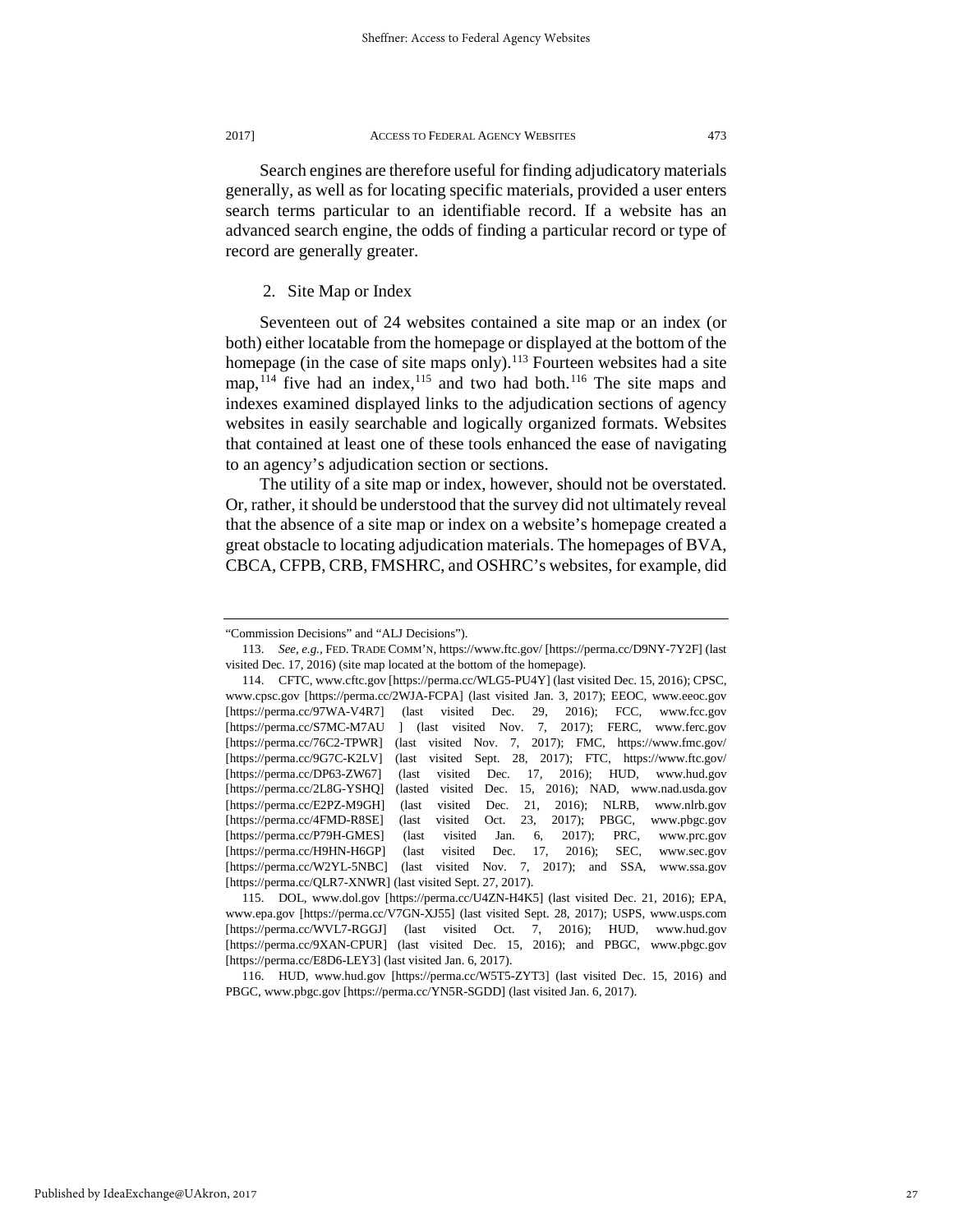Search engines are therefore useful for finding adjudicatory materials generally, as well as for locating specific materials, provided a user enters search terms particular to an identifiable record. If a website has an advanced search engine, the odds of finding a particular record or type of record are generally greater.

2. Site Map or Index

Seventeen out of 24 websites contained a site map or an index (or both) either locatable from the homepage or displayed at the bottom of the homepage (in the case of site maps only).[113] Fourteen websites had a site map,[114] five had an index,[115] and two had both.[116] The site maps and indexes examined displayed links to the adjudication sections of agency websites in easily searchable and logically organized formats. Websites that contained at least one of these tools enhanced the ease of navigating to an agency's adjudication section or sections.

The utility of a site map or index, however, should not be overstated. Or, rather, it should be understood that the survey did not ultimately reveal that the absence of a site map or index on a website's homepage created a great obstacle to locating adjudication materials. The homepages of BVA, CBCA, CFPB, CRB, FMSHRC, and OSHRC's websites, for example, did

---

"Commission Decisions" and "ALJ Decisions").

113. *See, e.g.*, FED. TRADE COMM'N, https://www.ftc.gov/ [https://perma.cc/D9NY-7Y2F] (last visited Dec. 17, 2016) (site map located at the bottom of the homepage).

114. CFTC, www.cftc.gov [https://perma.cc/WLG5-PU4Y] (last visited Dec. 15, 2016); CPSC, www.cpsc.gov [https://perma.cc/2WJA-FCPA] (last visited Jan. 3, 2017); EEOC, www.eeoc.gov [https://perma.cc/97WA-V4R7] (last visited Dec. 29, 2016); FCC, www.fcc.gov [https://perma.cc/S7MC-M7AU ] (last visited Nov. 7, 2017); FERC, www.ferc.gov [https://perma.cc/76C2-TPWR] (last visited Nov. 7, 2017); FMC, https://www.fmc.gov/ [https://perma.cc/9G7C-K2LV] (last visited Sept. 28, 2017); FTC, https://www.ftc.gov/ [https://perma.cc/DP63-ZW67] (last visited Dec. 17, 2016); HUD, www.hud.gov [https://perma.cc/2L8G-YSHQ] (lasted visited Dec. 15, 2016); NAD, www.nad.usda.gov [https://perma.cc/E2PZ-M9GH] (last visited Dec. 21, 2016); NLRB, www.nlrb.gov [https://perma.cc/4FMD-R8SE] (last visited Oct. 23, 2017); PBGC, www.pbgc.gov [https://perma.cc/P79H-GMES] (last visited Jan. 6, 2017); PRC, www.prc.gov [https://perma.cc/H9HN-H6GP] (last visited Dec. 17, 2016); SEC, www.sec.gov [https://perma.cc/W2YL-5NBC] (last visited Nov. 7, 2017); and SSA, www.ssa.gov [https://perma.cc/QLR7-XNWR] (last visited Sept. 27, 2017).

115. DOL, www.dol.gov [https://perma.cc/U4ZN-H4K5] (last visited Dec. 21, 2016); EPA, www.epa.gov [https://perma.cc/V7GN-XJ55] (last visited Sept. 28, 2017); USPS, www.usps.com [https://perma.cc/WVL7-RGGJ] (last visited Oct. 7, 2016); HUD, www.hud.gov [https://perma.cc/9XAN-CPUR] (last visited Dec. 15, 2016); and PBGC, www.pbgc.gov [https://perma.cc/E8D6-LEY3] (last visited Jan. 6, 2017).

116. HUD, www.hud.gov [https://perma.cc/W5T5-ZYT3] (last visited Dec. 15, 2016) and PBGC, www.pbgc.gov [https://perma.cc/YN5R-SGDD] (last visited Jan. 6, 2017).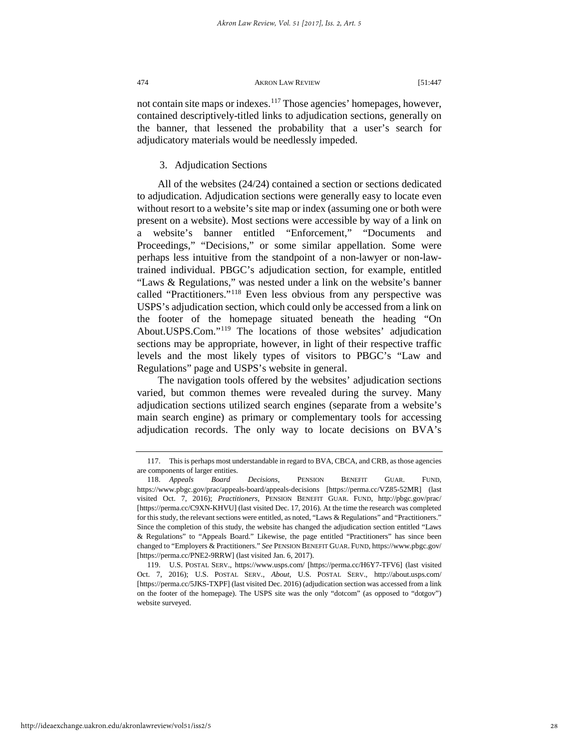not contain site maps or indexes.[117] Those agencies' homepages, however, contained descriptively-titled links to adjudication sections, generally on the banner, that lessened the probability that a user's search for adjudicatory materials would be needlessly impeded.

### 3. Adjudication Sections

All of the websites (24/24) contained a section or sections dedicated to adjudication. Adjudication sections were generally easy to locate even without resort to a website's site map or index (assuming one or both were present on a website). Most sections were accessible by way of a link on a website's banner entitled "Enforcement," "Documents and Proceedings," "Decisions," or some similar appellation. Some were perhaps less intuitive from the standpoint of a non-lawyer or non-law-trained individual. PBGC's adjudication section, for example, entitled "Laws & Regulations," was nested under a link on the website's banner called "Practitioners."[118] Even less obvious from any perspective was USPS's adjudication section, which could only be accessed from a link on the footer of the homepage situated beneath the heading "On About.USPS.Com."[119] The locations of those websites' adjudication sections may be appropriate, however, in light of their respective traffic levels and the most likely types of visitors to PBGC's "Law and Regulations" page and USPS's website in general.

The navigation tools offered by the websites' adjudication sections varied, but common themes were revealed during the survey. Many adjudication sections utilized search engines (separate from a website's main search engine) as primary or complementary tools for accessing adjudication records. The only way to locate decisions on BVA's

---

117. This is perhaps most understandable in regard to BVA, CBCA, and CRB, as those agencies are components of larger entities.

118. *Appeals Board Decisions*, PENSION BENEFIT GUAR. FUND, https://www.pbgc.gov/prac/appeals-board/appeals-decisions [https://perma.cc/VZ85-52MR] (last visited Oct. 7, 2016); *Practitioners*, PENSION BENEFIT GUAR. FUND, http://pbgc.gov/prac/ [https://perma.cc/C9XN-KHVU] (last visited Dec. 17, 2016). At the time the research was completed for this study, the relevant sections were entitled, as noted, "Laws & Regulations" and "Practitioners." Since the completion of this study, the website has changed the adjudication section entitled "Laws & Regulations" to "Appeals Board." Likewise, the page entitled "Practitioners" has since been changed to "Employers & Practitioners." *See* PENSION BENEFIT GUAR. FUND, https://www.pbgc.gov/ [https://perma.cc/PNE2-9RRW] (last visited Jan. 6, 2017).

119. U.S. POSTAL SERV., https://www.usps.com/ [https://perma.cc/H6Y7-TFV6] (last visited Oct. 7, 2016); U.S. POSTAL SERV., *About*, U.S. POSTAL SERV., http://about.usps.com/ [https://perma.cc/5JKS-TXPF] (last visited Dec. 2016) (adjudication section was accessed from a link on the footer of the homepage). The USPS site was the only "dotcom" (as opposed to "dotgov") website surveyed.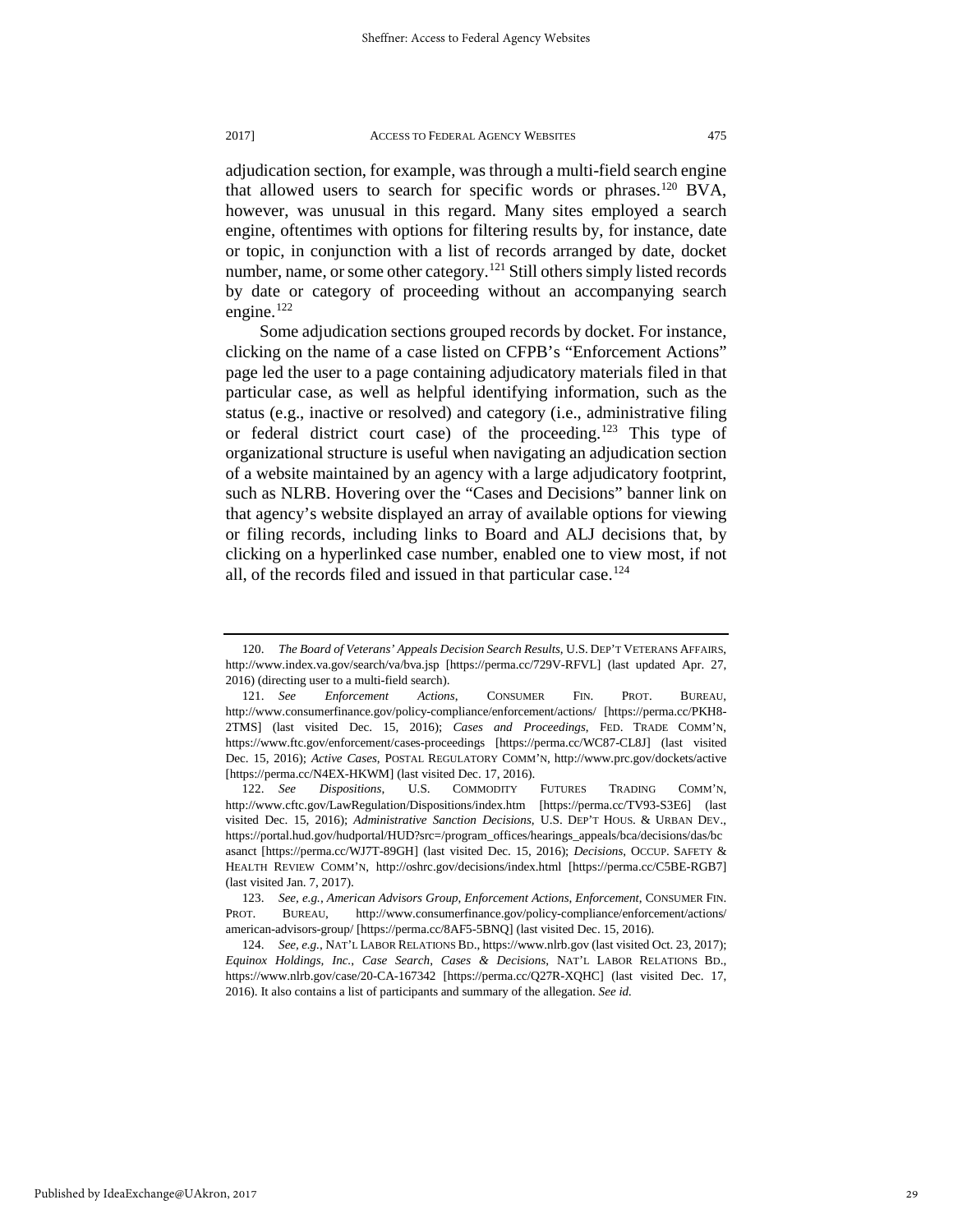adjudication section, for example, was through a multi-field search engine that allowed users to search for specific words or phrases.[120] BVA, however, was unusual in this regard. Many sites employed a search engine, oftentimes with options for filtering results by, for instance, date or topic, in conjunction with a list of records arranged by date, docket number, name, or some other category.[121] Still others simply listed records by date or category of proceeding without an accompanying search engine.[122]

Some adjudication sections grouped records by docket. For instance, clicking on the name of a case listed on CFPB's "Enforcement Actions" page led the user to a page containing adjudicatory materials filed in that particular case, as well as helpful identifying information, such as the status (e.g., inactive or resolved) and category (i.e., administrative filing or federal district court case) of the proceeding.[123] This type of organizational structure is useful when navigating an adjudication section of a website maintained by an agency with a large adjudicatory footprint, such as NLRB. Hovering over the "Cases and Decisions" banner link on that agency's website displayed an array of available options for viewing or filing records, including links to Board and ALJ decisions that, by clicking on a hyperlinked case number, enabled one to view most, if not all, of the records filed and issued in that particular case.[124]

---

120. *The Board of Veterans' Appeals Decision Search Results*, U.S. DEP'T VETERANS AFFAIRS, http://www.index.va.gov/search/va/bva.jsp [https://perma.cc/729V-RFVL] (last updated Apr. 27, 2016) (directing user to a multi-field search).

121. *See Enforcement Actions*, CONSUMER FIN. PROT. BUREAU, http://www.consumerfinance.gov/policy-compliance/enforcement/actions/ [https://perma.cc/PKH8-2TMS] (last visited Dec. 15, 2016); *Cases and Proceedings*, FED. TRADE COMM'N, https://www.ftc.gov/enforcement/cases-proceedings [https://perma.cc/WC87-CL8J] (last visited Dec. 15, 2016); *Active Cases*, POSTAL REGULATORY COMM'N, http://www.prc.gov/dockets/active [https://perma.cc/N4EX-HKWM] (last visited Dec. 17, 2016).

122. *See Dispositions*, U.S. COMMODITY FUTURES TRADING COMM'N, http://www.cftc.gov/LawRegulation/Dispositions/index.htm [https://perma.cc/TV93-S3E6] (last visited Dec. 15, 2016); *Administrative Sanction Decisions*, U.S. DEP'T HOUS. & URBAN DEV., https://portal.hud.gov/hudportal/HUD?src=/program_offices/hearings_appeals/bca/decisions/das/bcasanct [https://perma.cc/WJ7T-89GH] (last visited Dec. 15, 2016); *Decisions*, OCCUP. SAFETY & HEALTH REVIEW COMM'N, http://oshrc.gov/decisions/index.html [https://perma.cc/C5BE-RGB7] (last visited Jan. 7, 2017).

123. *See, e.g.*, *American Advisors Group*, *Enforcement Actions*, *Enforcement*, CONSUMER FIN. PROT. BUREAU, http://www.consumerfinance.gov/policy-compliance/enforcement/actions/american-advisors-group/ [https://perma.cc/8AF5-5BNQ] (last visited Dec. 15, 2016).

124. *See, e.g.*, NAT'L LABOR RELATIONS BD., https://www.nlrb.gov (last visited Oct. 23, 2017); *Equinox Holdings, Inc.*, *Case Search*, *Cases & Decisions*, NAT'L LABOR RELATIONS BD., https://www.nlrb.gov/case/20-CA-167342 [https://perma.cc/Q27R-XQHC] (last visited Dec. 17, 2016). It also contains a list of participants and summary of the allegation. *See id.*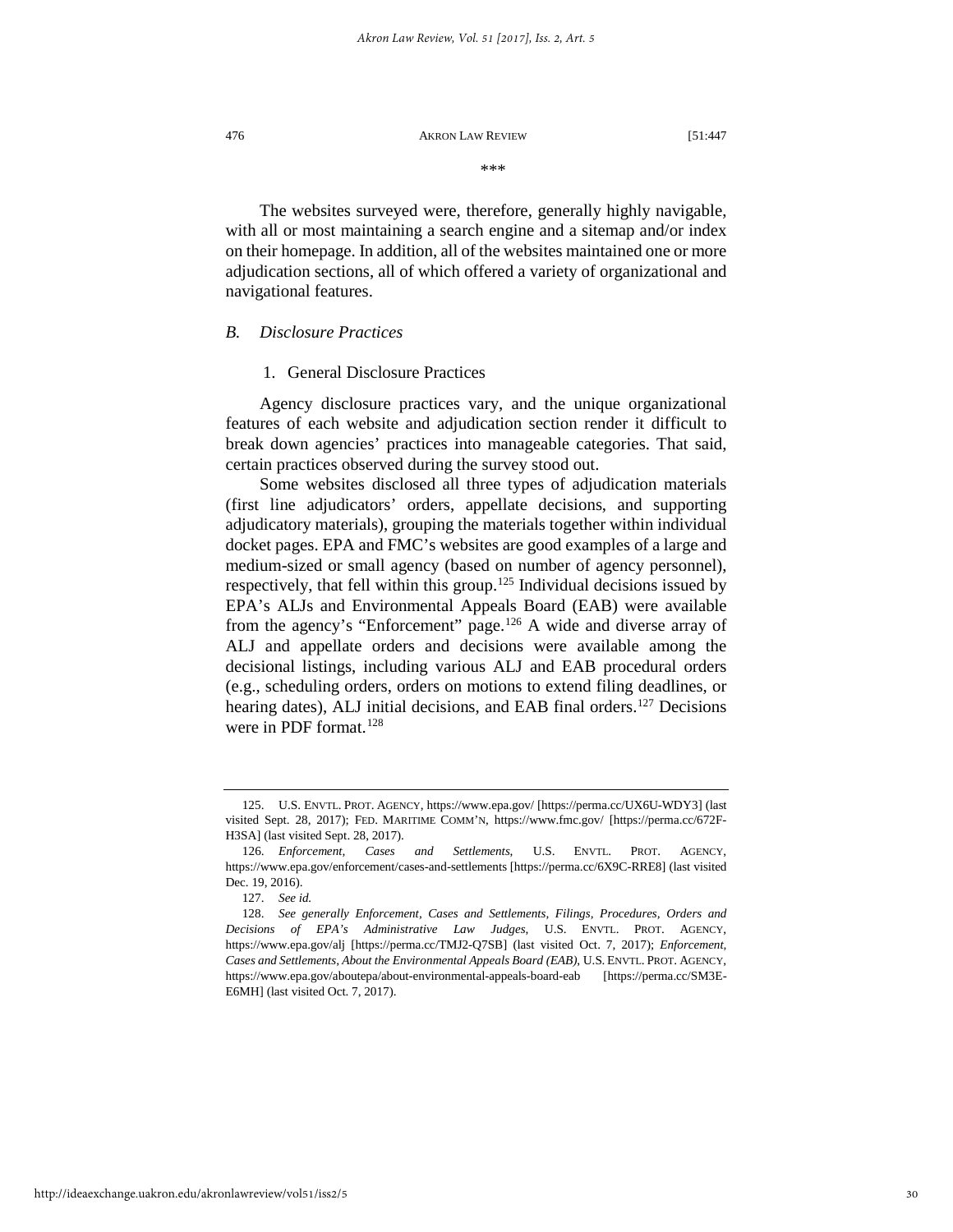\*\*\*

The websites surveyed were, therefore, generally highly navigable, with all or most maintaining a search engine and a sitemap and/or index on their homepage. In addition, all of the websites maintained one or more adjudication sections, all of which offered a variety of organizational and navigational features.

### *B. Disclosure Practices*

#### 1. General Disclosure Practices

Agency disclosure practices vary, and the unique organizational features of each website and adjudication section render it difficult to break down agencies' practices into manageable categories. That said, certain practices observed during the survey stood out.

Some websites disclosed all three types of adjudication materials (first line adjudicators' orders, appellate decisions, and supporting adjudicatory materials), grouping the materials together within individual docket pages. EPA and FMC's websites are good examples of a large and medium-sized or small agency (based on number of agency personnel), respectively, that fell within this group.[125] Individual decisions issued by EPA's ALJs and Environmental Appeals Board (EAB) were available from the agency's "Enforcement" page.[126] A wide and diverse array of ALJ and appellate orders and decisions were available among the decisional listings, including various ALJ and EAB procedural orders (e.g., scheduling orders, orders on motions to extend filing deadlines, or hearing dates), ALJ initial decisions, and EAB final orders.[127] Decisions were in PDF format.[128]

---

125. U.S. ENVTL. PROT. AGENCY, https://www.epa.gov/ [https://perma.cc/UX6U-WDY3] (last visited Sept. 28, 2017); FED. MARITIME COMM'N, https://www.fmc.gov/ [https://perma.cc/672F-H3SA] (last visited Sept. 28, 2017).

126. *Enforcement, Cases and Settlements*, U.S. ENVTL. PROT. AGENCY, https://www.epa.gov/enforcement/cases-and-settlements [https://perma.cc/6X9C-RRE8] (last visited Dec. 19, 2016).

127. *See id.*

128. *See generally Enforcement, Cases and Settlements, Filings, Procedures, Orders and Decisions of EPA's Administrative Law Judges*, U.S. ENVTL. PROT. AGENCY, https://www.epa.gov/alj [https://perma.cc/TMJ2-Q7SB] (last visited Oct. 7, 2017); *Enforcement, Cases and Settlements, About the Environmental Appeals Board (EAB)*, U.S. ENVTL. PROT. AGENCY, https://www.epa.gov/aboutepa/about-environmental-appeals-board-eab [https://perma.cc/SM3E-E6MH] (last visited Oct. 7, 2017).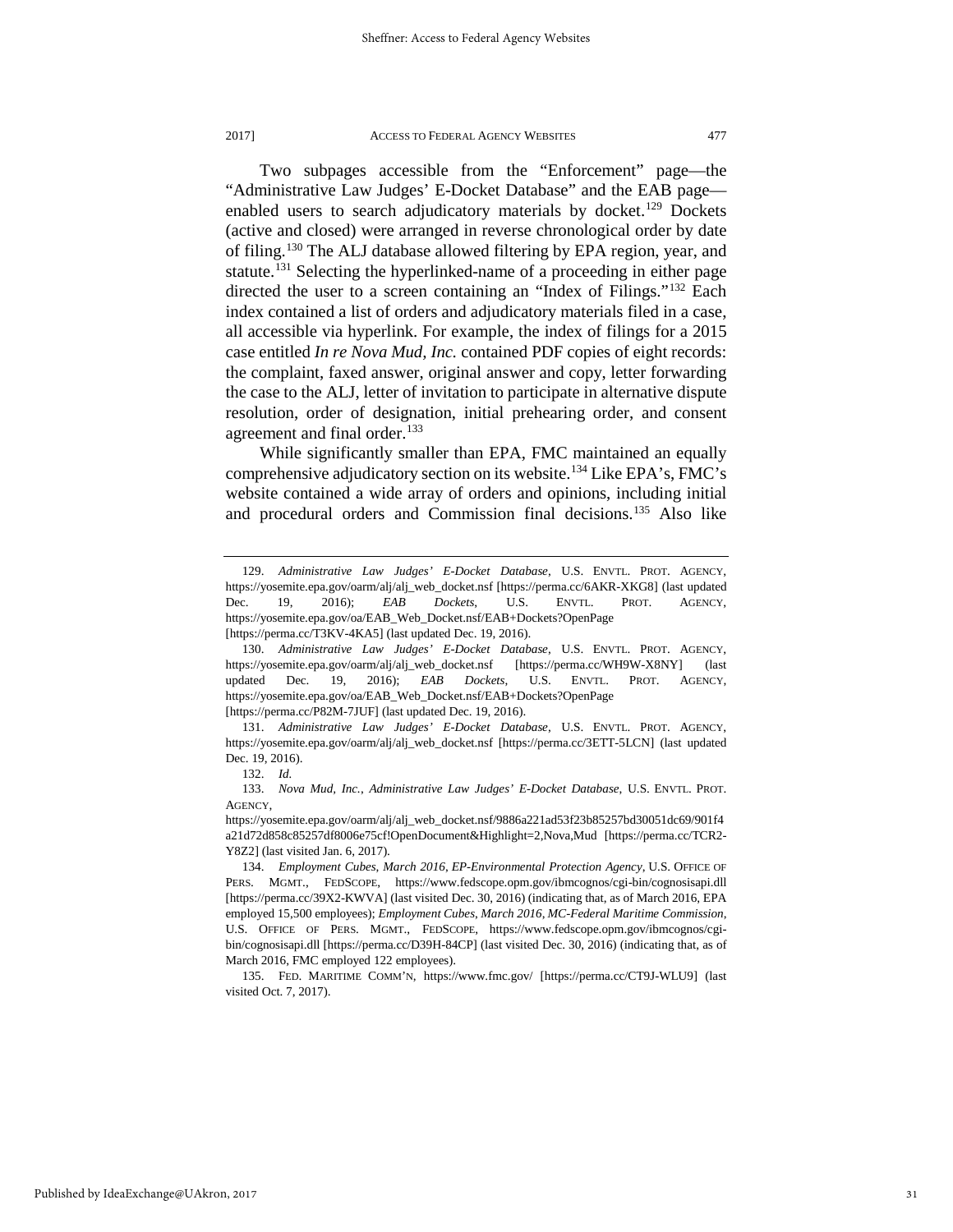Two subpages accessible from the "Enforcement" page—the "Administrative Law Judges' E-Docket Database" and the EAB page—enabled users to search adjudicatory materials by docket.[129] Dockets (active and closed) were arranged in reverse chronological order by date of filing.[130] The ALJ database allowed filtering by EPA region, year, and statute.[131] Selecting the hyperlinked-name of a proceeding in either page directed the user to a screen containing an "Index of Filings."[132] Each index contained a list of orders and adjudicatory materials filed in a case, all accessible via hyperlink. For example, the index of filings for a 2015 case entitled *In re Nova Mud, Inc.* contained PDF copies of eight records: the complaint, faxed answer, original answer and copy, letter forwarding the case to the ALJ, letter of invitation to participate in alternative dispute resolution, order of designation, initial prehearing order, and consent agreement and final order.[133]

While significantly smaller than EPA, FMC maintained an equally comprehensive adjudicatory section on its website.[134] Like EPA's, FMC's website contained a wide array of orders and opinions, including initial and procedural orders and Commission final decisions.[135] Also like

---

129. *Administrative Law Judges' E-Docket Database*, U.S. ENVTL. PROT. AGENCY, https://yosemite.epa.gov/oarm/alj/alj_web_docket.nsf [https://perma.cc/6AKR-XKG8] (last updated Dec. 19, 2016); *EAB Dockets*, U.S. ENVTL. PROT. AGENCY, https://yosemite.epa.gov/oa/EAB_Web_Docket.nsf/EAB+Dockets?OpenPage [https://perma.cc/T3KV-4KA5] (last updated Dec. 19, 2016).

130. *Administrative Law Judges' E-Docket Database*, U.S. ENVTL. PROT. AGENCY, https://yosemite.epa.gov/oarm/alj/alj_web_docket.nsf [https://perma.cc/WH9W-X8NY] (last updated Dec. 19, 2016); *EAB Dockets*, U.S. ENVTL. PROT. AGENCY, https://yosemite.epa.gov/oa/EAB_Web_Docket.nsf/EAB+Dockets?OpenPage [https://perma.cc/P82M-7JUF] (last updated Dec. 19, 2016).

131. *Administrative Law Judges' E-Docket Database*, U.S. ENVTL. PROT. AGENCY, https://yosemite.epa.gov/oarm/alj/alj_web_docket.nsf [https://perma.cc/3ETT-5LCN] (last updated Dec. 19, 2016).

132. *Id.*

133. *Nova Mud, Inc.*, *Administrative Law Judges' E-Docket Database*, U.S. ENVTL. PROT. AGENCY, https://yosemite.epa.gov/oarm/alj/alj_web_docket.nsf/9886a221ad53f23b85257bd30051dc69/901f4a21d72d858c85257df8006e75cf!OpenDocument&Highlight=2,Nova,Mud [https://perma.cc/TCR2-Y8Z2] (last visited Jan. 6, 2017).

134. *Employment Cubes, March 2016, EP-Environmental Protection Agency*, U.S. OFFICE OF PERS. MGMT., FEDSCOPE, https://www.fedscope.opm.gov/ibmcognos/cgi-bin/cognosisapi.dll [https://perma.cc/39X2-KWVA] (last visited Dec. 30, 2016) (indicating that, as of March 2016, EPA employed 15,500 employees); *Employment Cubes, March 2016, MC-Federal Maritime Commission*, U.S. OFFICE OF PERS. MGMT., FEDSCOPE, https://www.fedscope.opm.gov/ibmcognos/cgi-bin/cognosisapi.dll [https://perma.cc/D39H-84CP] (last visited Dec. 30, 2016) (indicating that, as of March 2016, FMC employed 122 employees).

135. FED. MARITIME COMM'N, https://www.fmc.gov/ [https://perma.cc/CT9J-WLU9] (last visited Oct. 7, 2017).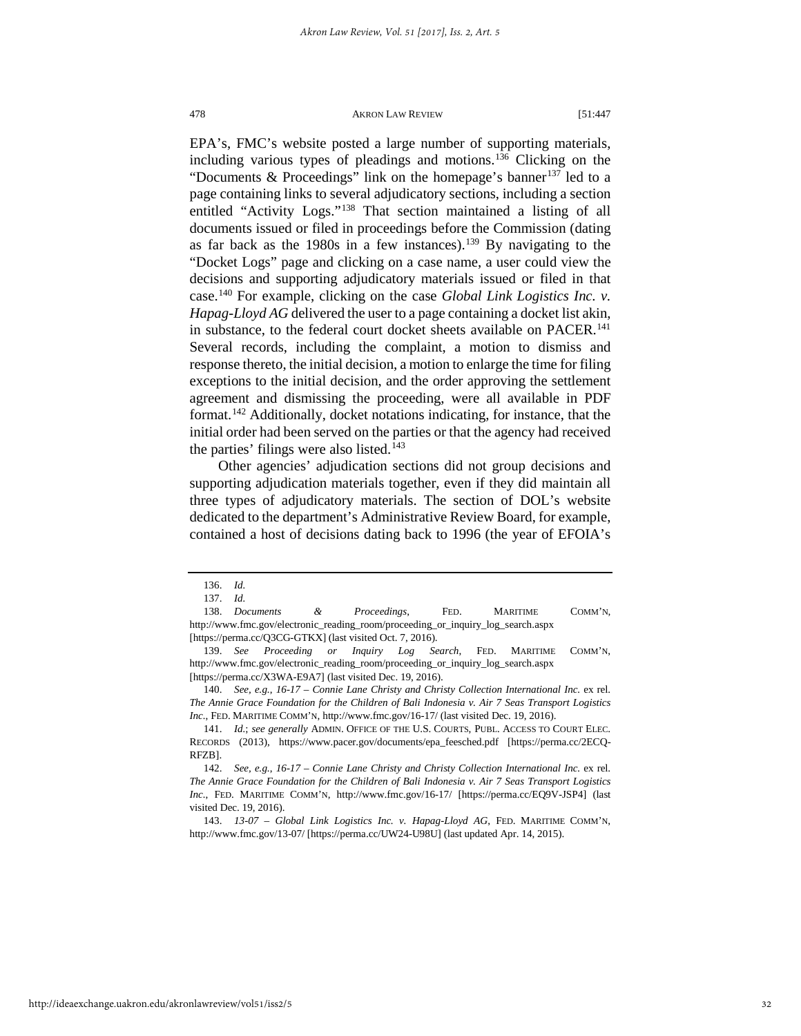EPA's, FMC's website posted a large number of supporting materials, including various types of pleadings and motions.[136] Clicking on the "Documents & Proceedings" link on the homepage's banner[137] led to a page containing links to several adjudicatory sections, including a section entitled "Activity Logs."[138] That section maintained a listing of all documents issued or filed in proceedings before the Commission (dating as far back as the 1980s in a few instances).[139] By navigating to the "Docket Logs" page and clicking on a case name, a user could view the decisions and supporting adjudicatory materials issued or filed in that case.[140] For example, clicking on the case *Global Link Logistics Inc. v. Hapag-Lloyd AG* delivered the user to a page containing a docket list akin, in substance, to the federal court docket sheets available on PACER.[141] Several records, including the complaint, a motion to dismiss and response thereto, the initial decision, a motion to enlarge the time for filing exceptions to the initial decision, and the order approving the settlement agreement and dismissing the proceeding, were all available in PDF format.[142] Additionally, docket notations indicating, for instance, that the initial order had been served on the parties or that the agency had received the parties' filings were also listed.[143]

Other agencies' adjudication sections did not group decisions and supporting adjudication materials together, even if they did maintain all three types of adjudicatory materials. The section of DOL's website dedicated to the department's Administrative Review Board, for example, contained a host of decisions dating back to 1996 (the year of EFOIA's

---

136. *Id.*

137. *Id.*

138. *Documents & Proceedings*, FED. MARITIME COMM'N, http://www.fmc.gov/electronic_reading_room/proceeding_or_inquiry_log_search.aspx [https://perma.cc/Q3CG-GTKX] (last visited Oct. 7, 2016).

139. *See Proceeding or Inquiry Log Search*, FED. MARITIME COMM'N, http://www.fmc.gov/electronic_reading_room/proceeding_or_inquiry_log_search.aspx [https://perma.cc/X3WA-E9A7] (last visited Dec. 19, 2016).

140. *See, e.g.*, *16-17 – Connie Lane Christy and Christy Collection International Inc.* ex rel. *The Annie Grace Foundation for the Children of Bali Indonesia v. Air 7 Seas Transport Logistics Inc.*, FED. MARITIME COMM'N, http://www.fmc.gov/16-17/ (last visited Dec. 19, 2016).

141. *Id.*; *see generally* ADMIN. OFFICE OF THE U.S. COURTS, PUBL. ACCESS TO COURT ELEC. RECORDS (2013), https://www.pacer.gov/documents/epa_feesched.pdf [https://perma.cc/2ECQ-RFZB].

142. *See, e.g.*, *16-17 – Connie Lane Christy and Christy Collection International Inc.* ex rel. *The Annie Grace Foundation for the Children of Bali Indonesia v. Air 7 Seas Transport Logistics Inc.*, FED. MARITIME COMM'N, http://www.fmc.gov/16-17/ [https://perma.cc/EQ9V-JSP4] (last visited Dec. 19, 2016).

143. *13-07 – Global Link Logistics Inc. v. Hapag-Lloyd AG*, FED. MARITIME COMM'N, http://www.fmc.gov/13-07/ [https://perma.cc/UW24-U98U] (last updated Apr. 14, 2015).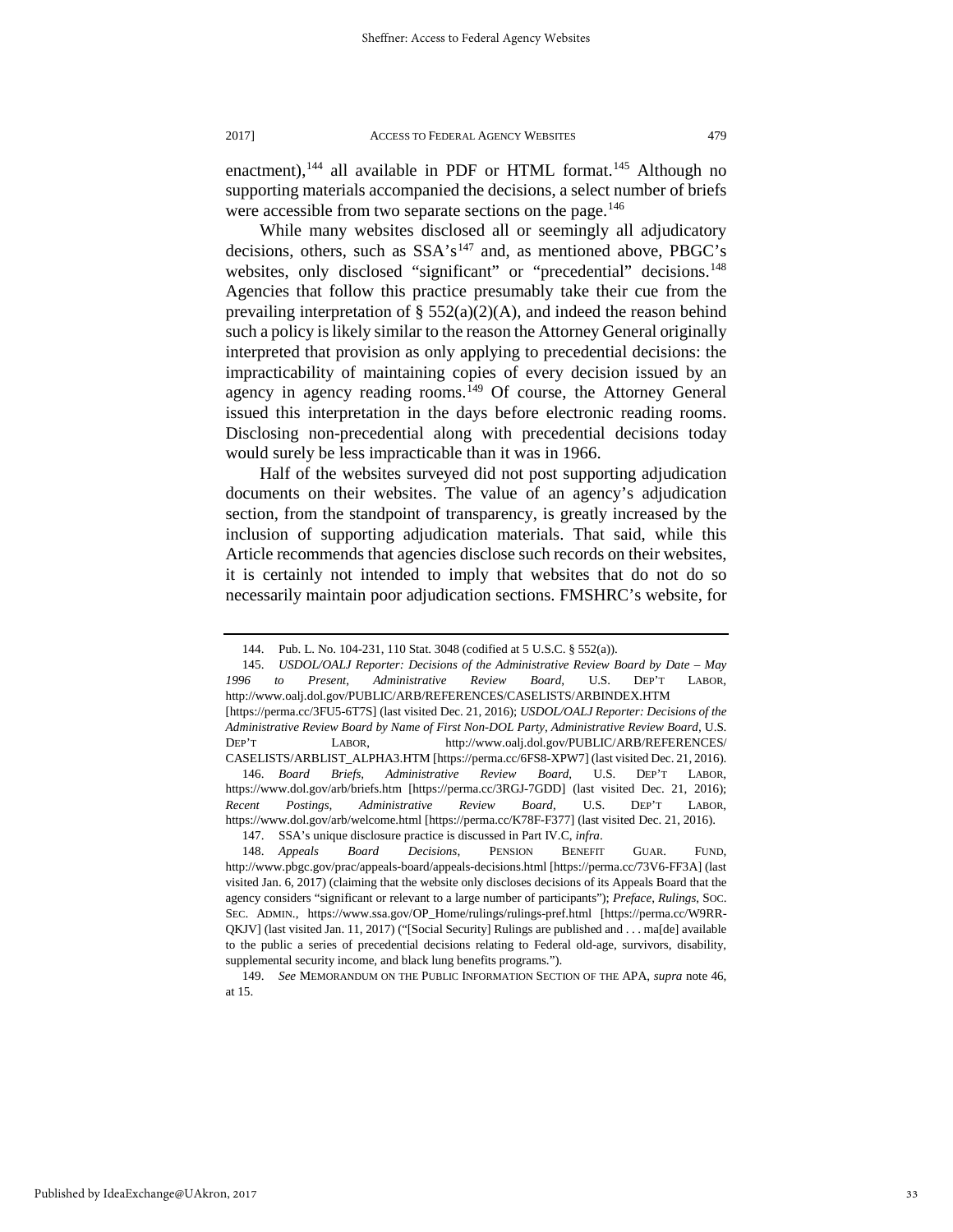enactment),[144] all available in PDF or HTML format.[145] Although no supporting materials accompanied the decisions, a select number of briefs were accessible from two separate sections on the page.[146]

While many websites disclosed all or seemingly all adjudicatory decisions, others, such as SSA's[147] and, as mentioned above, PBGC's websites, only disclosed "significant" or "precedential" decisions.[148] Agencies that follow this practice presumably take their cue from the prevailing interpretation of § 552(a)(2)(A), and indeed the reason behind such a policy is likely similar to the reason the Attorney General originally interpreted that provision as only applying to precedential decisions: the impracticability of maintaining copies of every decision issued by an agency in agency reading rooms.[149] Of course, the Attorney General issued this interpretation in the days before electronic reading rooms. Disclosing non-precedential along with precedential decisions today would surely be less impracticable than it was in 1966.

Half of the websites surveyed did not post supporting adjudication documents on their websites. The value of an agency's adjudication section, from the standpoint of transparency, is greatly increased by the inclusion of supporting adjudication materials. That said, while this Article recommends that agencies disclose such records on their websites, it is certainly not intended to imply that websites that do not do so necessarily maintain poor adjudication sections. FMSHRC's website, for

---

144. Pub. L. No. 104-231, 110 Stat. 3048 (codified at 5 U.S.C. § 552(a)).

145. *USDOL/OALJ Reporter: Decisions of the Administrative Review Board by Date – May 1996 to Present*, *Administrative Review Board*, U.S. DEP'T LABOR, http://www.oalj.dol.gov/PUBLIC/ARB/REFERENCES/CASELISTS/ARBINDEX.HTM [https://perma.cc/3FU5-6T7S] (last visited Dec. 21, 2016); *USDOL/OALJ Reporter: Decisions of the Administrative Review Board by Name of First Non-DOL Party*, *Administrative Review Board*, U.S. DEP'T LABOR, http://www.oalj.dol.gov/PUBLIC/ARB/REFERENCES/CASELISTS/ARBLIST_ALPHA3.HTM [https://perma.cc/6FS8-XPW7] (last visited Dec. 21, 2016).

146. *Board Briefs*, *Administrative Review Board*, U.S. DEP'T LABOR, https://www.dol.gov/arb/briefs.htm [https://perma.cc/3RGJ-7GDD] (last visited Dec. 21, 2016); *Recent Postings*, *Administrative Review Board*, U.S. DEP'T LABOR, https://www.dol.gov/arb/welcome.html [https://perma.cc/K78F-F377] (last visited Dec. 21, 2016).

147. SSA's unique disclosure practice is discussed in Part IV.C, *infra*.

148. *Appeals Board Decisions*, PENSION BENEFIT GUAR. FUND, http://www.pbgc.gov/prac/appeals-board/appeals-decisions.html [https://perma.cc/73V6-FF3A] (last visited Jan. 6, 2017) (claiming that the website only discloses decisions of its Appeals Board that the agency considers "significant or relevant to a large number of participants"); *Preface*, *Rulings*, SOC. SEC. ADMIN., https://www.ssa.gov/OP_Home/rulings/rulings-pref.html [https://perma.cc/W9RR-QKJV] (last visited Jan. 11, 2017) ("[Social Security] Rulings are published and . . . ma[de] available to the public a series of precedential decisions relating to Federal old-age, survivors, disability, supplemental security income, and black lung benefits programs.").

149. *See* MEMORANDUM ON THE PUBLIC INFORMATION SECTION OF THE APA, *supra* note 46, at 15.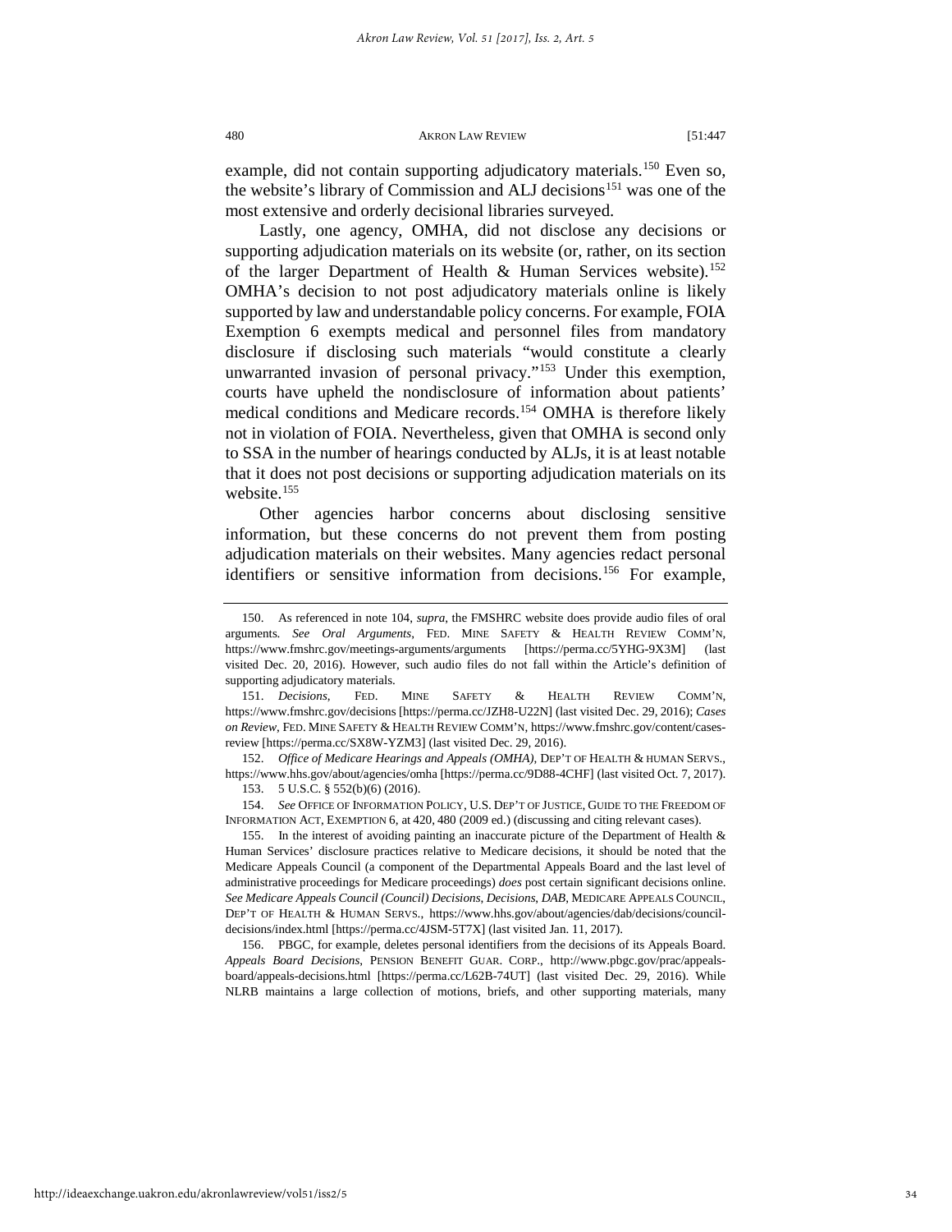example, did not contain supporting adjudicatory materials.[150] Even so, the website's library of Commission and ALJ decisions[151] was one of the most extensive and orderly decisional libraries surveyed.

Lastly, one agency, OMHA, did not disclose any decisions or supporting adjudication materials on its website (or, rather, on its section of the larger Department of Health & Human Services website).[152] OMHA's decision to not post adjudicatory materials online is likely supported by law and understandable policy concerns. For example, FOIA Exemption 6 exempts medical and personnel files from mandatory disclosure if disclosing such materials "would constitute a clearly unwarranted invasion of personal privacy."[153] Under this exemption, courts have upheld the nondisclosure of information about patients' medical conditions and Medicare records.[154] OMHA is therefore likely not in violation of FOIA. Nevertheless, given that OMHA is second only to SSA in the number of hearings conducted by ALJs, it is at least notable that it does not post decisions or supporting adjudication materials on its website.[155]

Other agencies harbor concerns about disclosing sensitive information, but these concerns do not prevent them from posting adjudication materials on their websites. Many agencies redact personal identifiers or sensitive information from decisions.[156] For example,

---

150. As referenced in note 104, *supra*, the FMSHRC website does provide audio files of oral arguments. *See Oral Arguments*, FED. MINE SAFETY & HEALTH REVIEW COMM'N, https://www.fmshrc.gov/meetings-arguments/arguments [https://perma.cc/5YHG-9X3M] (last visited Dec. 20, 2016). However, such audio files do not fall within the Article's definition of supporting adjudicatory materials.

151. *Decisions*, FED. MINE SAFETY & HEALTH REVIEW COMM'N, https://www.fmshrc.gov/decisions [https://perma.cc/JZH8-U22N] (last visited Dec. 29, 2016); *Cases on Review*, FED. MINE SAFETY & HEALTH REVIEW COMM'N, https://www.fmshrc.gov/content/cases-review [https://perma.cc/SX8W-YZM3] (last visited Dec. 29, 2016).

152. *Office of Medicare Hearings and Appeals (OMHA)*, DEP'T OF HEALTH & HUMAN SERVS., https://www.hhs.gov/about/agencies/omha [https://perma.cc/9D88-4CHF] (last visited Oct. 7, 2017).

153. 5 U.S.C. § 552(b)(6) (2016).

154. *See* OFFICE OF INFORMATION POLICY, U.S. DEP'T OF JUSTICE, GUIDE TO THE FREEDOM OF INFORMATION ACT, EXEMPTION 6, at 420, 480 (2009 ed.) (discussing and citing relevant cases).

155. In the interest of avoiding painting an inaccurate picture of the Department of Health & Human Services' disclosure practices relative to Medicare decisions, it should be noted that the Medicare Appeals Council (a component of the Departmental Appeals Board and the last level of administrative proceedings for Medicare proceedings) *does* post certain significant decisions online. *See Medicare Appeals Council (Council) Decisions*, *Decisions*, *DAB*, MEDICARE APPEALS COUNCIL, DEP'T OF HEALTH & HUMAN SERVS., https://www.hhs.gov/about/agencies/dab/decisions/council-decisions/index.html [https://perma.cc/4JSM-5T7X] (last visited Jan. 11, 2017).

156. PBGC, for example, deletes personal identifiers from the decisions of its Appeals Board. *Appeals Board Decisions*, PENSION BENEFIT GUAR. CORP., http://www.pbgc.gov/prac/appeals-board/appeals-decisions.html [https://perma.cc/L62B-74UT] (last visited Dec. 29, 2016). While NLRB maintains a large collection of motions, briefs, and other supporting materials, many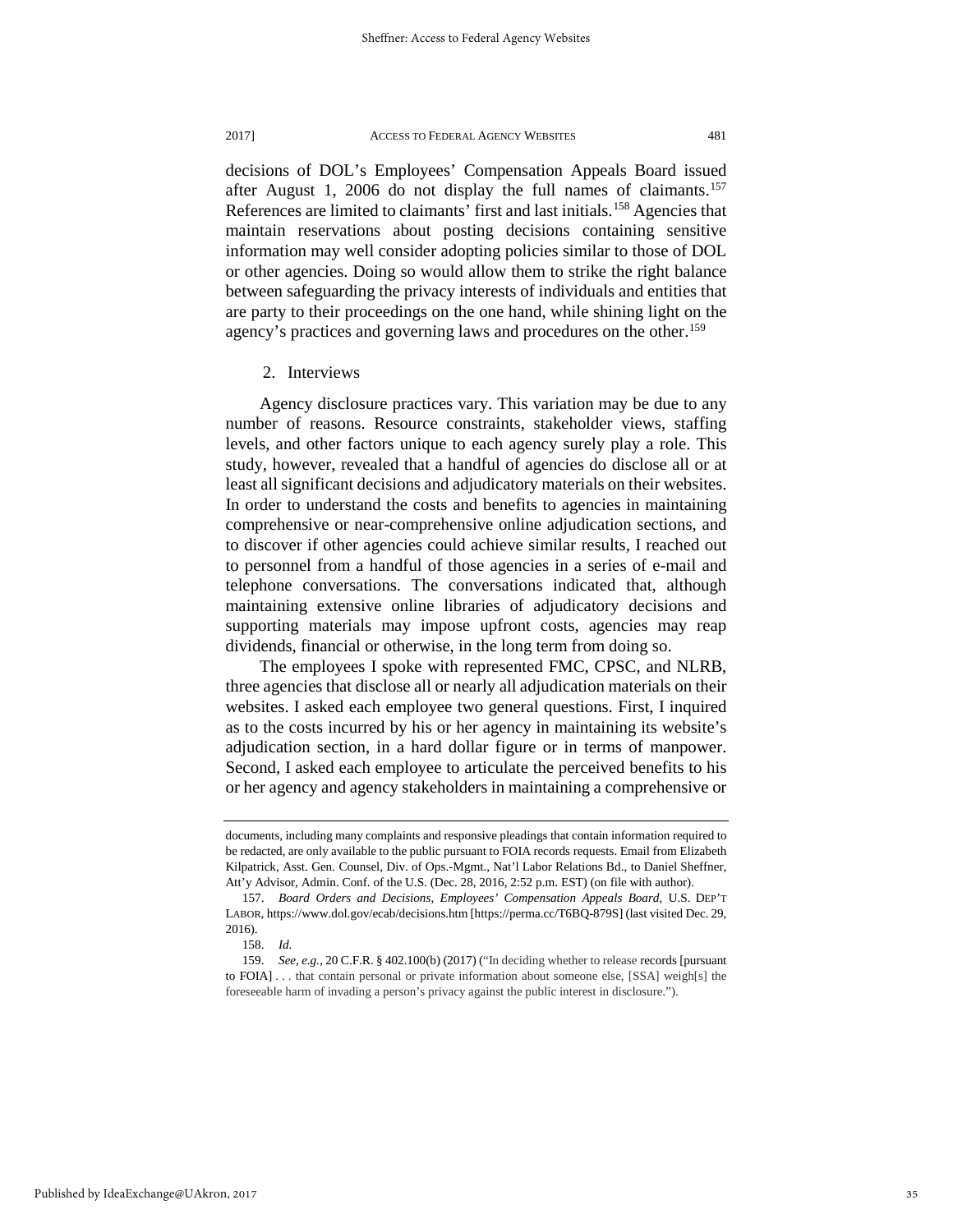decisions of DOL's Employees' Compensation Appeals Board issued after August 1, 2006 do not display the full names of claimants.[157] References are limited to claimants' first and last initials.[158] Agencies that maintain reservations about posting decisions containing sensitive information may well consider adopting policies similar to those of DOL or other agencies. Doing so would allow them to strike the right balance between safeguarding the privacy interests of individuals and entities that are party to their proceedings on the one hand, while shining light on the agency's practices and governing laws and procedures on the other.[159]

2. Interviews

Agency disclosure practices vary. This variation may be due to any number of reasons. Resource constraints, stakeholder views, staffing levels, and other factors unique to each agency surely play a role. This study, however, revealed that a handful of agencies do disclose all or at least all significant decisions and adjudicatory materials on their websites. In order to understand the costs and benefits to agencies in maintaining comprehensive or near-comprehensive online adjudication sections, and to discover if other agencies could achieve similar results, I reached out to personnel from a handful of those agencies in a series of e-mail and telephone conversations. The conversations indicated that, although maintaining extensive online libraries of adjudicatory decisions and supporting materials may impose upfront costs, agencies may reap dividends, financial or otherwise, in the long term from doing so.

The employees I spoke with represented FMC, CPSC, and NLRB, three agencies that disclose all or nearly all adjudication materials on their websites. I asked each employee two general questions. First, I inquired as to the costs incurred by his or her agency in maintaining its website's adjudication section, in a hard dollar figure or in terms of manpower. Second, I asked each employee to articulate the perceived benefits to his or her agency and agency stakeholders in maintaining a comprehensive or

---

documents, including many complaints and responsive pleadings that contain information required to be redacted, are only available to the public pursuant to FOIA records requests. Email from Elizabeth Kilpatrick, Asst. Gen. Counsel, Div. of Ops.-Mgmt., Nat'l Labor Relations Bd., to Daniel Sheffner, Att'y Advisor, Admin. Conf. of the U.S. (Dec. 28, 2016, 2:52 p.m. EST) (on file with author).

157. *Board Orders and Decisions, Employees' Compensation Appeals Board*, U.S. DEP'T LABOR, https://www.dol.gov/ecab/decisions.htm [https://perma.cc/T6BQ-879S] (last visited Dec. 29, 2016).

158. *Id.*

159. *See, e.g.*, 20 C.F.R. § 402.100(b) (2017) ("In deciding whether to release records [pursuant to FOIA] . . . that contain personal or private information about someone else, [SSA] weigh[s] the foreseeable harm of invading a person's privacy against the public interest in disclosure.").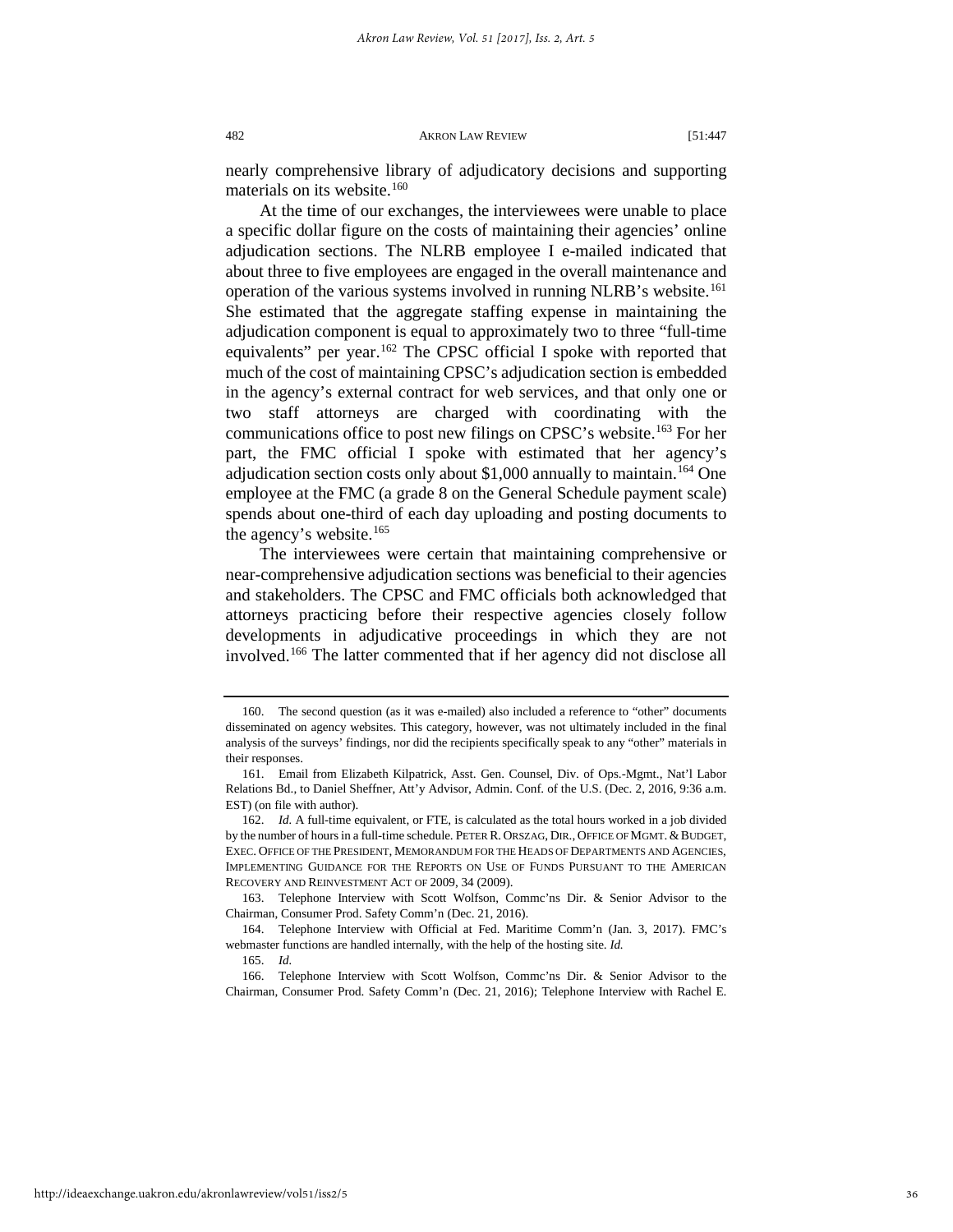nearly comprehensive library of adjudicatory decisions and supporting materials on its website.[160]

At the time of our exchanges, the interviewees were unable to place a specific dollar figure on the costs of maintaining their agencies' online adjudication sections. The NLRB employee I e-mailed indicated that about three to five employees are engaged in the overall maintenance and operation of the various systems involved in running NLRB's website.[161] She estimated that the aggregate staffing expense in maintaining the adjudication component is equal to approximately two to three "full-time equivalents" per year.[162] The CPSC official I spoke with reported that much of the cost of maintaining CPSC's adjudication section is embedded in the agency's external contract for web services, and that only one or two staff attorneys are charged with coordinating with the communications office to post new filings on CPSC's website.[163] For her part, the FMC official I spoke with estimated that her agency's adjudication section costs only about $1,000 annually to maintain.[164] One employee at the FMC (a grade 8 on the General Schedule payment scale) spends about one-third of each day uploading and posting documents to the agency's website.[165]

The interviewees were certain that maintaining comprehensive or near-comprehensive adjudication sections was beneficial to their agencies and stakeholders. The CPSC and FMC officials both acknowledged that attorneys practicing before their respective agencies closely follow developments in adjudicative proceedings in which they are not involved.[166] The latter commented that if her agency did not disclose all

---

160. The second question (as it was e-mailed) also included a reference to "other" documents disseminated on agency websites. This category, however, was not ultimately included in the final analysis of the surveys' findings, nor did the recipients specifically speak to any "other" materials in their responses.

161. Email from Elizabeth Kilpatrick, Asst. Gen. Counsel, Div. of Ops.-Mgmt., Nat'l Labor Relations Bd., to Daniel Sheffner, Att'y Advisor, Admin. Conf. of the U.S. (Dec. 2, 2016, 9:36 a.m. EST) (on file with author).

162. *Id.* A full-time equivalent, or FTE, is calculated as the total hours worked in a job divided by the number of hours in a full-time schedule. PETER R. ORSZAG, DIR., OFFICE OF MGMT. & BUDGET, EXEC. OFFICE OF THE PRESIDENT, MEMORANDUM FOR THE HEADS OF DEPARTMENTS AND AGENCIES, IMPLEMENTING GUIDANCE FOR THE REPORTS ON USE OF FUNDS PURSUANT TO THE AMERICAN RECOVERY AND REINVESTMENT ACT OF 2009, 34 (2009).

163. Telephone Interview with Scott Wolfson, Commc'ns Dir. & Senior Advisor to the Chairman, Consumer Prod. Safety Comm'n (Dec. 21, 2016).

164. Telephone Interview with Official at Fed. Maritime Comm'n (Jan. 3, 2017). FMC's webmaster functions are handled internally, with the help of the hosting site. *Id.*

165. *Id.*

166. Telephone Interview with Scott Wolfson, Commc'ns Dir. & Senior Advisor to the Chairman, Consumer Prod. Safety Comm'n (Dec. 21, 2016); Telephone Interview with Rachel E.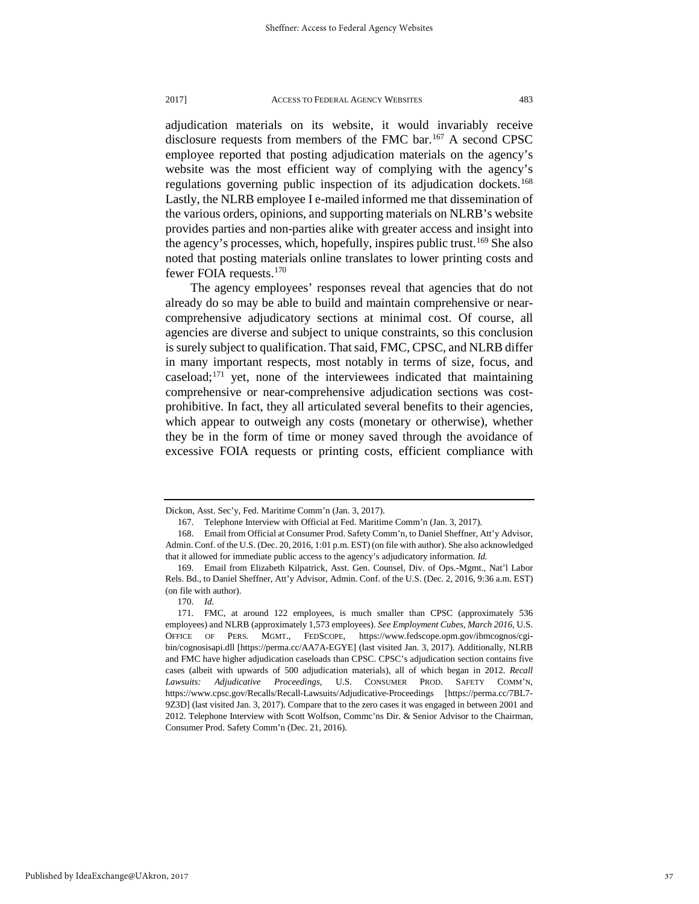adjudication materials on its website, it would invariably receive disclosure requests from members of the FMC bar.[167] A second CPSC employee reported that posting adjudication materials on the agency's website was the most efficient way of complying with the agency's regulations governing public inspection of its adjudication dockets.[168] Lastly, the NLRB employee I e-mailed informed me that dissemination of the various orders, opinions, and supporting materials on NLRB's website provides parties and non-parties alike with greater access and insight into the agency's processes, which, hopefully, inspires public trust.[169] She also noted that posting materials online translates to lower printing costs and fewer FOIA requests.[170]

The agency employees' responses reveal that agencies that do not already do so may be able to build and maintain comprehensive or near-comprehensive adjudicatory sections at minimal cost. Of course, all agencies are diverse and subject to unique constraints, so this conclusion is surely subject to qualification. That said, FMC, CPSC, and NLRB differ in many important respects, most notably in terms of size, focus, and caseload;[171] yet, none of the interviewees indicated that maintaining comprehensive or near-comprehensive adjudication sections was cost-prohibitive. In fact, they all articulated several benefits to their agencies, which appear to outweigh any costs (monetary or otherwise), whether they be in the form of time or money saved through the avoidance of excessive FOIA requests or printing costs, efficient compliance with

---

Dickon, Asst. Sec'y, Fed. Maritime Comm'n (Jan. 3, 2017).

167. Telephone Interview with Official at Fed. Maritime Comm'n (Jan. 3, 2017).

168. Email from Official at Consumer Prod. Safety Comm'n, to Daniel Sheffner, Att'y Advisor, Admin. Conf. of the U.S. (Dec. 20, 2016, 1:01 p.m. EST) (on file with author). She also acknowledged that it allowed for immediate public access to the agency's adjudicatory information. *Id.*

169. Email from Elizabeth Kilpatrick, Asst. Gen. Counsel, Div. of Ops.-Mgmt., Nat'l Labor Rels. Bd., to Daniel Sheffner, Att'y Advisor, Admin. Conf. of the U.S. (Dec. 2, 2016, 9:36 a.m. EST) (on file with author).

170. *Id.*

171. FMC, at around 122 employees, is much smaller than CPSC (approximately 536 employees) and NLRB (approximately 1,573 employees). *See Employment Cubes, March 2016*, U.S. OFFICE OF PERS. MGMT., FEDSCOPE, https://www.fedscope.opm.gov/ibmcognos/cgi-bin/cognosisapi.dll [https://perma.cc/AA7A-EGYE] (last visited Jan. 3, 2017). Additionally, NLRB and FMC have higher adjudication caseloads than CPSC. CPSC's adjudication section contains five cases (albeit with upwards of 500 adjudication materials), all of which began in 2012. *Recall Lawsuits: Adjudicative Proceedings*, U.S. CONSUMER PROD. SAFETY COMM'N, https://www.cpsc.gov/Recalls/Recall-Lawsuits/Adjudicative-Proceedings [https://perma.cc/7BL7-9Z3D] (last visited Jan. 3, 2017). Compare that to the zero cases it was engaged in between 2001 and 2012. Telephone Interview with Scott Wolfson, Commc'ns Dir. & Senior Advisor to the Chairman, Consumer Prod. Safety Comm'n (Dec. 21, 2016).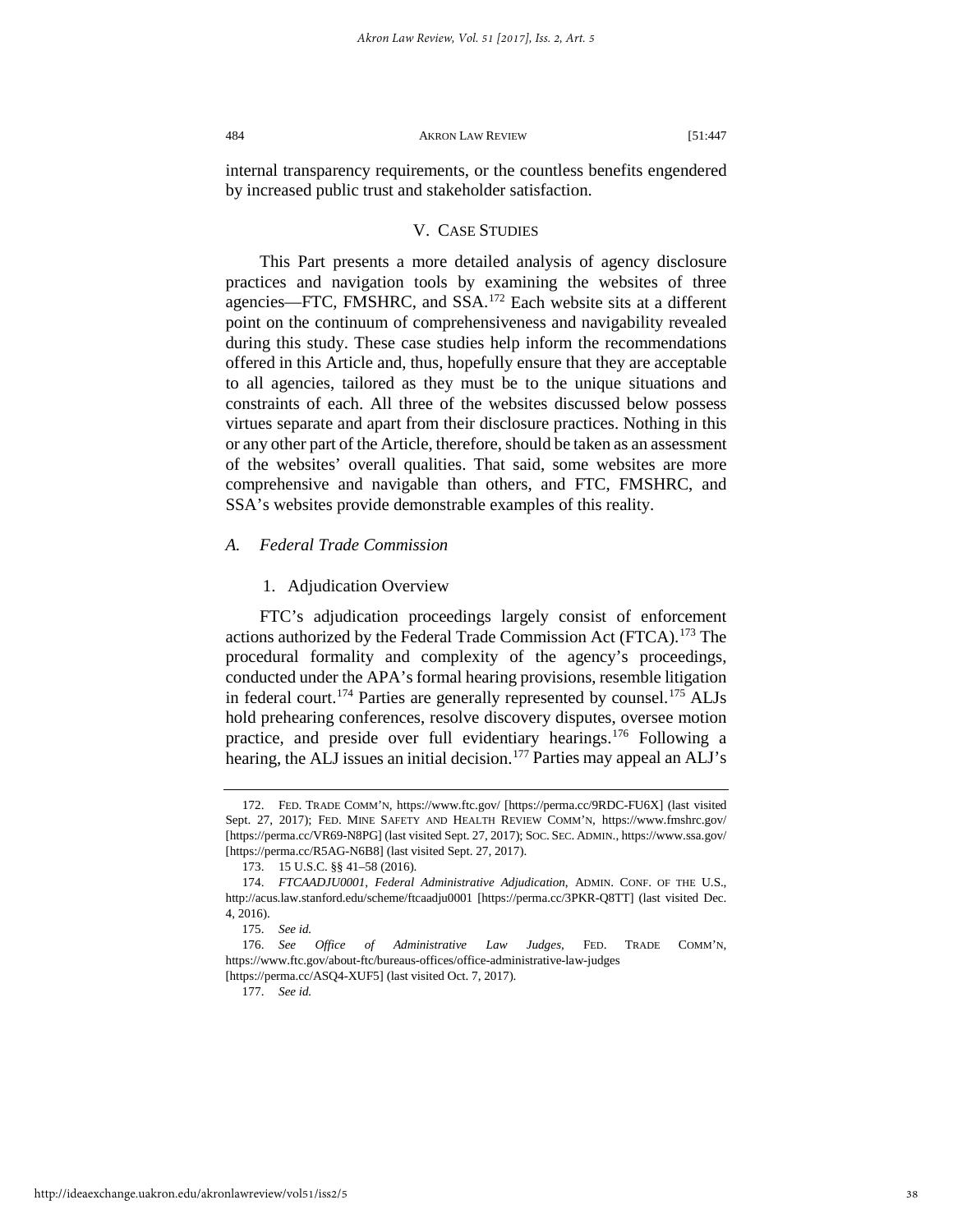internal transparency requirements, or the countless benefits engendered by increased public trust and stakeholder satisfaction.

## V. CASE STUDIES

This Part presents a more detailed analysis of agency disclosure practices and navigation tools by examining the websites of three agencies—FTC, FMSHRC, and SSA.[172] Each website sits at a different point on the continuum of comprehensiveness and navigability revealed during this study. These case studies help inform the recommendations offered in this Article and, thus, hopefully ensure that they are acceptable to all agencies, tailored as they must be to the unique situations and constraints of each. All three of the websites discussed below possess virtues separate and apart from their disclosure practices. Nothing in this or any other part of the Article, therefore, should be taken as an assessment of the websites' overall qualities. That said, some websites are more comprehensive and navigable than others, and FTC, FMSHRC, and SSA's websites provide demonstrable examples of this reality.

### *A. Federal Trade Commission*

#### 1. Adjudication Overview

FTC's adjudication proceedings largely consist of enforcement actions authorized by the Federal Trade Commission Act (FTCA).[173] The procedural formality and complexity of the agency's proceedings, conducted under the APA's formal hearing provisions, resemble litigation in federal court.[174] Parties are generally represented by counsel.[175] ALJs hold prehearing conferences, resolve discovery disputes, oversee motion practice, and preside over full evidentiary hearings.[176] Following a hearing, the ALJ issues an initial decision.[177] Parties may appeal an ALJ's

---

172. FED. TRADE COMM'N, https://www.ftc.gov/ [https://perma.cc/9RDC-FU6X] (last visited Sept. 27, 2017); FED. MINE SAFETY AND HEALTH REVIEW COMM'N, https://www.fmshrc.gov/ [https://perma.cc/VR69-N8PG] (last visited Sept. 27, 2017); SOC. SEC. ADMIN., https://www.ssa.gov/ [https://perma.cc/R5AG-N6B8] (last visited Sept. 27, 2017).

173. 15 U.S.C. §§ 41–58 (2016).

174. *FTCAADJU0001*, *Federal Administrative Adjudication*, ADMIN. CONF. OF THE U.S., http://acus.law.stanford.edu/scheme/ftcaadju0001 [https://perma.cc/3PKR-Q8TT] (last visited Dec. 4, 2016).

175. *See id.*

176. *See Office of Administrative Law Judges*, FED. TRADE COMM'N, https://www.ftc.gov/about-ftc/bureaus-offices/office-administrative-law-judges [https://perma.cc/ASQ4-XUF5] (last visited Oct. 7, 2017).

177. *See id.*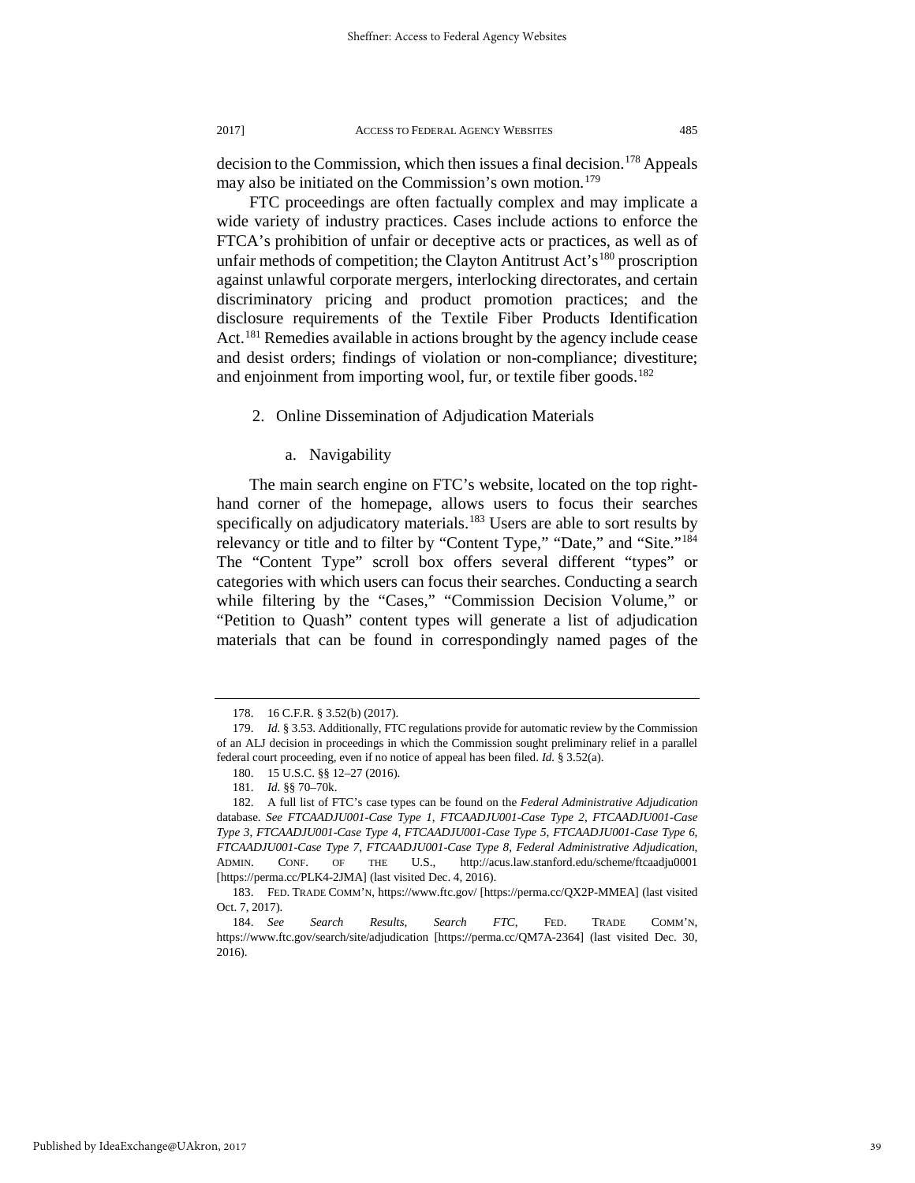decision to the Commission, which then issues a final decision.[178] Appeals may also be initiated on the Commission's own motion.[179]

FTC proceedings are often factually complex and may implicate a wide variety of industry practices. Cases include actions to enforce the FTCA's prohibition of unfair or deceptive acts or practices, as well as of unfair methods of competition; the Clayton Antitrust Act's[180] proscription against unlawful corporate mergers, interlocking directorates, and certain discriminatory pricing and product promotion practices; and the disclosure requirements of the Textile Fiber Products Identification Act.[181] Remedies available in actions brought by the agency include cease and desist orders; findings of violation or non-compliance; divestiture; and enjoinment from importing wool, fur, or textile fiber goods.[182]

### 2. Online Dissemination of Adjudication Materials

#### a. Navigability

The main search engine on FTC's website, located on the top right-hand corner of the homepage, allows users to focus their searches specifically on adjudicatory materials.[183] Users are able to sort results by relevancy or title and to filter by "Content Type," "Date," and "Site."[184] The "Content Type" scroll box offers several different "types" or categories with which users can focus their searches. Conducting a search while filtering by the "Cases," "Commission Decision Volume," or "Petition to Quash" content types will generate a list of adjudication materials that can be found in correspondingly named pages of the

---

178. 16 C.F.R. § 3.52(b) (2017).

179. *Id.* § 3.53. Additionally, FTC regulations provide for automatic review by the Commission of an ALJ decision in proceedings in which the Commission sought preliminary relief in a parallel federal court proceeding, even if no notice of appeal has been filed. *Id.* § 3.52(a).

180. 15 U.S.C. §§ 12–27 (2016).

181. *Id.* §§ 70–70k.

182. A full list of FTC's case types can be found on the *Federal Administrative Adjudication* database. *See FTCAADJU001-Case Type 1*, *FTCAADJU001-Case Type 2*, *FTCAADJU001-Case Type 3*, *FTCAADJU001-Case Type 4*, *FTCAADJU001-Case Type 5*, *FTCAADJU001-Case Type 6*, *FTCAADJU001-Case Type 7*, *FTCAADJU001-Case Type 8*, *Federal Administrative Adjudication*, ADMIN. CONF. OF THE U.S., http://acus.law.stanford.edu/scheme/ftcaadju0001 [https://perma.cc/PLK4-2JMA] (last visited Dec. 4, 2016).

183. FED. TRADE COMM'N, https://www.ftc.gov/ [https://perma.cc/QX2P-MMEA] (last visited Oct. 7, 2017).

184. *See Search Results*, *Search FTC*, FED. TRADE COMM'N, https://www.ftc.gov/search/site/adjudication [https://perma.cc/QM7A-2364] (last visited Dec. 30, 2016).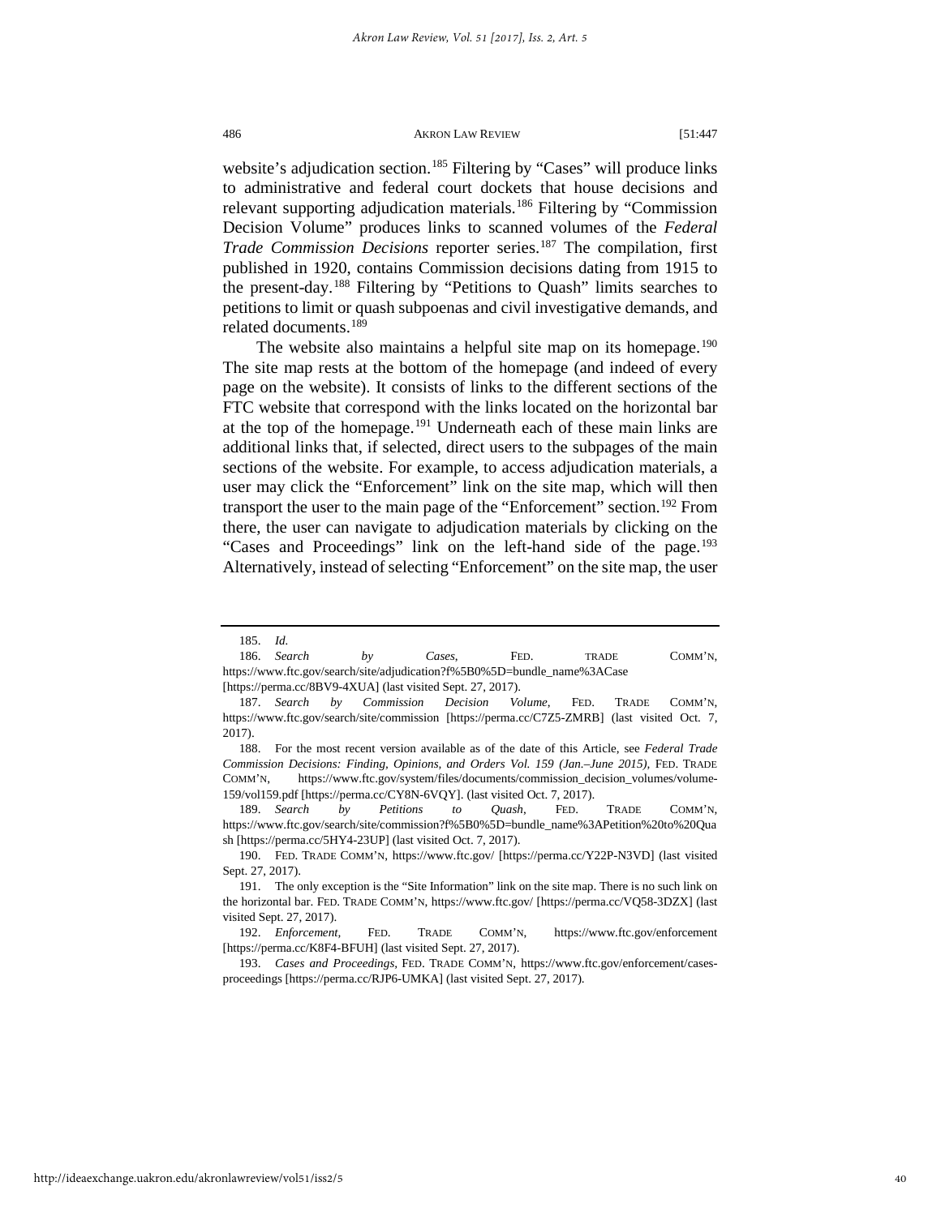website's adjudication section.[185] Filtering by "Cases" will produce links to administrative and federal court dockets that house decisions and relevant supporting adjudication materials.[186] Filtering by "Commission Decision Volume" produces links to scanned volumes of the *Federal Trade Commission Decisions* reporter series.[187] The compilation, first published in 1920, contains Commission decisions dating from 1915 to the present-day.[188] Filtering by "Petitions to Quash" limits searches to petitions to limit or quash subpoenas and civil investigative demands, and related documents.[189]

The website also maintains a helpful site map on its homepage.[190] The site map rests at the bottom of the homepage (and indeed of every page on the website). It consists of links to the different sections of the FTC website that correspond with the links located on the horizontal bar at the top of the homepage.[191] Underneath each of these main links are additional links that, if selected, direct users to the subpages of the main sections of the website. For example, to access adjudication materials, a user may click the "Enforcement" link on the site map, which will then transport the user to the main page of the "Enforcement" section.[192] From there, the user can navigate to adjudication materials by clicking on the "Cases and Proceedings" link on the left-hand side of the page.[193] Alternatively, instead of selecting "Enforcement" on the site map, the user

---

185. *Id.*

186. *Search by Cases*, FED. TRADE COMM'N, https://www.ftc.gov/search/site/adjudication?f%5B0%5D=bundle_name%3ACase [https://perma.cc/8BV9-4XUA] (last visited Sept. 27, 2017).

187. *Search by Commission Decision Volume*, FED. TRADE COMM'N, https://www.ftc.gov/search/site/commission [https://perma.cc/C7Z5-ZMRB] (last visited Oct. 7, 2017).

188. For the most recent version available as of the date of this Article, see *Federal Trade Commission Decisions: Finding, Opinions, and Orders Vol. 159 (Jan.–June 2015)*, FED. TRADE COMM'N, https://www.ftc.gov/system/files/documents/commission_decision_volumes/volume-159/vol159.pdf [https://perma.cc/CY8N-6VQY]. (last visited Oct. 7, 2017).

189. *Search by Petitions to Quash*, FED. TRADE COMM'N, https://www.ftc.gov/search/site/commission?f%5B0%5D=bundle_name%3APetition%20to%20Quash [https://perma.cc/5HY4-23UP] (last visited Oct. 7, 2017).

190. FED. TRADE COMM'N, https://www.ftc.gov/ [https://perma.cc/Y22P-N3VD] (last visited Sept. 27, 2017).

191. The only exception is the "Site Information" link on the site map. There is no such link on the horizontal bar. FED. TRADE COMM'N, https://www.ftc.gov/ [https://perma.cc/VQ58-3DZX] (last visited Sept. 27, 2017).

192. *Enforcement*, FED. TRADE COMM'N, https://www.ftc.gov/enforcement [https://perma.cc/K8F4-BFUH] (last visited Sept. 27, 2017).

193. *Cases and Proceedings*, FED. TRADE COMM'N, https://www.ftc.gov/enforcement/cases-proceedings [https://perma.cc/RJP6-UMKA] (last visited Sept. 27, 2017).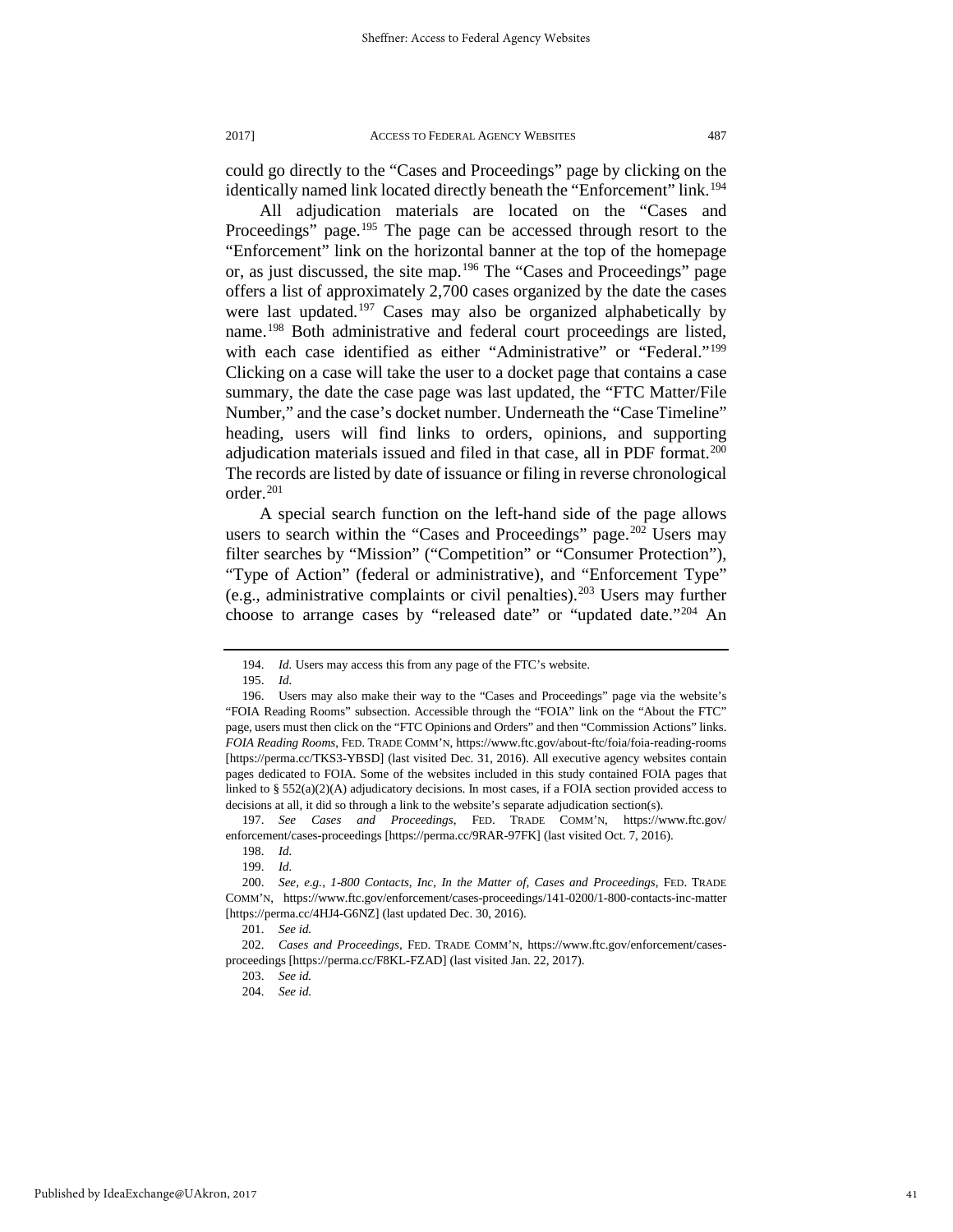could go directly to the "Cases and Proceedings" page by clicking on the identically named link located directly beneath the "Enforcement" link.[194]

All adjudication materials are located on the "Cases and Proceedings" page.[195] The page can be accessed through resort to the "Enforcement" link on the horizontal banner at the top of the homepage or, as just discussed, the site map.[196] The "Cases and Proceedings" page offers a list of approximately 2,700 cases organized by the date the cases were last updated.[197] Cases may also be organized alphabetically by name.[198] Both administrative and federal court proceedings are listed, with each case identified as either "Administrative" or "Federal."[199] Clicking on a case will take the user to a docket page that contains a case summary, the date the case page was last updated, the "FTC Matter/File Number," and the case's docket number. Underneath the "Case Timeline" heading, users will find links to orders, opinions, and supporting adjudication materials issued and filed in that case, all in PDF format.[200] The records are listed by date of issuance or filing in reverse chronological order.[201]

A special search function on the left-hand side of the page allows users to search within the "Cases and Proceedings" page.[202] Users may filter searches by "Mission" ("Competition" or "Consumer Protection"), "Type of Action" (federal or administrative), and "Enforcement Type" (e.g., administrative complaints or civil penalties).[203] Users may further choose to arrange cases by "released date" or "updated date."[204] An

---

194. *Id.* Users may access this from any page of the FTC's website.

195. *Id.*

196. Users may also make their way to the "Cases and Proceedings" page via the website's "FOIA Reading Rooms" subsection. Accessible through the "FOIA" link on the "About the FTC" page, users must then click on the "FTC Opinions and Orders" and then "Commission Actions" links. *FOIA Reading Rooms*, FED. TRADE COMM'N, https://www.ftc.gov/about-ftc/foia/foia-reading-rooms [https://perma.cc/TKS3-YBSD] (last visited Dec. 31, 2016). All executive agency websites contain pages dedicated to FOIA. Some of the websites included in this study contained FOIA pages that linked to § 552(a)(2)(A) adjudicatory decisions. In most cases, if a FOIA section provided access to decisions at all, it did so through a link to the website's separate adjudication section(s).

197. *See Cases and Proceedings*, FED. TRADE COMM'N, https://www.ftc.gov/enforcement/cases-proceedings [https://perma.cc/9RAR-97FK] (last visited Oct. 7, 2016).

198. *Id.*

199. *Id.*

200. *See, e.g.*, *1-800 Contacts, Inc, In the Matter of*, *Cases and Proceedings*, FED. TRADE COMM'N, https://www.ftc.gov/enforcement/cases-proceedings/141-0200/1-800-contacts-inc-matter [https://perma.cc/4HJ4-G6NZ] (last updated Dec. 30, 2016).

201. *See id.*

202. *Cases and Proceedings*, FED. TRADE COMM'N, https://www.ftc.gov/enforcement/cases-proceedings [https://perma.cc/F8KL-FZAD] (last visited Jan. 22, 2017).

203. *See id.*

204. *See id.*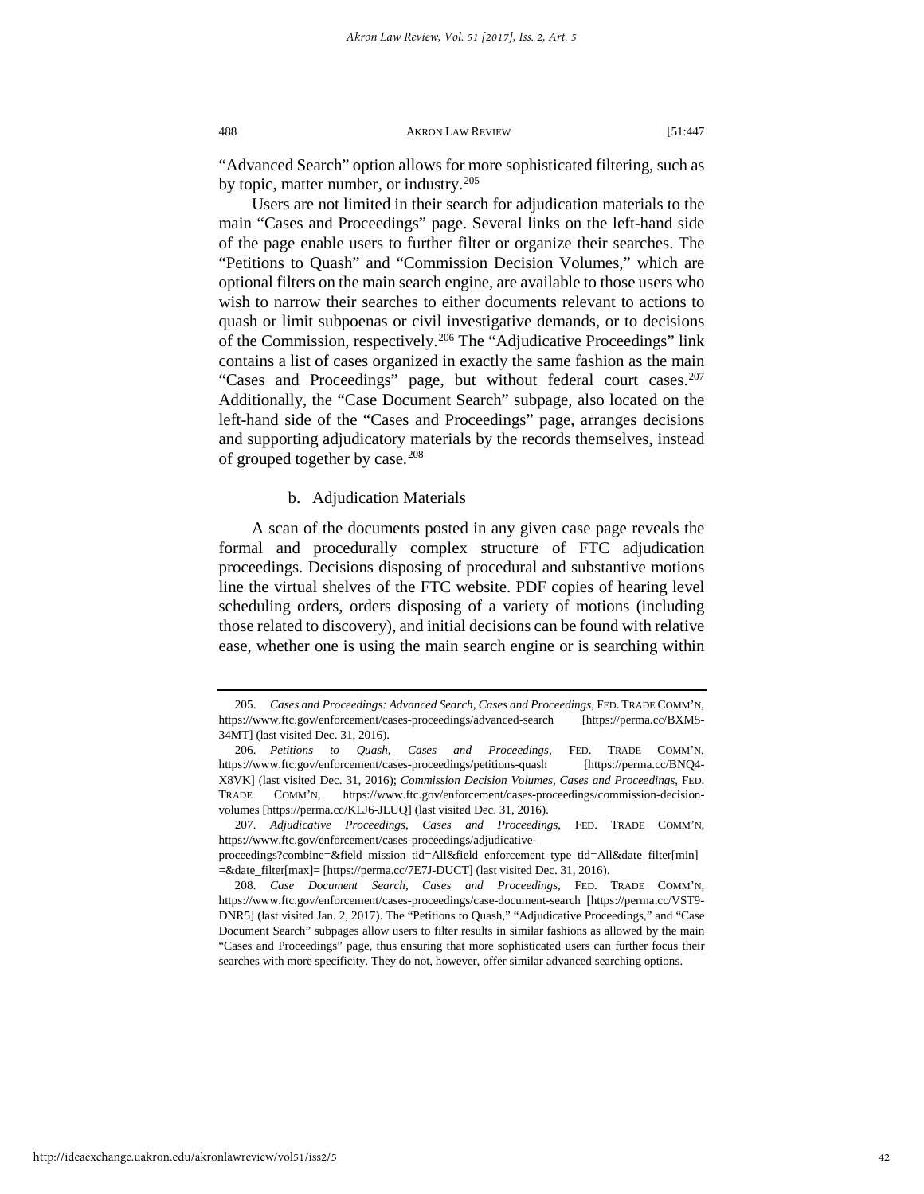"Advanced Search" option allows for more sophisticated filtering, such as by topic, matter number, or industry.[205]

Users are not limited in their search for adjudication materials to the main "Cases and Proceedings" page. Several links on the left-hand side of the page enable users to further filter or organize their searches. The "Petitions to Quash" and "Commission Decision Volumes," which are optional filters on the main search engine, are available to those users who wish to narrow their searches to either documents relevant to actions to quash or limit subpoenas or civil investigative demands, or to decisions of the Commission, respectively.[206] The "Adjudicative Proceedings" link contains a list of cases organized in exactly the same fashion as the main "Cases and Proceedings" page, but without federal court cases.[207] Additionally, the "Case Document Search" subpage, also located on the left-hand side of the "Cases and Proceedings" page, arranges decisions and supporting adjudicatory materials by the records themselves, instead of grouped together by case.[208]

b. Adjudication Materials

A scan of the documents posted in any given case page reveals the formal and procedurally complex structure of FTC adjudication proceedings. Decisions disposing of procedural and substantive motions line the virtual shelves of the FTC website. PDF copies of hearing level scheduling orders, orders disposing of a variety of motions (including those related to discovery), and initial decisions can be found with relative ease, whether one is using the main search engine or is searching within

---

205. *Cases and Proceedings: Advanced Search, Cases and Proceedings*, FED. TRADE COMM'N, https://www.ftc.gov/enforcement/cases-proceedings/advanced-search [https://perma.cc/BXM5-34MT] (last visited Dec. 31, 2016).

206. *Petitions to Quash, Cases and Proceedings*, FED. TRADE COMM'N, https://www.ftc.gov/enforcement/cases-proceedings/petitions-quash [https://perma.cc/BNQ4-X8VK] (last visited Dec. 31, 2016); *Commission Decision Volumes, Cases and Proceedings*, FED. TRADE COMM'N, https://www.ftc.gov/enforcement/cases-proceedings/commission-decision-volumes [https://perma.cc/KLJ6-JLUQ] (last visited Dec. 31, 2016).

207. *Adjudicative Proceedings, Cases and Proceedings*, FED. TRADE COMM'N, https://www.ftc.gov/enforcement/cases-proceedings/adjudicative-proceedings?combine=&field_mission_tid=All&field_enforcement_type_tid=All&date_filter[min]=&date_filter[max]= [https://perma.cc/7E7J-DUCT] (last visited Dec. 31, 2016).

208. *Case Document Search, Cases and Proceedings*, FED. TRADE COMM'N, https://www.ftc.gov/enforcement/cases-proceedings/case-document-search [https://perma.cc/VST9-DNR5] (last visited Jan. 2, 2017). The "Petitions to Quash," "Adjudicative Proceedings," and "Case Document Search" subpages allow users to filter results in similar fashions as allowed by the main "Cases and Proceedings" page, thus ensuring that more sophisticated users can further focus their searches with more specificity. They do not, however, offer similar advanced searching options.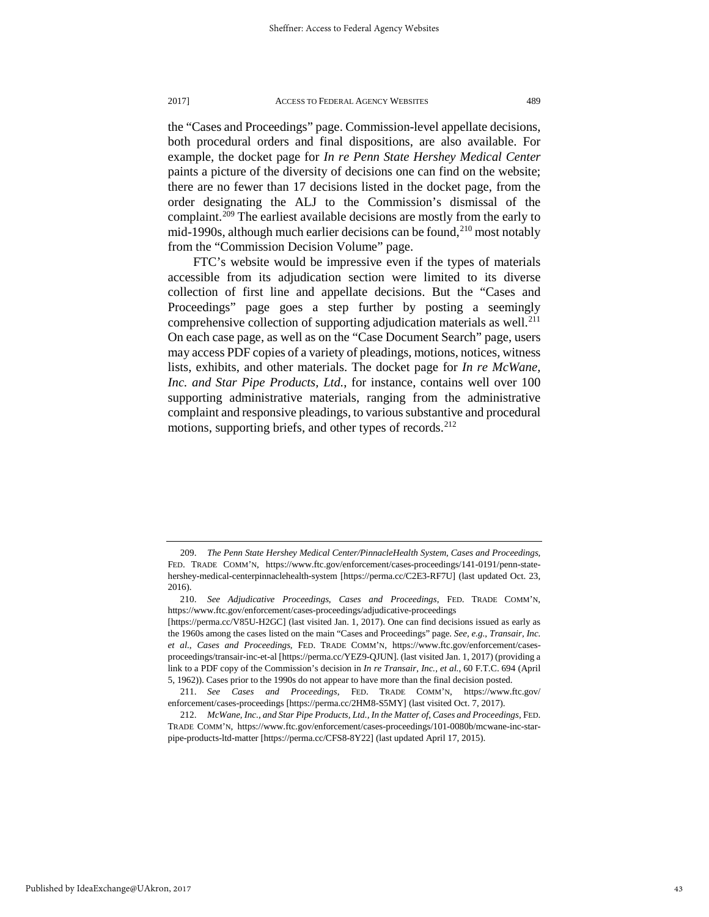the "Cases and Proceedings" page. Commission-level appellate decisions, both procedural orders and final dispositions, are also available. For example, the docket page for *In re Penn State Hershey Medical Center* paints a picture of the diversity of decisions one can find on the website; there are no fewer than 17 decisions listed in the docket page, from the order designating the ALJ to the Commission's dismissal of the complaint.[209] The earliest available decisions are mostly from the early to mid-1990s, although much earlier decisions can be found,[210] most notably from the "Commission Decision Volume" page.

FTC's website would be impressive even if the types of materials accessible from its adjudication section were limited to its diverse collection of first line and appellate decisions. But the "Cases and Proceedings" page goes a step further by posting a seemingly comprehensive collection of supporting adjudication materials as well.[211] On each case page, as well as on the "Case Document Search" page, users may access PDF copies of a variety of pleadings, motions, notices, witness lists, exhibits, and other materials. The docket page for *In re McWane, Inc. and Star Pipe Products, Ltd.*, for instance, contains well over 100 supporting administrative materials, ranging from the administrative complaint and responsive pleadings, to various substantive and procedural motions, supporting briefs, and other types of records.[212]

---

209. *The Penn State Hershey Medical Center/PinnacleHealth System, Cases and Proceedings*, FED. TRADE COMM'N, https://www.ftc.gov/enforcement/cases-proceedings/141-0191/penn-state-hershey-medical-centerpinnaclehealth-system [https://perma.cc/C2E3-RF7U] (last updated Oct. 23, 2016).

210. *See Adjudicative Proceedings, Cases and Proceedings*, FED. TRADE COMM'N, https://www.ftc.gov/enforcement/cases-proceedings/adjudicative-proceedings [https://perma.cc/V85U-H2GC] (last visited Jan. 1, 2017). One can find decisions issued as early as the 1960s among the cases listed on the main "Cases and Proceedings" page. *See, e.g.*, *Transair, Inc. et al.*, *Cases and Proceedings*, FED. TRADE COMM'N, https://www.ftc.gov/enforcement/cases-proceedings/transair-inc-et-al [https://perma.cc/YEZ9-QJUN]. (last visited Jan. 1, 2017) (providing a link to a PDF copy of the Commission's decision in *In re Transair, Inc., et al.*, 60 F.T.C. 694 (April 5, 1962)). Cases prior to the 1990s do not appear to have more than the final decision posted.

211. *See Cases and Proceedings*, FED. TRADE COMM'N, https://www.ftc.gov/enforcement/cases-proceedings [https://perma.cc/2HM8-S5MY] (last visited Oct. 7, 2017).

212. *McWane, Inc., and Star Pipe Products, Ltd., In the Matter of*, *Cases and Proceedings*, FED. TRADE COMM'N, https://www.ftc.gov/enforcement/cases-proceedings/101-0080b/mcwane-inc-star-pipe-products-ltd-matter [https://perma.cc/CFS8-8Y22] (last updated April 17, 2015).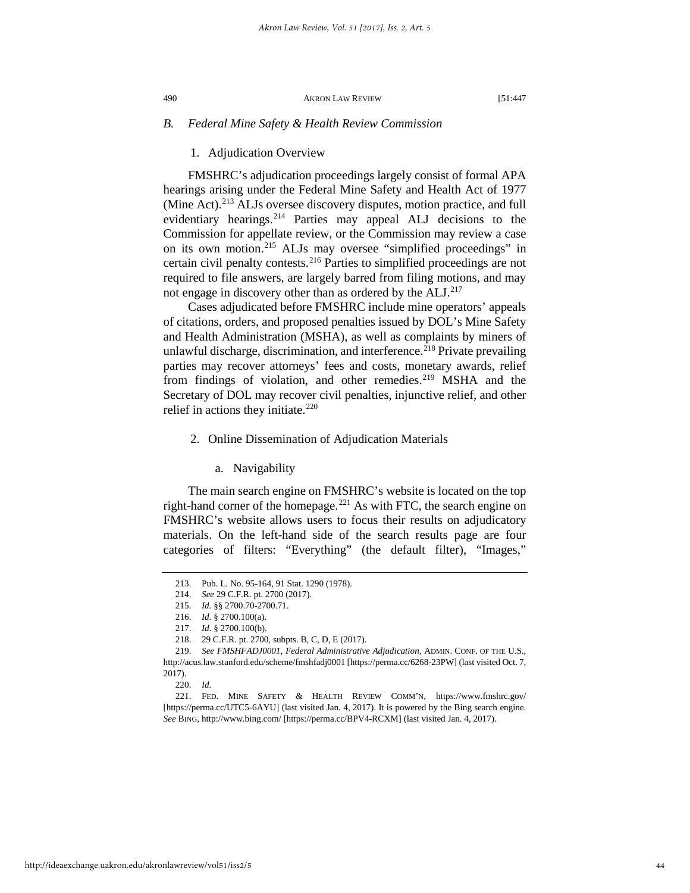### B. *Federal Mine Safety & Health Review Commission*

#### 1. Adjudication Overview

FMSHRC's adjudication proceedings largely consist of formal APA hearings arising under the Federal Mine Safety and Health Act of 1977 (Mine Act).[213] ALJs oversee discovery disputes, motion practice, and full evidentiary hearings.[214] Parties may appeal ALJ decisions to the Commission for appellate review, or the Commission may review a case on its own motion.[215] ALJs may oversee "simplified proceedings" in certain civil penalty contests.[216] Parties to simplified proceedings are not required to file answers, are largely barred from filing motions, and may not engage in discovery other than as ordered by the ALJ.[217]

Cases adjudicated before FMSHRC include mine operators' appeals of citations, orders, and proposed penalties issued by DOL's Mine Safety and Health Administration (MSHA), as well as complaints by miners of unlawful discharge, discrimination, and interference.[218] Private prevailing parties may recover attorneys' fees and costs, monetary awards, relief from findings of violation, and other remedies.[219] MSHA and the Secretary of DOL may recover civil penalties, injunctive relief, and other relief in actions they initiate.[220]

#### 2. Online Dissemination of Adjudication Materials

##### a. Navigability

The main search engine on FMSHRC's website is located on the top right-hand corner of the homepage.[221] As with FTC, the search engine on FMSHRC's website allows users to focus their results on adjudicatory materials. On the left-hand side of the search results page are four categories of filters: "Everything" (the default filter), "Images,"

---

213. Pub. L. No. 95-164, 91 Stat. 1290 (1978).

214. *See* 29 C.F.R. pt. 2700 (2017).

215. *Id.* §§ 2700.70-2700.71.

216. *Id.* § 2700.100(a).

217. *Id.* § 2700.100(b).

218. 29 C.F.R. pt. 2700, subpts. B, C, D, E (2017).

219. *See FMSHFADJ0001*, *Federal Administrative Adjudication*, ADMIN. CONF. OF THE U.S., http://acus.law.stanford.edu/scheme/fmshfadj0001 [https://perma.cc/6268-23PW] (last visited Oct. 7, 2017).

220. *Id.*

221. FED. MINE SAFETY & HEALTH REVIEW COMM'N, https://www.fmshrc.gov/ [https://perma.cc/UTC5-6AYU] (last visited Jan. 4, 2017). It is powered by the Bing search engine. *See* BING, http://www.bing.com/ [https://perma.cc/BPV4-RCXM] (last visited Jan. 4, 2017).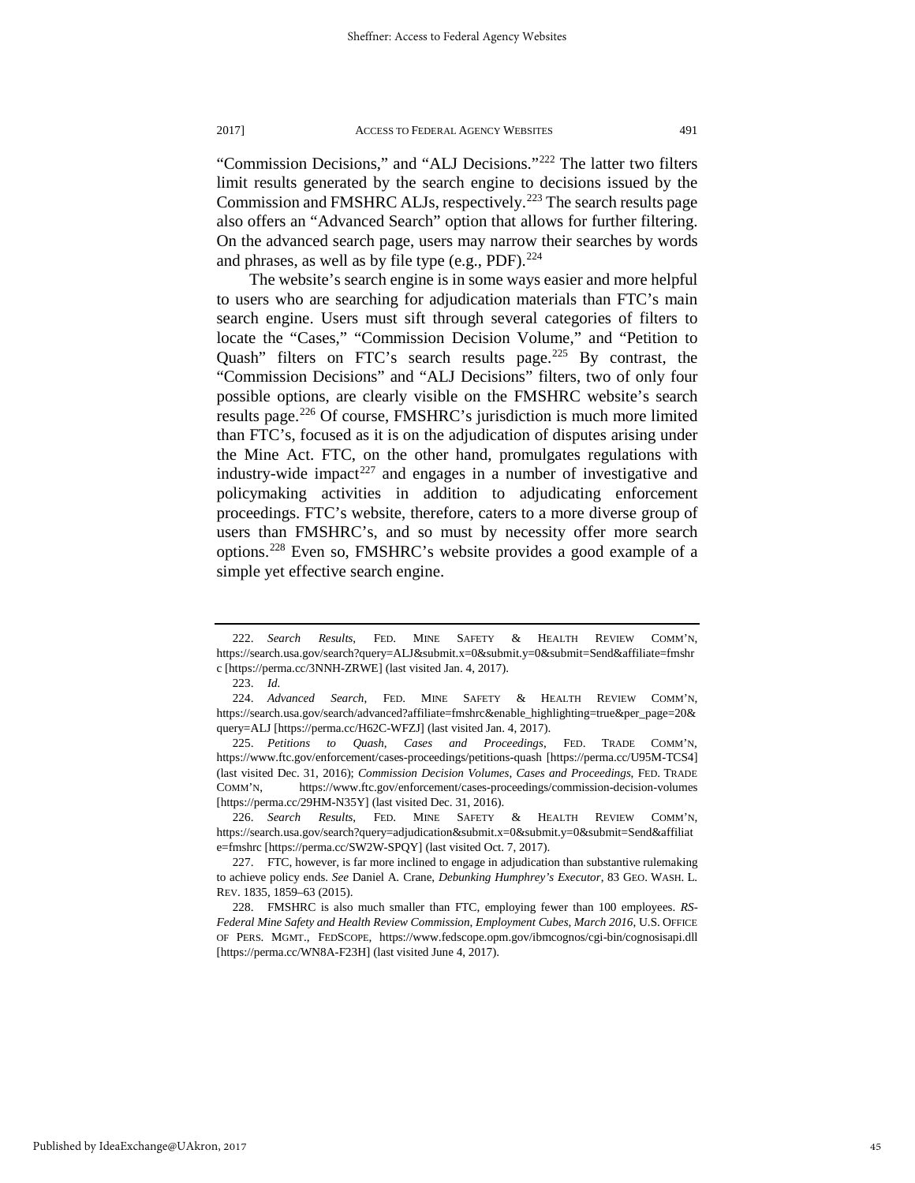"Commission Decisions," and "ALJ Decisions."[222] The latter two filters limit results generated by the search engine to decisions issued by the Commission and FMSHRC ALJs, respectively.[223] The search results page also offers an "Advanced Search" option that allows for further filtering. On the advanced search page, users may narrow their searches by words and phrases, as well as by file type (e.g., PDF).[224]

The website's search engine is in some ways easier and more helpful to users who are searching for adjudication materials than FTC's main search engine. Users must sift through several categories of filters to locate the "Cases," "Commission Decision Volume," and "Petition to Quash" filters on FTC's search results page.[225] By contrast, the "Commission Decisions" and "ALJ Decisions" filters, two of only four possible options, are clearly visible on the FMSHRC website's search results page.[226] Of course, FMSHRC's jurisdiction is much more limited than FTC's, focused as it is on the adjudication of disputes arising under the Mine Act. FTC, on the other hand, promulgates regulations with industry-wide impact[227] and engages in a number of investigative and policymaking activities in addition to adjudicating enforcement proceedings. FTC's website, therefore, caters to a more diverse group of users than FMSHRC's, and so must by necessity offer more search options.[228] Even so, FMSHRC's website provides a good example of a simple yet effective search engine.

---

222. *Search Results*, FED. MINE SAFETY & HEALTH REVIEW COMM'N, https://search.usa.gov/search?query=ALJ&submit.x=0&submit.y=0&submit=Send&affiliate=fmshrc [https://perma.cc/3NNH-ZRWE] (last visited Jan. 4, 2017).

223. *Id.*

224. *Advanced Search*, FED. MINE SAFETY & HEALTH REVIEW COMM'N, https://search.usa.gov/search/advanced?affiliate=fmshrc&enable_highlighting=true&per_page=20&query=ALJ [https://perma.cc/H62C-WFZJ] (last visited Jan. 4, 2017).

225. *Petitions to Quash, Cases and Proceedings*, FED. TRADE COMM'N, https://www.ftc.gov/enforcement/cases-proceedings/petitions-quash [https://perma.cc/U95M-TCS4] (last visited Dec. 31, 2016); *Commission Decision Volumes, Cases and Proceedings*, FED. TRADE COMM'N, https://www.ftc.gov/enforcement/cases-proceedings/commission-decision-volumes [https://perma.cc/29HM-N35Y] (last visited Dec. 31, 2016).

226. *Search Results*, FED. MINE SAFETY & HEALTH REVIEW COMM'N, https://search.usa.gov/search?query=adjudication&submit.x=0&submit.y=0&submit=Send&affiliate=fmshrc [https://perma.cc/SW2W-SPQY] (last visited Oct. 7, 2017).

227. FTC, however, is far more inclined to engage in adjudication than substantive rulemaking to achieve policy ends. *See* Daniel A. Crane, *Debunking Humphrey's Executor*, 83 GEO. WASH. L. REV. 1835, 1859–63 (2015).

228. FMSHRC is also much smaller than FTC, employing fewer than 100 employees. *RS-Federal Mine Safety and Health Review Commission, Employment Cubes, March 2016*, U.S. OFFICE OF PERS. MGMT., FEDSCOPE, https://www.fedscope.opm.gov/ibmcognos/cgi-bin/cognosisapi.dll [https://perma.cc/WN8A-F23H] (last visited June 4, 2017).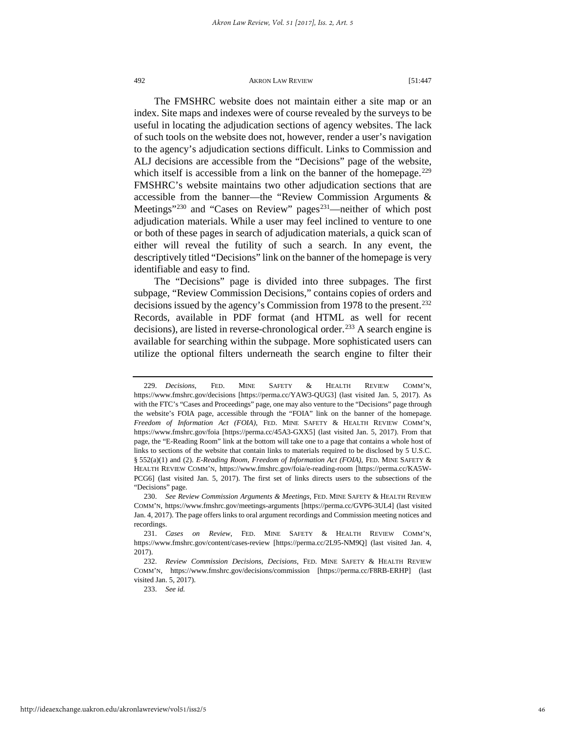The FMSHRC website does not maintain either a site map or an index. Site maps and indexes were of course revealed by the surveys to be useful in locating the adjudication sections of agency websites. The lack of such tools on the website does not, however, render a user's navigation to the agency's adjudication sections difficult. Links to Commission and ALJ decisions are accessible from the "Decisions" page of the website, which itself is accessible from a link on the banner of the homepage.[229] FMSHRC's website maintains two other adjudication sections that are accessible from the banner—the "Review Commission Arguments & Meetings"[230] and "Cases on Review" pages[231]—neither of which post adjudication materials. While a user may feel inclined to venture to one or both of these pages in search of adjudication materials, a quick scan of either will reveal the futility of such a search. In any event, the descriptively titled "Decisions" link on the banner of the homepage is very identifiable and easy to find.

The "Decisions" page is divided into three subpages. The first subpage, "Review Commission Decisions," contains copies of orders and decisions issued by the agency's Commission from 1978 to the present.[232] Records, available in PDF format (and HTML as well for recent decisions), are listed in reverse-chronological order.[233] A search engine is available for searching within the subpage. More sophisticated users can utilize the optional filters underneath the search engine to filter their

---

229. *Decisions*, FED. MINE SAFETY & HEALTH REVIEW COMM'N, https://www.fmshrc.gov/decisions [https://perma.cc/YAW3-QUG3] (last visited Jan. 5, 2017). As with the FTC's "Cases and Proceedings" page, one may also venture to the "Decisions" page through the website's FOIA page, accessible through the "FOIA" link on the banner of the homepage. *Freedom of Information Act (FOIA)*, FED. MINE SAFETY & HEALTH REVIEW COMM'N, https://www.fmshrc.gov/foia [https://perma.cc/45A3-GXX5] (last visited Jan. 5, 2017). From that page, the "E-Reading Room" link at the bottom will take one to a page that contains a whole host of links to sections of the website that contain links to materials required to be disclosed by 5 U.S.C. § 552(a)(1) and (2). *E-Reading Room*, *Freedom of Information Act (FOIA)*, FED. MINE SAFETY & HEALTH REVIEW COMM'N, https://www.fmshrc.gov/foia/e-reading-room [https://perma.cc/KA5W-PCG6] (last visited Jan. 5, 2017). The first set of links directs users to the subsections of the "Decisions" page.

230. *See Review Commission Arguments & Meetings*, FED. MINE SAFETY & HEALTH REVIEW COMM'N, https://www.fmshrc.gov/meetings-arguments [https://perma.cc/GVP6-3UL4] (last visited Jan. 4, 2017). The page offers links to oral argument recordings and Commission meeting notices and recordings.

231. *Cases on Review*, FED. MINE SAFETY & HEALTH REVIEW COMM'N, https://www.fmshrc.gov/content/cases-review [https://perma.cc/2L95-NM9Q] (last visited Jan. 4, 2017).

232. *Review Commission Decisions*, *Decisions*, FED. MINE SAFETY & HEALTH REVIEW COMM'N, https://www.fmshrc.gov/decisions/commission [https://perma.cc/F8RB-ERHP] (last visited Jan. 5, 2017).

233. *See id.*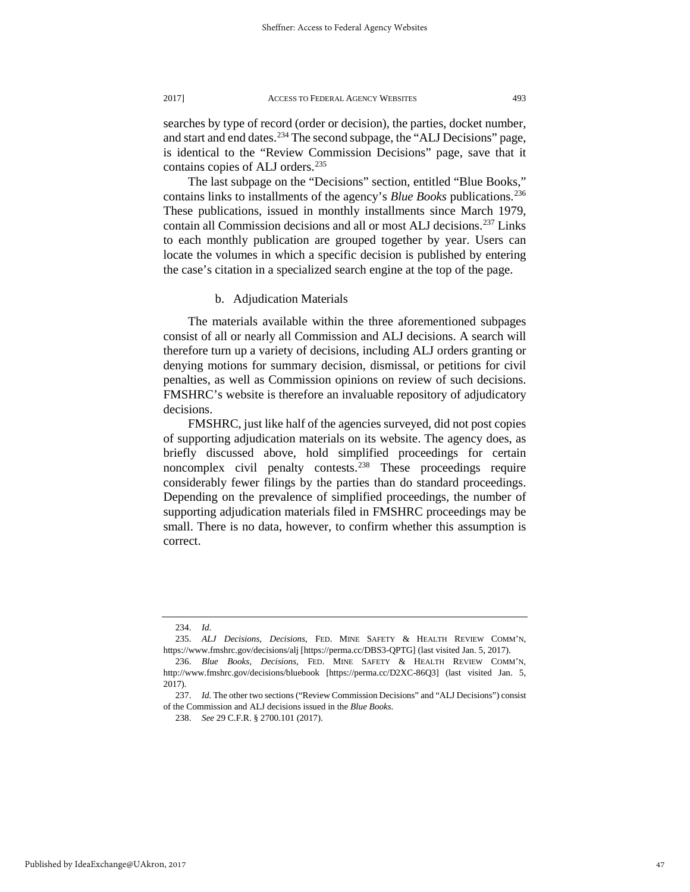searches by type of record (order or decision), the parties, docket number, and start and end dates.[234] The second subpage, the "ALJ Decisions" page, is identical to the "Review Commission Decisions" page, save that it contains copies of ALJ orders.[235]

The last subpage on the "Decisions" section, entitled "Blue Books," contains links to installments of the agency's *Blue Books* publications.[236] These publications, issued in monthly installments since March 1979, contain all Commission decisions and all or most ALJ decisions.[237] Links to each monthly publication are grouped together by year. Users can locate the volumes in which a specific decision is published by entering the case's citation in a specialized search engine at the top of the page.

b. Adjudication Materials

The materials available within the three aforementioned subpages consist of all or nearly all Commission and ALJ decisions. A search will therefore turn up a variety of decisions, including ALJ orders granting or denying motions for summary decision, dismissal, or petitions for civil penalties, as well as Commission opinions on review of such decisions. FMSHRC's website is therefore an invaluable repository of adjudicatory decisions.

FMSHRC, just like half of the agencies surveyed, did not post copies of supporting adjudication materials on its website. The agency does, as briefly discussed above, hold simplified proceedings for certain noncomplex civil penalty contests.[238] These proceedings require considerably fewer filings by the parties than do standard proceedings. Depending on the prevalence of simplified proceedings, the number of supporting adjudication materials filed in FMSHRC proceedings may be small. There is no data, however, to confirm whether this assumption is correct.

---

234. *Id.*

235. *ALJ Decisions*, *Decisions*, FED. MINE SAFETY & HEALTH REVIEW COMM'N, https://www.fmshrc.gov/decisions/alj [https://perma.cc/DBS3-QPTG] (last visited Jan. 5, 2017).

236. *Blue Books*, *Decisions*, FED. MINE SAFETY & HEALTH REVIEW COMM'N, http://www.fmshrc.gov/decisions/bluebook [https://perma.cc/D2XC-86Q3] (last visited Jan. 5, 2017).

237. *Id.* The other two sections ("Review Commission Decisions" and "ALJ Decisions") consist of the Commission and ALJ decisions issued in the *Blue Books*.

238. *See* 29 C.F.R. § 2700.101 (2017).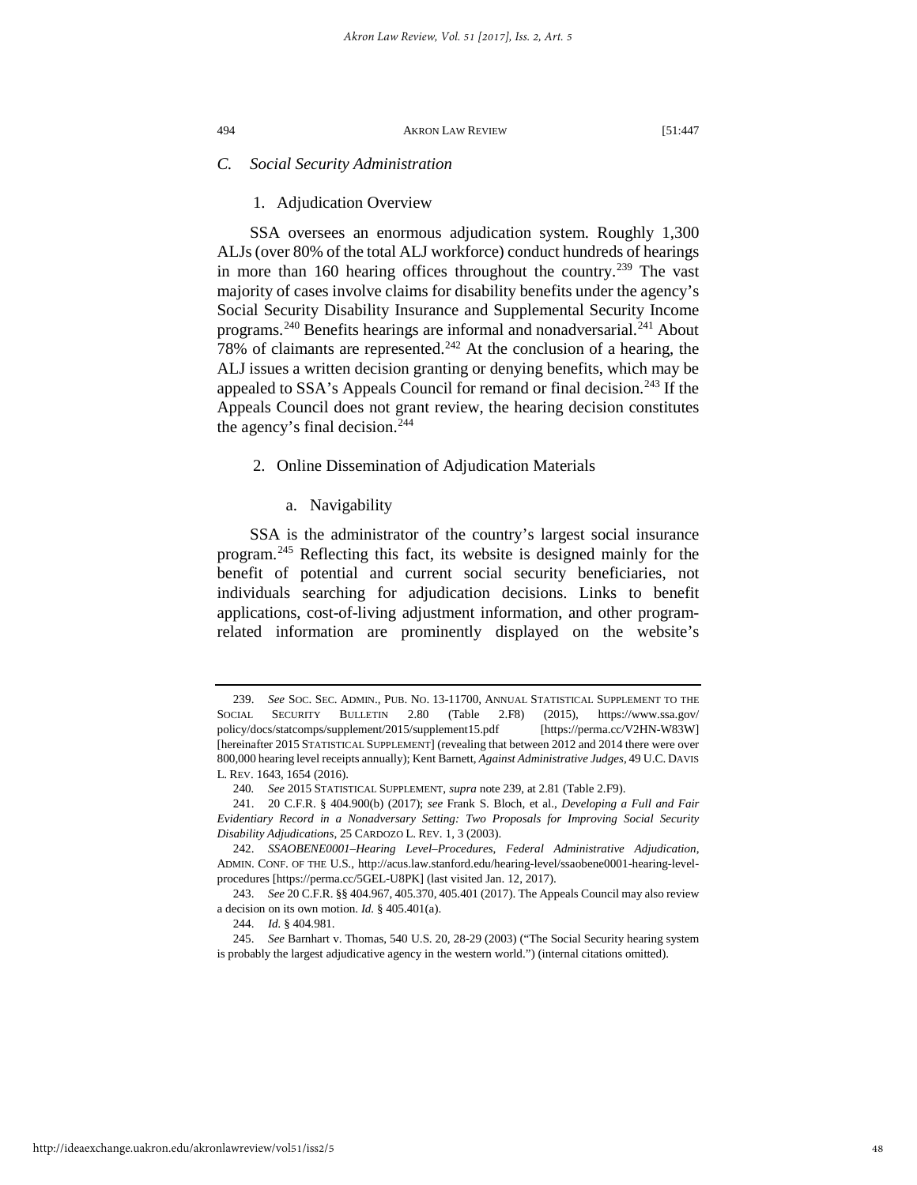### C. Social Security Administration

#### 1. Adjudication Overview

SSA oversees an enormous adjudication system. Roughly 1,300 ALJs (over 80% of the total ALJ workforce) conduct hundreds of hearings in more than 160 hearing offices throughout the country.[239] The vast majority of cases involve claims for disability benefits under the agency's Social Security Disability Insurance and Supplemental Security Income programs.[240] Benefits hearings are informal and nonadversarial.[241] About 78% of claimants are represented.[242] At the conclusion of a hearing, the ALJ issues a written decision granting or denying benefits, which may be appealed to SSA's Appeals Council for remand or final decision.[243] If the Appeals Council does not grant review, the hearing decision constitutes the agency's final decision.[244]

#### 2. Online Dissemination of Adjudication Materials

##### a. Navigability

SSA is the administrator of the country's largest social insurance program.[245] Reflecting this fact, its website is designed mainly for the benefit of potential and current social security beneficiaries, not individuals searching for adjudication decisions. Links to benefit applications, cost-of-living adjustment information, and other program-related information are prominently displayed on the website's

---

239. *See* SOC. SEC. ADMIN., PUB. NO. 13-11700, ANNUAL STATISTICAL SUPPLEMENT TO THE SOCIAL SECURITY BULLETIN 2.80 (Table 2.F8) (2015), https://www.ssa.gov/policy/docs/statcomps/supplement/2015/supplement15.pdf [https://perma.cc/V2HN-W83W] [hereinafter 2015 STATISTICAL SUPPLEMENT] (revealing that between 2012 and 2014 there were over 800,000 hearing level receipts annually); Kent Barnett, *Against Administrative Judges*, 49 U.C. DAVIS L. REV. 1643, 1654 (2016).

240. *See* 2015 STATISTICAL SUPPLEMENT, *supra* note 239, at 2.81 (Table 2.F9).

241. 20 C.F.R. § 404.900(b) (2017); *see* Frank S. Bloch, et al., *Developing a Full and Fair Evidentiary Record in a Nonadversary Setting: Two Proposals for Improving Social Security Disability Adjudications*, 25 CARDOZO L. REV. 1, 3 (2003).

242. *SSAOBENE0001–Hearing Level–Procedures*, *Federal Administrative Adjudication*, ADMIN. CONF. OF THE U.S., http://acus.law.stanford.edu/hearing-level/ssaobene0001-hearing-level-procedures [https://perma.cc/5GEL-U8PK] (last visited Jan. 12, 2017).

243. *See* 20 C.F.R. §§ 404.967, 405.370, 405.401 (2017). The Appeals Council may also review a decision on its own motion. *Id.* § 405.401(a).

244. *Id.* § 404.981.

245. *See* Barnhart v. Thomas, 540 U.S. 20, 28-29 (2003) ("The Social Security hearing system is probably the largest adjudicative agency in the western world.") (internal citations omitted).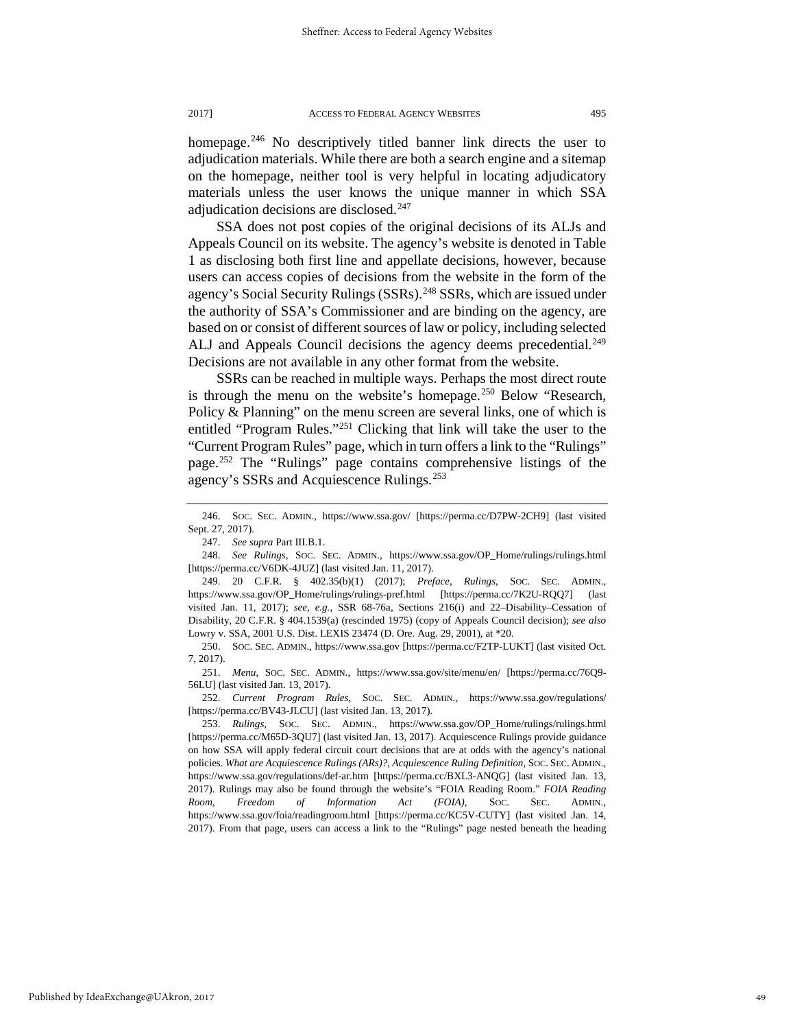homepage.[246] No descriptively titled banner link directs the user to adjudication materials. While there are both a search engine and a sitemap on the homepage, neither tool is very helpful in locating adjudicatory materials unless the user knows the unique manner in which SSA adjudication decisions are disclosed.[247]

SSA does not post copies of the original decisions of its ALJs and Appeals Council on its website. The agency's website is denoted in Table 1 as disclosing both first line and appellate decisions, however, because users can access copies of decisions from the website in the form of the agency's Social Security Rulings (SSRs).[248] SSRs, which are issued under the authority of SSA's Commissioner and are binding on the agency, are based on or consist of different sources of law or policy, including selected ALJ and Appeals Council decisions the agency deems precedential.[249] Decisions are not available in any other format from the website.

SSRs can be reached in multiple ways. Perhaps the most direct route is through the menu on the website's homepage.[250] Below "Research, Policy & Planning" on the menu screen are several links, one of which is entitled "Program Rules."[251] Clicking that link will take the user to the "Current Program Rules" page, which in turn offers a link to the "Rulings" page.[252] The "Rulings" page contains comprehensive listings of the agency's SSRs and Acquiescence Rulings.[253]

---

246. SOC. SEC. ADMIN., https://www.ssa.gov/ [https://perma.cc/D7PW-2CH9] (last visited Sept. 27, 2017).

247. *See supra* Part III.B.1.

248. *See Rulings*, SOC. SEC. ADMIN., https://www.ssa.gov/OP_Home/rulings/rulings.html [https://perma.cc/V6DK-4JUZ] (last visited Jan. 11, 2017).

249. 20 C.F.R. § 402.35(b)(1) (2017); *Preface*, *Rulings*, SOC. SEC. ADMIN., https://www.ssa.gov/OP_Home/rulings/rulings-pref.html [https://perma.cc/7K2U-RQQ7] (last visited Jan. 11, 2017); *see, e.g.*, SSR 68-76a, Sections 216(i) and 22–Disability–Cessation of Disability, 20 C.F.R. § 404.1539(a) (rescinded 1975) (copy of Appeals Council decision); *see also* Lowry v. SSA, 2001 U.S. Dist. LEXIS 23474 (D. Ore. Aug. 29, 2001), at *20.

250. SOC. SEC. ADMIN., https://www.ssa.gov [https://perma.cc/F2TP-LUKT] (last visited Oct. 7, 2017).

251. *Menu*, SOC. SEC. ADMIN., https://www.ssa.gov/site/menu/en/ [https://perma.cc/76Q9-56LU] (last visited Jan. 13, 2017).

252. *Current Program Rules*, SOC. SEC. ADMIN., https://www.ssa.gov/regulations/ [https://perma.cc/BV43-JLCU] (last visited Jan. 13, 2017).

253. *Rulings*, SOC. SEC. ADMIN., https://www.ssa.gov/OP_Home/rulings/rulings.html [https://perma.cc/M65D-3QU7] (last visited Jan. 13, 2017). Acquiescence Rulings provide guidance on how SSA will apply federal circuit court decisions that are at odds with the agency's national policies. *What are Acquiescence Rulings (ARs)?*, *Acquiescence Ruling Definition*, SOC. SEC. ADMIN., https://www.ssa.gov/regulations/def-ar.htm [https://perma.cc/BXL3-ANQG] (last visited Jan. 13, 2017). Rulings may also be found through the website's "FOIA Reading Room." *FOIA Reading Room*, *Freedom of Information Act (FOIA)*, SOC. SEC. ADMIN., https://www.ssa.gov/foia/readingroom.html [https://perma.cc/KC5V-CUTY] (last visited Jan. 14, 2017). From that page, users can access a link to the "Rulings" page nested beneath the heading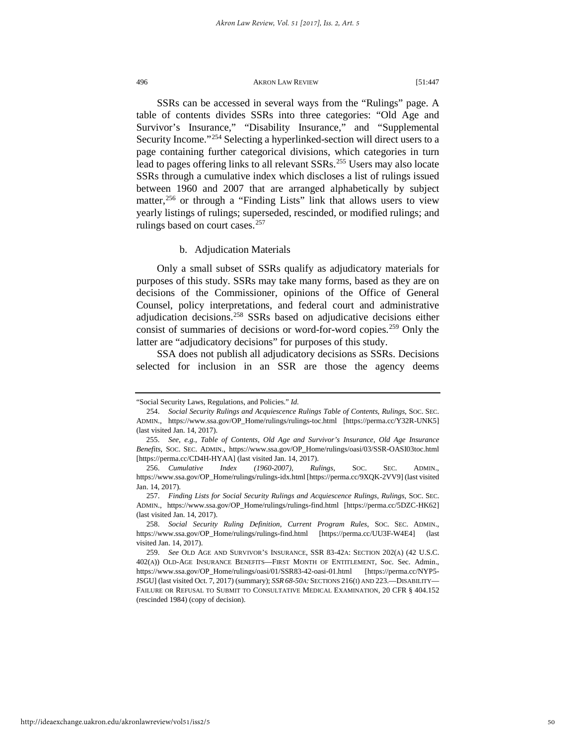SSRs can be accessed in several ways from the "Rulings" page. A table of contents divides SSRs into three categories: "Old Age and Survivor's Insurance," "Disability Insurance," and "Supplemental Security Income."[254] Selecting a hyperlinked-section will direct users to a page containing further categorical divisions, which categories in turn lead to pages offering links to all relevant SSRs.[255] Users may also locate SSRs through a cumulative index which discloses a list of rulings issued between 1960 and 2007 that are arranged alphabetically by subject matter,[256] or through a "Finding Lists" link that allows users to view yearly listings of rulings; superseded, rescinded, or modified rulings; and rulings based on court cases.[257]

b. Adjudication Materials

Only a small subset of SSRs qualify as adjudicatory materials for purposes of this study. SSRs may take many forms, based as they are on decisions of the Commissioner, opinions of the Office of General Counsel, policy interpretations, and federal court and administrative adjudication decisions.[258] SSRs based on adjudicative decisions either consist of summaries of decisions or word-for-word copies.[259] Only the latter are "adjudicatory decisions" for purposes of this study.

SSA does not publish all adjudicatory decisions as SSRs. Decisions selected for inclusion in an SSR are those the agency deems

---

"Social Security Laws, Regulations, and Policies." *Id.*

254. *Social Security Rulings and Acquiescence Rulings Table of Contents*, *Rulings*, SOC. SEC. ADMIN., https://www.ssa.gov/OP_Home/rulings/rulings-toc.html [https://perma.cc/Y32R-UNK5] (last visited Jan. 14, 2017).

255. *See, e.g.*, *Table of Contents*, *Old Age and Survivor's Insurance*, *Old Age Insurance Benefits*, SOC. SEC. ADMIN., https://www.ssa.gov/OP_Home/rulings/oasi/03/SSR-OASI03toc.html [https://perma.cc/CD4H-HYAA] (last visited Jan. 14, 2017).

256. *Cumulative Index (1960-2007)*, *Rulings*, SOC. SEC. ADMIN., https://www.ssa.gov/OP_Home/rulings/rulings-idx.html [https://perma.cc/9XQK-2VV9] (last visited Jan. 14, 2017).

257. *Finding Lists for Social Security Rulings and Acquiescence Rulings*, *Rulings*, SOC. SEC. ADMIN., https://www.ssa.gov/OP_Home/rulings/rulings-find.html [https://perma.cc/5DZC-HK62] (last visited Jan. 14, 2017).

258. *Social Security Ruling Definition*, *Current Program Rules*, SOC. SEC. ADMIN., https://www.ssa.gov/OP_Home/rulings/rulings-find.html [https://perma.cc/UU3F-W4E4] (last visited Jan. 14, 2017).

259. *See* OLD AGE AND SURVIVOR'S INSURANCE, SSR 83-42A: SECTION 202(A) (42 U.S.C. 402(A)) OLD-AGE INSURANCE BENEFITS—FIRST MONTH OF ENTITLEMENT, Soc. Sec. Admin., https://www.ssa.gov/OP_Home/rulings/oasi/01/SSR83-42-oasi-01.html [https://perma.cc/NYP5-JSGU] (last visited Oct. 7, 2017) (summary); *SSR 68-50A:* SECTIONS 216(I) AND 223.—DISABILITY—FAILURE OR REFUSAL TO SUBMIT TO CONSULTATIVE MEDICAL EXAMINATION, 20 CFR § 404.152 (rescinded 1984) (copy of decision).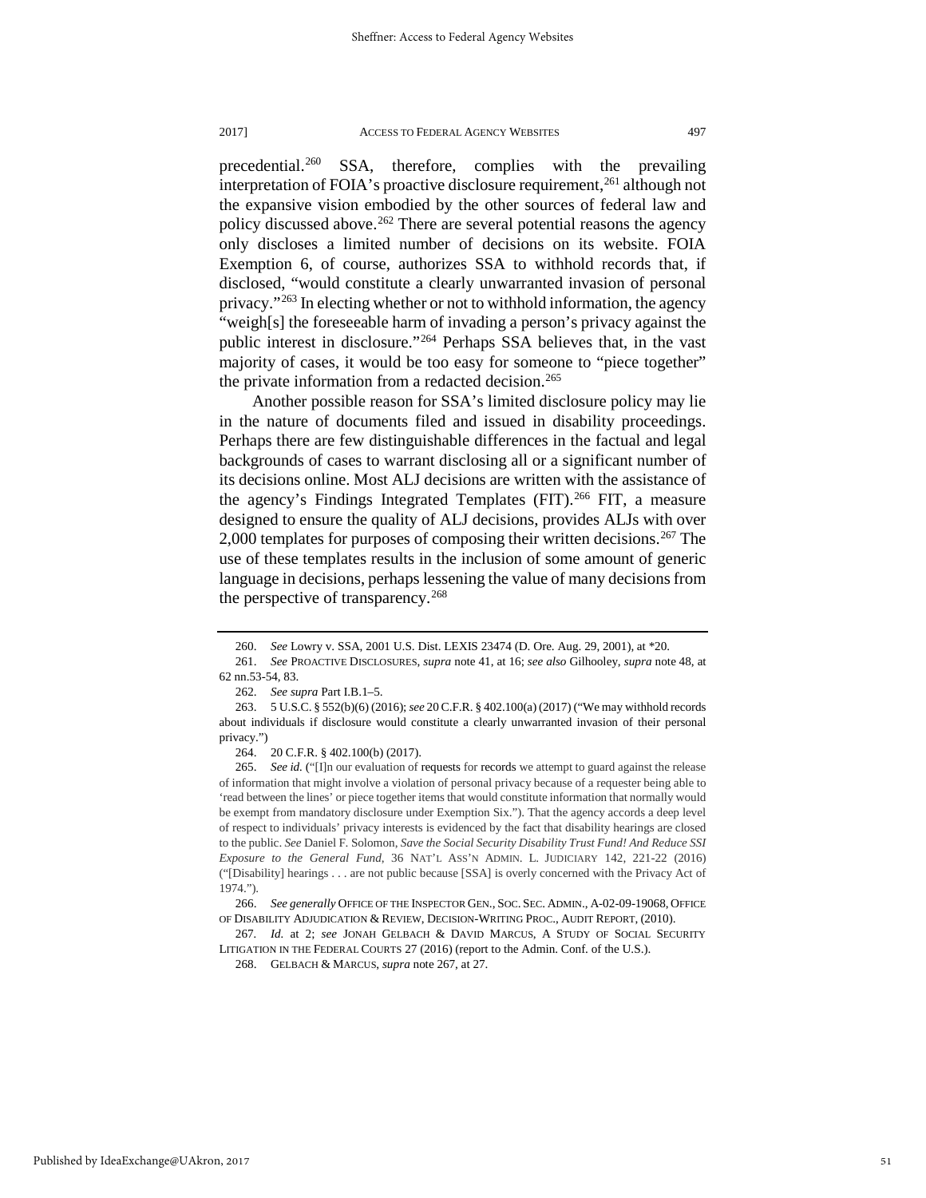precedential.[260] SSA, therefore, complies with the prevailing interpretation of FOIA's proactive disclosure requirement,[261] although not the expansive vision embodied by the other sources of federal law and policy discussed above.[262] There are several potential reasons the agency only discloses a limited number of decisions on its website. FOIA Exemption 6, of course, authorizes SSA to withhold records that, if disclosed, "would constitute a clearly unwarranted invasion of personal privacy."[263] In electing whether or not to withhold information, the agency "weigh[s] the foreseeable harm of invading a person's privacy against the public interest in disclosure."[264] Perhaps SSA believes that, in the vast majority of cases, it would be too easy for someone to "piece together" the private information from a redacted decision.[265]

Another possible reason for SSA's limited disclosure policy may lie in the nature of documents filed and issued in disability proceedings. Perhaps there are few distinguishable differences in the factual and legal backgrounds of cases to warrant disclosing all or a significant number of its decisions online. Most ALJ decisions are written with the assistance of the agency's Findings Integrated Templates (FIT).[266] FIT, a measure designed to ensure the quality of ALJ decisions, provides ALJs with over 2,000 templates for purposes of composing their written decisions.[267] The use of these templates results in the inclusion of some amount of generic language in decisions, perhaps lessening the value of many decisions from the perspective of transparency.[268]

---

260. *See* Lowry v. SSA, 2001 U.S. Dist. LEXIS 23474 (D. Ore. Aug. 29, 2001), at *20.

261. *See* PROACTIVE DISCLOSURES, *supra* note 41, at 16; *see also* Gilhooley, *supra* note 48, at 62 nn.53-54, 83.

262. *See supra* Part I.B.1–5.

263. 5 U.S.C. § 552(b)(6) (2016); *see* 20 C.F.R. § 402.100(a) (2017) ("We may withhold records about individuals if disclosure would constitute a clearly unwarranted invasion of their personal privacy.")

264. 20 C.F.R. § 402.100(b) (2017).

265. *See id.* ("[I]n our evaluation of requests for records we attempt to guard against the release of information that might involve a violation of personal privacy because of a requester being able to 'read between the lines' or piece together items that would constitute information that normally would be exempt from mandatory disclosure under Exemption Six."). That the agency accords a deep level of respect to individuals' privacy interests is evidenced by the fact that disability hearings are closed to the public. *See* Daniel F. Solomon, *Save the Social Security Disability Trust Fund! And Reduce SSI Exposure to the General Fund*, 36 NAT'L ASS'N ADMIN. L. JUDICIARY 142, 221-22 (2016) ("[Disability] hearings . . . are not public because [SSA] is overly concerned with the Privacy Act of 1974.").

266. *See generally* OFFICE OF THE INSPECTOR GEN., SOC. SEC. ADMIN., A-02-09-19068, OFFICE OF DISABILITY ADJUDICATION & REVIEW, DECISION-WRITING PROC., AUDIT REPORT, (2010).

267. *Id.* at 2; *see* JONAH GELBACH & DAVID MARCUS, A STUDY OF SOCIAL SECURITY LITIGATION IN THE FEDERAL COURTS 27 (2016) (report to the Admin. Conf. of the U.S.).

268. GELBACH & MARCUS, *supra* note 267, at 27.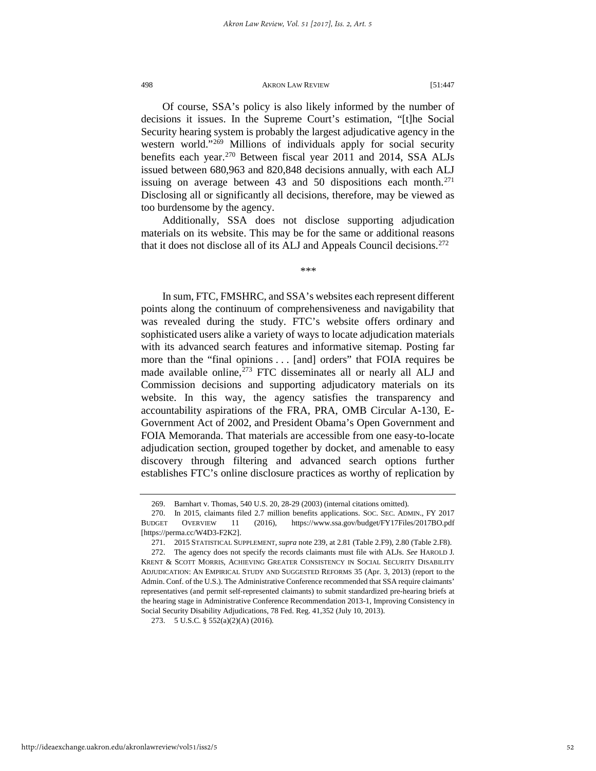Of course, SSA's policy is also likely informed by the number of decisions it issues. In the Supreme Court's estimation, "[t]he Social Security hearing system is probably the largest adjudicative agency in the western world."[269] Millions of individuals apply for social security benefits each year.[270] Between fiscal year 2011 and 2014, SSA ALJs issued between 680,963 and 820,848 decisions annually, with each ALJ issuing on average between 43 and 50 dispositions each month.[271] Disclosing all or significantly all decisions, therefore, may be viewed as too burdensome by the agency.

Additionally, SSA does not disclose supporting adjudication materials on its website. This may be for the same or additional reasons that it does not disclose all of its ALJ and Appeals Council decisions.[272]

\*\*\*

In sum, FTC, FMSHRC, and SSA's websites each represent different points along the continuum of comprehensiveness and navigability that was revealed during the study. FTC's website offers ordinary and sophisticated users alike a variety of ways to locate adjudication materials with its advanced search features and informative sitemap. Posting far more than the "final opinions . . . [and] orders" that FOIA requires be made available online,[273] FTC disseminates all or nearly all ALJ and Commission decisions and supporting adjudicatory materials on its website. In this way, the agency satisfies the transparency and accountability aspirations of the FRA, PRA, OMB Circular A-130, E-Government Act of 2002, and President Obama's Open Government and FOIA Memoranda. That materials are accessible from one easy-to-locate adjudication section, grouped together by docket, and amenable to easy discovery through filtering and advanced search options further establishes FTC's online disclosure practices as worthy of replication by

---

269. Barnhart v. Thomas, 540 U.S. 20, 28-29 (2003) (internal citations omitted).

270. In 2015, claimants filed 2.7 million benefits applications. SOC. SEC. ADMIN., FY 2017 BUDGET OVERVIEW 11 (2016), https://www.ssa.gov/budget/FY17Files/2017BO.pdf [https://perma.cc/W4D3-F2K2].

271. 2015 STATISTICAL SUPPLEMENT, *supra* note 239, at 2.81 (Table 2.F9), 2.80 (Table 2.F8).

272. The agency does not specify the records claimants must file with ALJs. *See* HAROLD J. KRENT & SCOTT MORRIS, ACHIEVING GREATER CONSISTENCY IN SOCIAL SECURITY DISABILITY ADJUDICATION: AN EMPIRICAL STUDY AND SUGGESTED REFORMS 35 (Apr. 3, 2013) (report to the Admin. Conf. of the U.S.). The Administrative Conference recommended that SSA require claimants' representatives (and permit self-represented claimants) to submit standardized pre-hearing briefs at the hearing stage in Administrative Conference Recommendation 2013-1, Improving Consistency in Social Security Disability Adjudications, 78 Fed. Reg. 41,352 (July 10, 2013).

273. 5 U.S.C. § 552(a)(2)(A) (2016).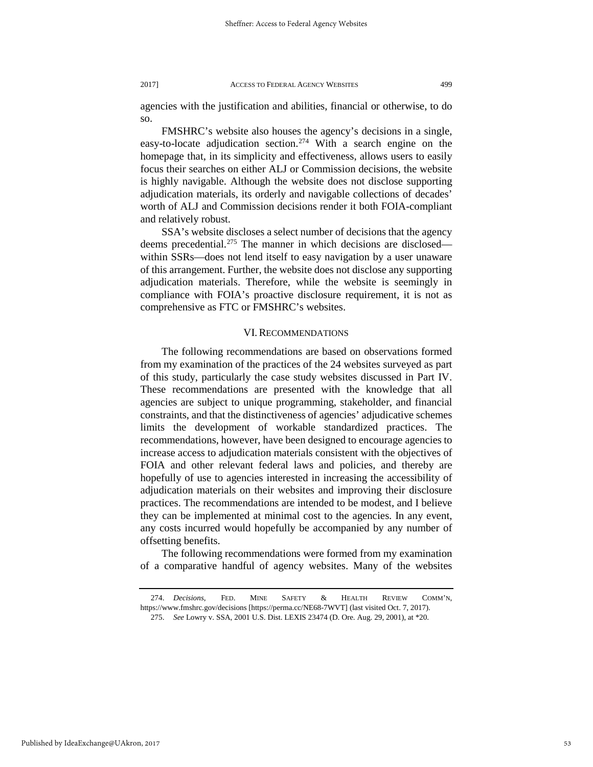agencies with the justification and abilities, financial or otherwise, to do so.

FMSHRC's website also houses the agency's decisions in a single, easy-to-locate adjudication section.[274] With a search engine on the homepage that, in its simplicity and effectiveness, allows users to easily focus their searches on either ALJ or Commission decisions, the website is highly navigable. Although the website does not disclose supporting adjudication materials, its orderly and navigable collections of decades' worth of ALJ and Commission decisions render it both FOIA-compliant and relatively robust.

SSA's website discloses a select number of decisions that the agency deems precedential.[275] The manner in which decisions are disclosed—within SSRs—does not lend itself to easy navigation by a user unaware of this arrangement. Further, the website does not disclose any supporting adjudication materials. Therefore, while the website is seemingly in compliance with FOIA's proactive disclosure requirement, it is not as comprehensive as FTC or FMSHRC's websites.

## VI. RECOMMENDATIONS

The following recommendations are based on observations formed from my examination of the practices of the 24 websites surveyed as part of this study, particularly the case study websites discussed in Part IV. These recommendations are presented with the knowledge that all agencies are subject to unique programming, stakeholder, and financial constraints, and that the distinctiveness of agencies' adjudicative schemes limits the development of workable standardized practices. The recommendations, however, have been designed to encourage agencies to increase access to adjudication materials consistent with the objectives of FOIA and other relevant federal laws and policies, and thereby are hopefully of use to agencies interested in increasing the accessibility of adjudication materials on their websites and improving their disclosure practices. The recommendations are intended to be modest, and I believe they can be implemented at minimal cost to the agencies. In any event, any costs incurred would hopefully be accompanied by any number of offsetting benefits.

The following recommendations were formed from my examination of a comparative handful of agency websites. Many of the websites

---

274. *Decisions*, FED. MINE SAFETY & HEALTH REVIEW COMM'N, https://www.fmshrc.gov/decisions [https://perma.cc/NE68-7WVT] (last visited Oct. 7, 2017).

275. *See* Lowry v. SSA, 2001 U.S. Dist. LEXIS 23474 (D. Ore. Aug. 29, 2001), at *20.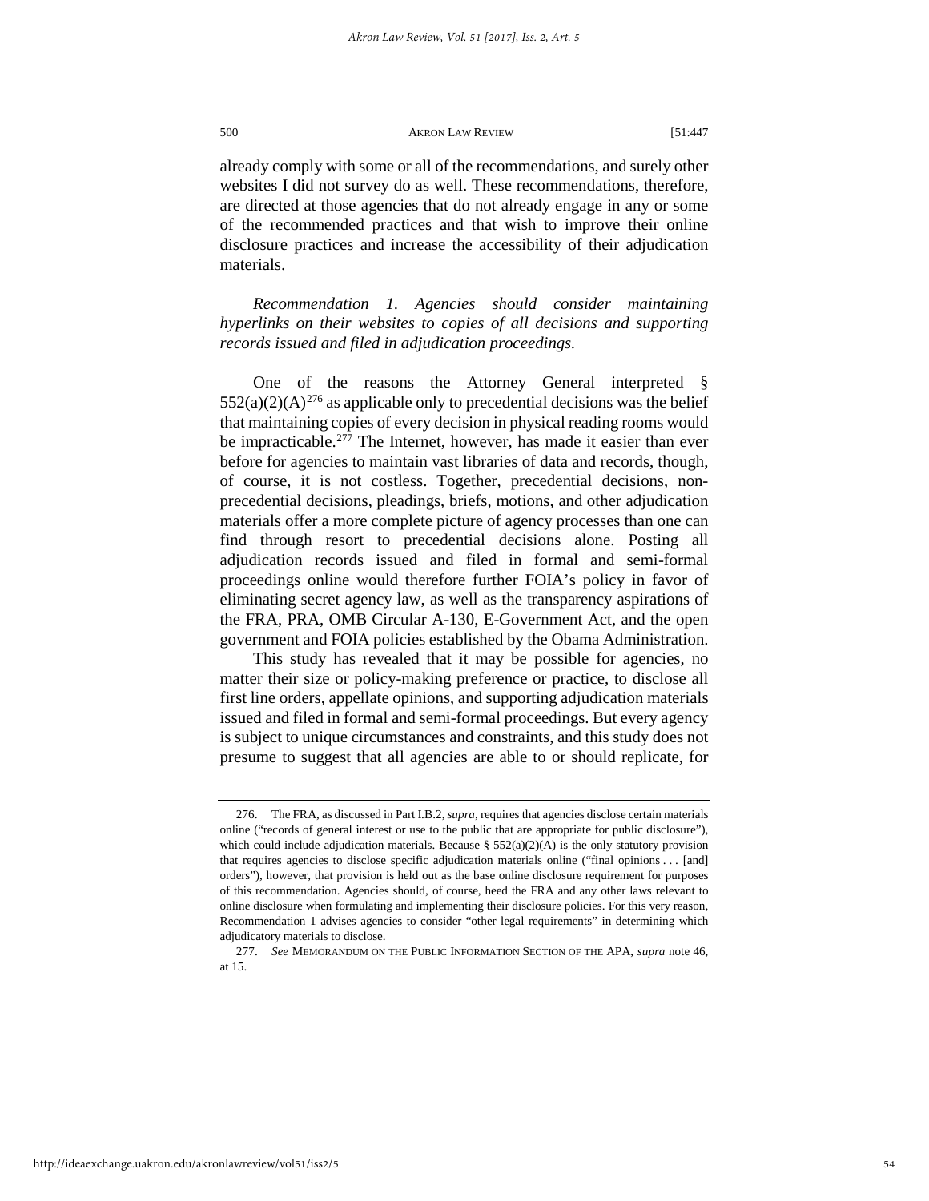already comply with some or all of the recommendations, and surely other websites I did not survey do as well. These recommendations, therefore, are directed at those agencies that do not already engage in any or some of the recommended practices and that wish to improve their online disclosure practices and increase the accessibility of their adjudication materials.

*Recommendation 1. Agencies should consider maintaining hyperlinks on their websites to copies of all decisions and supporting records issued and filed in adjudication proceedings.*

One of the reasons the Attorney General interpreted § 552(a)(2)(A)[276] as applicable only to precedential decisions was the belief that maintaining copies of every decision in physical reading rooms would be impracticable.[277] The Internet, however, has made it easier than ever before for agencies to maintain vast libraries of data and records, though, of course, it is not costless. Together, precedential decisions, non-precedential decisions, pleadings, briefs, motions, and other adjudication materials offer a more complete picture of agency processes than one can find through resort to precedential decisions alone. Posting all adjudication records issued and filed in formal and semi-formal proceedings online would therefore further FOIA's policy in favor of eliminating secret agency law, as well as the transparency aspirations of the FRA, PRA, OMB Circular A-130, E-Government Act, and the open government and FOIA policies established by the Obama Administration.

This study has revealed that it may be possible for agencies, no matter their size or policy-making preference or practice, to disclose all first line orders, appellate opinions, and supporting adjudication materials issued and filed in formal and semi-formal proceedings. But every agency is subject to unique circumstances and constraints, and this study does not presume to suggest that all agencies are able to or should replicate, for

---

276. The FRA, as discussed in Part I.B.2, *supra*, requires that agencies disclose certain materials online ("records of general interest or use to the public that are appropriate for public disclosure"), which could include adjudication materials. Because § 552(a)(2)(A) is the only statutory provision that requires agencies to disclose specific adjudication materials online ("final opinions . . . [and] orders"), however, that provision is held out as the base online disclosure requirement for purposes of this recommendation. Agencies should, of course, heed the FRA and any other laws relevant to online disclosure when formulating and implementing their disclosure policies. For this very reason, Recommendation 1 advises agencies to consider "other legal requirements" in determining which adjudicatory materials to disclose.

277. *See* MEMORANDUM ON THE PUBLIC INFORMATION SECTION OF THE APA, *supra* note 46, at 15.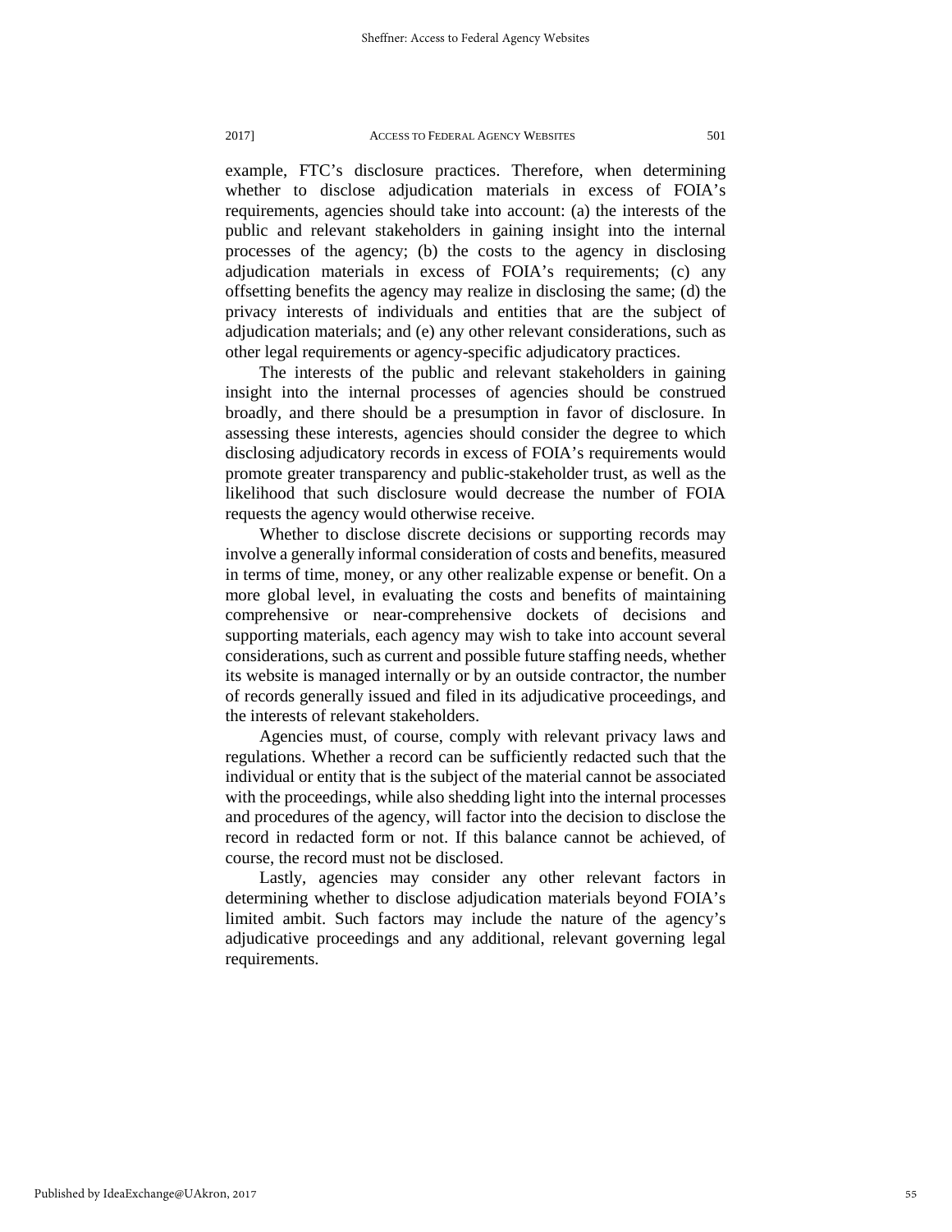example, FTC's disclosure practices. Therefore, when determining whether to disclose adjudication materials in excess of FOIA's requirements, agencies should take into account: (a) the interests of the public and relevant stakeholders in gaining insight into the internal processes of the agency; (b) the costs to the agency in disclosing adjudication materials in excess of FOIA's requirements; (c) any offsetting benefits the agency may realize in disclosing the same; (d) the privacy interests of individuals and entities that are the subject of adjudication materials; and (e) any other relevant considerations, such as other legal requirements or agency-specific adjudicatory practices.

The interests of the public and relevant stakeholders in gaining insight into the internal processes of agencies should be construed broadly, and there should be a presumption in favor of disclosure. In assessing these interests, agencies should consider the degree to which disclosing adjudicatory records in excess of FOIA's requirements would promote greater transparency and public-stakeholder trust, as well as the likelihood that such disclosure would decrease the number of FOIA requests the agency would otherwise receive.

Whether to disclose discrete decisions or supporting records may involve a generally informal consideration of costs and benefits, measured in terms of time, money, or any other realizable expense or benefit. On a more global level, in evaluating the costs and benefits of maintaining comprehensive or near-comprehensive dockets of decisions and supporting materials, each agency may wish to take into account several considerations, such as current and possible future staffing needs, whether its website is managed internally or by an outside contractor, the number of records generally issued and filed in its adjudicative proceedings, and the interests of relevant stakeholders.

Agencies must, of course, comply with relevant privacy laws and regulations. Whether a record can be sufficiently redacted such that the individual or entity that is the subject of the material cannot be associated with the proceedings, while also shedding light into the internal processes and procedures of the agency, will factor into the decision to disclose the record in redacted form or not. If this balance cannot be achieved, of course, the record must not be disclosed.

Lastly, agencies may consider any other relevant factors in determining whether to disclose adjudication materials beyond FOIA's limited ambit. Such factors may include the nature of the agency's adjudicative proceedings and any additional, relevant governing legal requirements.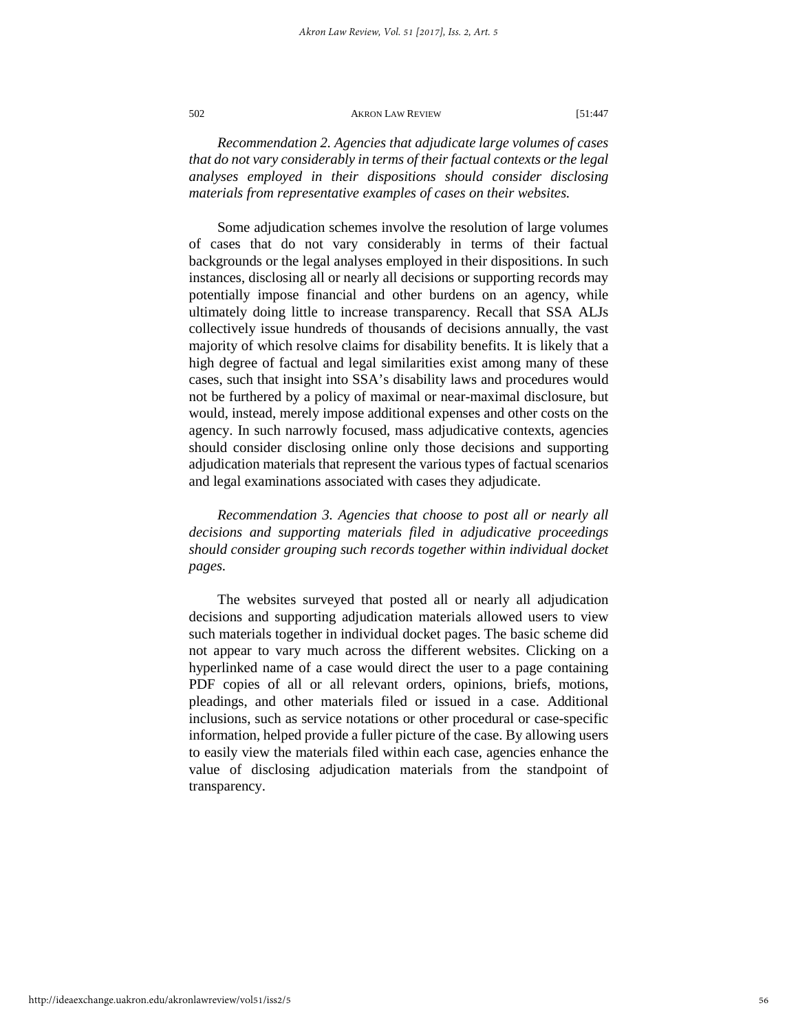*Recommendation 2. Agencies that adjudicate large volumes of cases that do not vary considerably in terms of their factual contexts or the legal analyses employed in their dispositions should consider disclosing materials from representative examples of cases on their websites.*

Some adjudication schemes involve the resolution of large volumes of cases that do not vary considerably in terms of their factual backgrounds or the legal analyses employed in their dispositions. In such instances, disclosing all or nearly all decisions or supporting records may potentially impose financial and other burdens on an agency, while ultimately doing little to increase transparency. Recall that SSA ALJs collectively issue hundreds of thousands of decisions annually, the vast majority of which resolve claims for disability benefits. It is likely that a high degree of factual and legal similarities exist among many of these cases, such that insight into SSA's disability laws and procedures would not be furthered by a policy of maximal or near-maximal disclosure, but would, instead, merely impose additional expenses and other costs on the agency. In such narrowly focused, mass adjudicative contexts, agencies should consider disclosing online only those decisions and supporting adjudication materials that represent the various types of factual scenarios and legal examinations associated with cases they adjudicate.

*Recommendation 3. Agencies that choose to post all or nearly all decisions and supporting materials filed in adjudicative proceedings should consider grouping such records together within individual docket pages.*

The websites surveyed that posted all or nearly all adjudication decisions and supporting adjudication materials allowed users to view such materials together in individual docket pages. The basic scheme did not appear to vary much across the different websites. Clicking on a hyperlinked name of a case would direct the user to a page containing PDF copies of all or all relevant orders, opinions, briefs, motions, pleadings, and other materials filed or issued in a case. Additional inclusions, such as service notations or other procedural or case-specific information, helped provide a fuller picture of the case. By allowing users to easily view the materials filed within each case, agencies enhance the value of disclosing adjudication materials from the standpoint of transparency.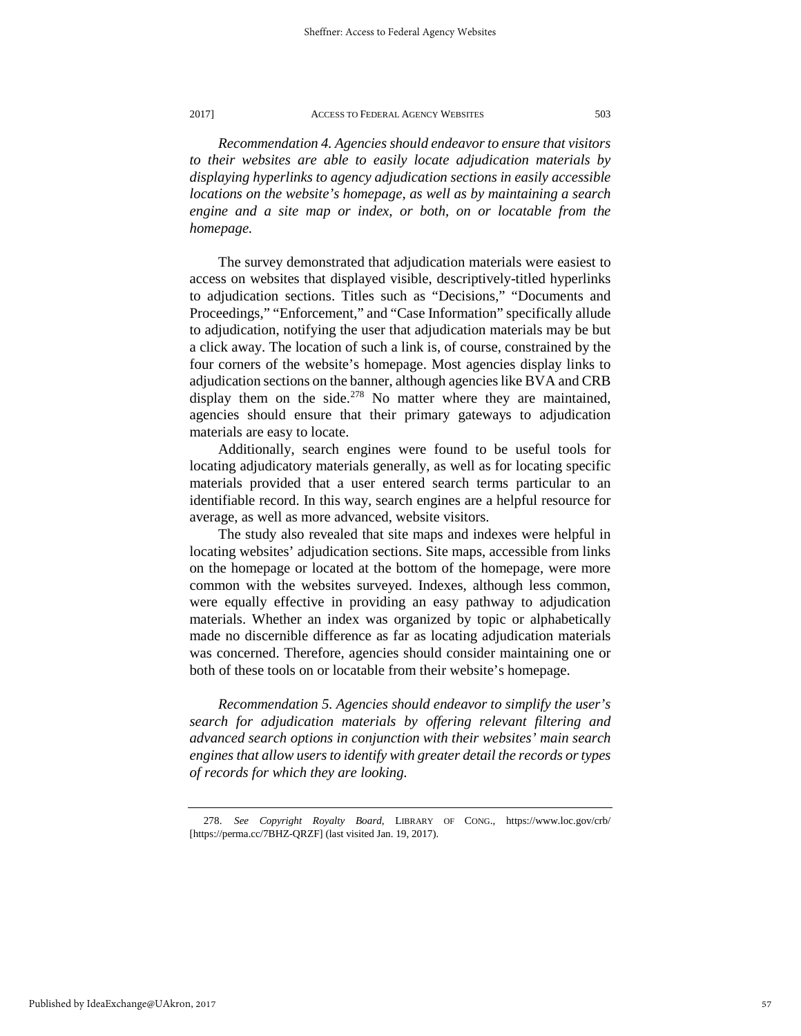*Recommendation 4. Agencies should endeavor to ensure that visitors to their websites are able to easily locate adjudication materials by displaying hyperlinks to agency adjudication sections in easily accessible locations on the website's homepage, as well as by maintaining a search engine and a site map or index, or both, on or locatable from the homepage.*

The survey demonstrated that adjudication materials were easiest to access on websites that displayed visible, descriptively-titled hyperlinks to adjudication sections. Titles such as "Decisions," "Documents and Proceedings," "Enforcement," and "Case Information" specifically allude to adjudication, notifying the user that adjudication materials may be but a click away. The location of such a link is, of course, constrained by the four corners of the website's homepage. Most agencies display links to adjudication sections on the banner, although agencies like BVA and CRB display them on the side.[278] No matter where they are maintained, agencies should ensure that their primary gateways to adjudication materials are easy to locate.

Additionally, search engines were found to be useful tools for locating adjudicatory materials generally, as well as for locating specific materials provided that a user entered search terms particular to an identifiable record. In this way, search engines are a helpful resource for average, as well as more advanced, website visitors.

The study also revealed that site maps and indexes were helpful in locating websites' adjudication sections. Site maps, accessible from links on the homepage or located at the bottom of the homepage, were more common with the websites surveyed. Indexes, although less common, were equally effective in providing an easy pathway to adjudication materials. Whether an index was organized by topic or alphabetically made no discernible difference as far as locating adjudication materials was concerned. Therefore, agencies should consider maintaining one or both of these tools on or locatable from their website's homepage.

*Recommendation 5. Agencies should endeavor to simplify the user's search for adjudication materials by offering relevant filtering and advanced search options in conjunction with their websites' main search engines that allow users to identify with greater detail the records or types of records for which they are looking.*

---

278. *See Copyright Royalty Board*, LIBRARY OF CONG., https://www.loc.gov/crb/ [https://perma.cc/7BHZ-QRZF] (last visited Jan. 19, 2017).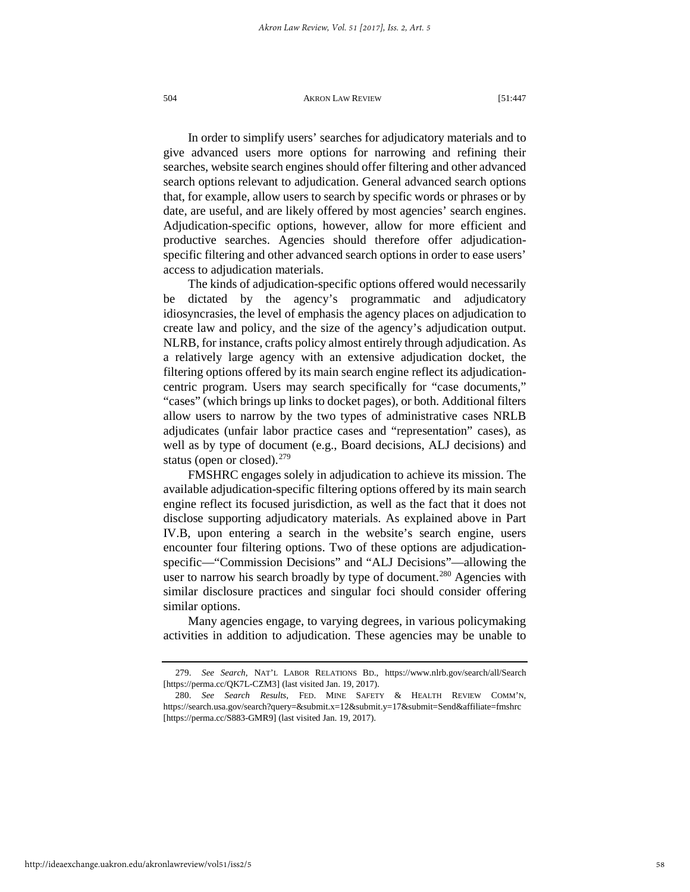In order to simplify users' searches for adjudicatory materials and to give advanced users more options for narrowing and refining their searches, website search engines should offer filtering and other advanced search options relevant to adjudication. General advanced search options that, for example, allow users to search by specific words or phrases or by date, are useful, and are likely offered by most agencies' search engines. Adjudication-specific options, however, allow for more efficient and productive searches. Agencies should therefore offer adjudication-specific filtering and other advanced search options in order to ease users' access to adjudication materials.

The kinds of adjudication-specific options offered would necessarily be dictated by the agency's programmatic and adjudicatory idiosyncrasies, the level of emphasis the agency places on adjudication to create law and policy, and the size of the agency's adjudication output. NLRB, for instance, crafts policy almost entirely through adjudication. As a relatively large agency with an extensive adjudication docket, the filtering options offered by its main search engine reflect its adjudication-centric program. Users may search specifically for "case documents," "cases" (which brings up links to docket pages), or both. Additional filters allow users to narrow by the two types of administrative cases NRLB adjudicates (unfair labor practice cases and "representation" cases), as well as by type of document (e.g., Board decisions, ALJ decisions) and status (open or closed).[279]

FMSHRC engages solely in adjudication to achieve its mission. The available adjudication-specific filtering options offered by its main search engine reflect its focused jurisdiction, as well as the fact that it does not disclose supporting adjudicatory materials. As explained above in Part IV.B, upon entering a search in the website's search engine, users encounter four filtering options. Two of these options are adjudication-specific—"Commission Decisions" and "ALJ Decisions"—allowing the user to narrow his search broadly by type of document.[280] Agencies with similar disclosure practices and singular foci should consider offering similar options.

Many agencies engage, to varying degrees, in various policymaking activities in addition to adjudication. These agencies may be unable to

---

279. *See Search*, NAT'L LABOR RELATIONS BD., https://www.nlrb.gov/search/all/Search [https://perma.cc/QK7L-CZM3] (last visited Jan. 19, 2017).

280. *See Search Results*, FED. MINE SAFETY & HEALTH REVIEW COMM'N, https://search.usa.gov/search?query=&submit.x=12&submit.y=17&submit=Send&affiliate=fmshrc [https://perma.cc/S883-GMR9] (last visited Jan. 19, 2017).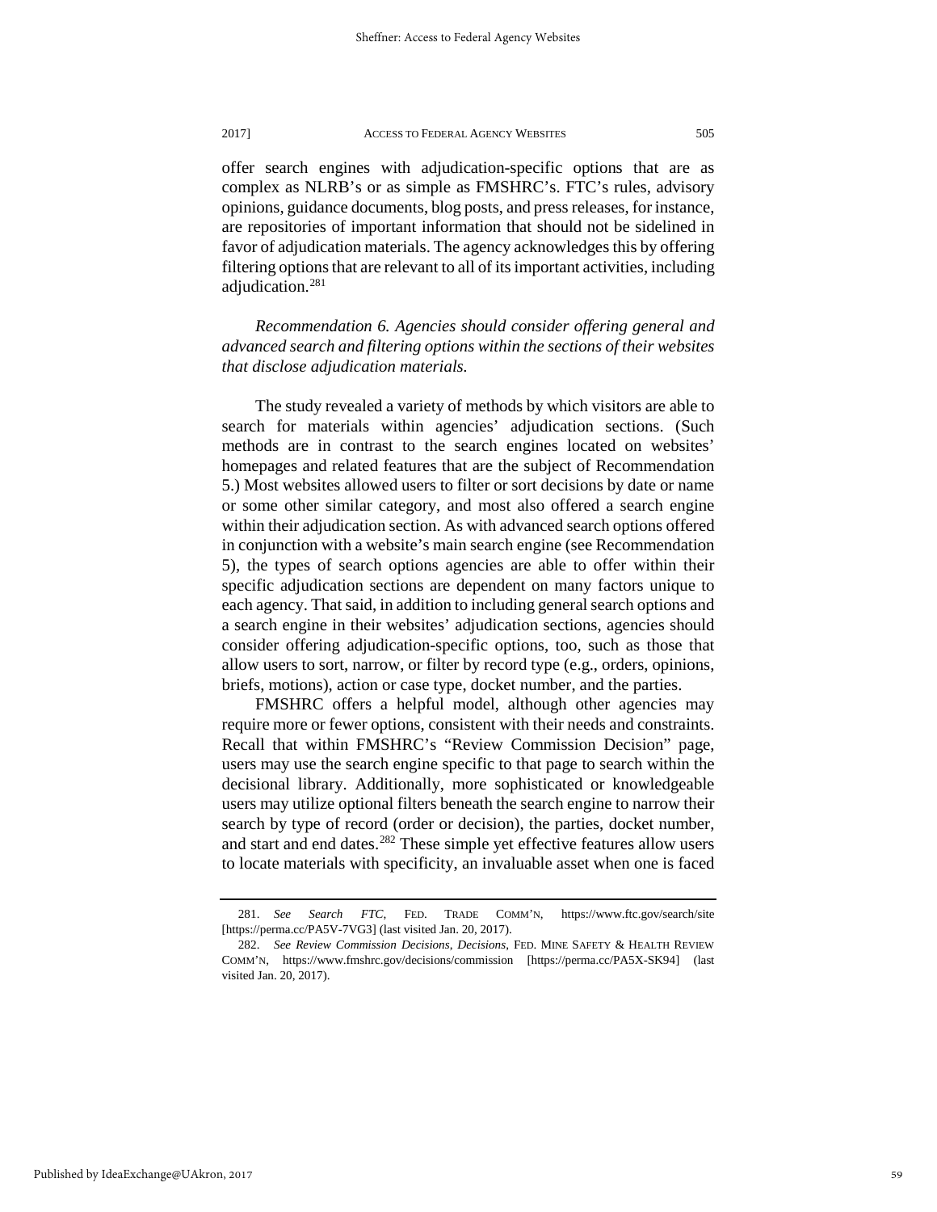offer search engines with adjudication-specific options that are as complex as NLRB's or as simple as FMSHRC's. FTC's rules, advisory opinions, guidance documents, blog posts, and press releases, for instance, are repositories of important information that should not be sidelined in favor of adjudication materials. The agency acknowledges this by offering filtering options that are relevant to all of its important activities, including adjudication.[281]

*Recommendation 6. Agencies should consider offering general and advanced search and filtering options within the sections of their websites that disclose adjudication materials.*

The study revealed a variety of methods by which visitors are able to search for materials within agencies' adjudication sections. (Such methods are in contrast to the search engines located on websites' homepages and related features that are the subject of Recommendation 5.) Most websites allowed users to filter or sort decisions by date or name or some other similar category, and most also offered a search engine within their adjudication section. As with advanced search options offered in conjunction with a website's main search engine (see Recommendation 5), the types of search options agencies are able to offer within their specific adjudication sections are dependent on many factors unique to each agency. That said, in addition to including general search options and a search engine in their websites' adjudication sections, agencies should consider offering adjudication-specific options, too, such as those that allow users to sort, narrow, or filter by record type (e.g., orders, opinions, briefs, motions), action or case type, docket number, and the parties.

FMSHRC offers a helpful model, although other agencies may require more or fewer options, consistent with their needs and constraints. Recall that within FMSHRC's "Review Commission Decision" page, users may use the search engine specific to that page to search within the decisional library. Additionally, more sophisticated or knowledgeable users may utilize optional filters beneath the search engine to narrow their search by type of record (order or decision), the parties, docket number, and start and end dates.[282] These simple yet effective features allow users to locate materials with specificity, an invaluable asset when one is faced

---

281. *See Search FTC*, FED. TRADE COMM'N, https://www.ftc.gov/search/site [https://perma.cc/PA5V-7VG3] (last visited Jan. 20, 2017).

282. *See Review Commission Decisions*, *Decisions*, FED. MINE SAFETY & HEALTH REVIEW COMM'N, https://www.fmshrc.gov/decisions/commission [https://perma.cc/PA5X-SK94] (last visited Jan. 20, 2017).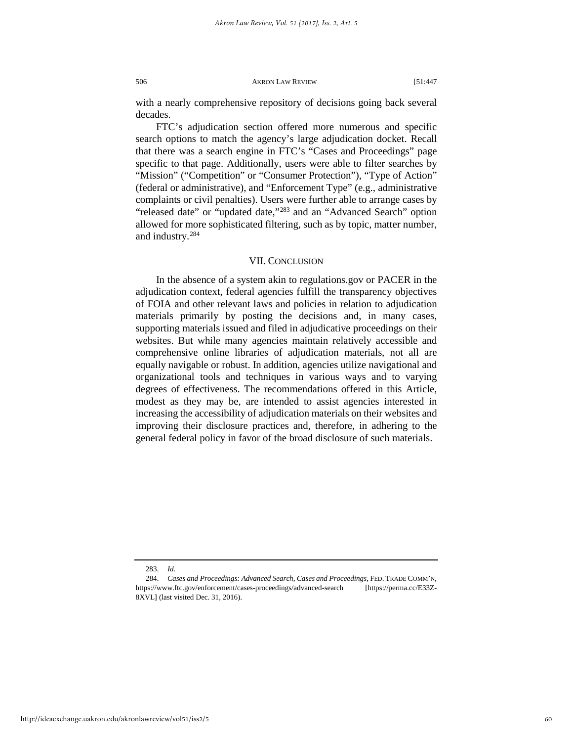with a nearly comprehensive repository of decisions going back several decades.

FTC's adjudication section offered more numerous and specific search options to match the agency's large adjudication docket. Recall that there was a search engine in FTC's "Cases and Proceedings" page specific to that page. Additionally, users were able to filter searches by "Mission" ("Competition" or "Consumer Protection"), "Type of Action" (federal or administrative), and "Enforcement Type" (e.g., administrative complaints or civil penalties). Users were further able to arrange cases by "released date" or "updated date,"[283] and an "Advanced Search" option allowed for more sophisticated filtering, such as by topic, matter number, and industry.[284]

## VII. Conclusion

In the absence of a system akin to regulations.gov or PACER in the adjudication context, federal agencies fulfill the transparency objectives of FOIA and other relevant laws and policies in relation to adjudication materials primarily by posting the decisions and, in many cases, supporting materials issued and filed in adjudicative proceedings on their websites. But while many agencies maintain relatively accessible and comprehensive online libraries of adjudication materials, not all are equally navigable or robust. In addition, agencies utilize navigational and organizational tools and techniques in various ways and to varying degrees of effectiveness. The recommendations offered in this Article, modest as they may be, are intended to assist agencies interested in increasing the accessibility of adjudication materials on their websites and improving their disclosure practices and, therefore, in adhering to the general federal policy in favor of the broad disclosure of such materials.

---

283. *Id.*

284. *Cases and Proceedings: Advanced Search, Cases and Proceedings*, FED. TRADE COMM'N, https://www.ftc.gov/enforcement/cases-proceedings/advanced-search [https://perma.cc/E33Z-8XVL] (last visited Dec. 31, 2016).